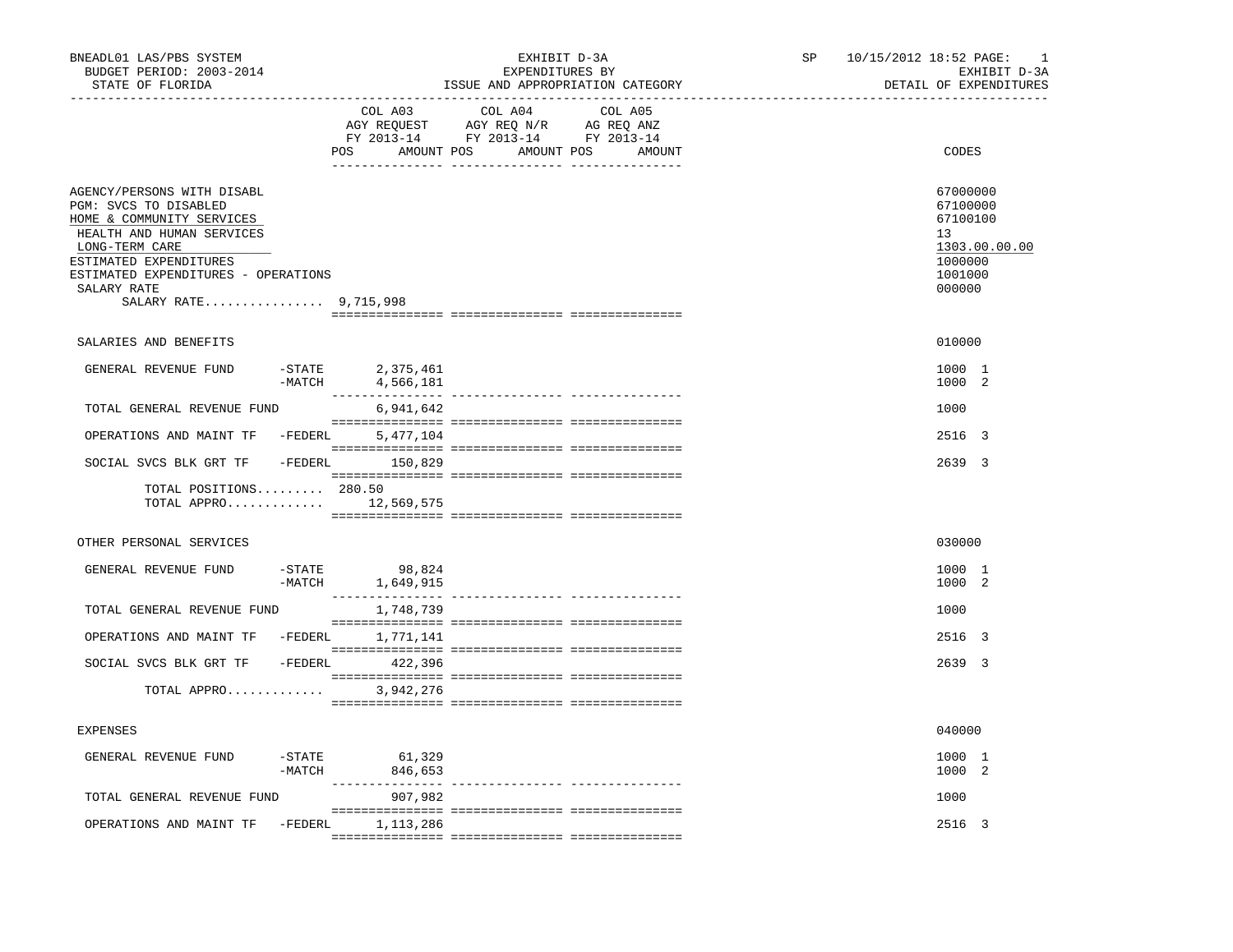BNEADL01 LAS/PBS SYSTEM
BUDGET PERIOD: 2003-2014
STATE OF FLORIDA

EXHIBIT D-3A
EXPENDITURES BY
ISSUE AND APPROPRIATION CATEGORY

SP 10/15/2012 18:52 PAGE: 1
EXHIBIT D-3A
DETAIL OF EXPENDITURES

| | COL A03 AGY REQUEST FY 2013-14 POS AMOUNT | COL A04 AGY REQ N/R FY 2013-14 POS AMOUNT | COL A05 AG REQ ANZ FY 2013-14 POS AMOUNT | CODES |
|---|---|---|---|---|
| AGENCY/PERSONS WITH DISABL | | | | 67000000 |
| PGM: SVCS TO DISABLED | | | | 67100000 |
| HOME & COMMUNITY SERVICES | | | | 67100100 |
| HEALTH AND HUMAN SERVICES | | | | 13 |
| LONG-TERM CARE | | | | 1303.00.00.00 |
| ESTIMATED EXPENDITURES | | | | 1000000 |
| ESTIMATED EXPENDITURES - OPERATIONS | | | | 1001000 |
| SALARY RATE | | | | 000000 |
| SALARY RATE................ 9,715,998 | | | | |
| SALARIES AND BENEFITS | | | | 010000 |
| GENERAL REVENUE FUND -STATE | 2,375,461 | | | 1000 1 |
| -MATCH | 4,566,181 | | | 1000 2 |
| TOTAL GENERAL REVENUE FUND | 6,941,642 | | | 1000 |
| OPERATIONS AND MAINT TF -FEDERL | 5,477,104 | | | 2516 3 |
| SOCIAL SVCS BLK GRT TF -FEDERL | 150,829 | | | 2639 3 |
| TOTAL POSITIONS......... | 280.50 | | | |
| TOTAL APPRO............. | 12,569,575 | | | |
| OTHER PERSONAL SERVICES | | | | 030000 |
| GENERAL REVENUE FUND -STATE | 98,824 | | | 1000 1 |
| -MATCH | 1,649,915 | | | 1000 2 |
| TOTAL GENERAL REVENUE FUND | 1,748,739 | | | 1000 |
| OPERATIONS AND MAINT TF -FEDERL | 1,771,141 | | | 2516 3 |
| SOCIAL SVCS BLK GRT TF -FEDERL | 422,396 | | | 2639 3 |
| TOTAL APPRO............. | 3,942,276 | | | |
| EXPENSES | | | | 040000 |
| GENERAL REVENUE FUND -STATE | 61,329 | | | 1000 1 |
| -MATCH | 846,653 | | | 1000 2 |
| TOTAL GENERAL REVENUE FUND | 907,982 | | | 1000 |
| OPERATIONS AND MAINT TF -FEDERL | 1,113,286 | | | 2516 3 |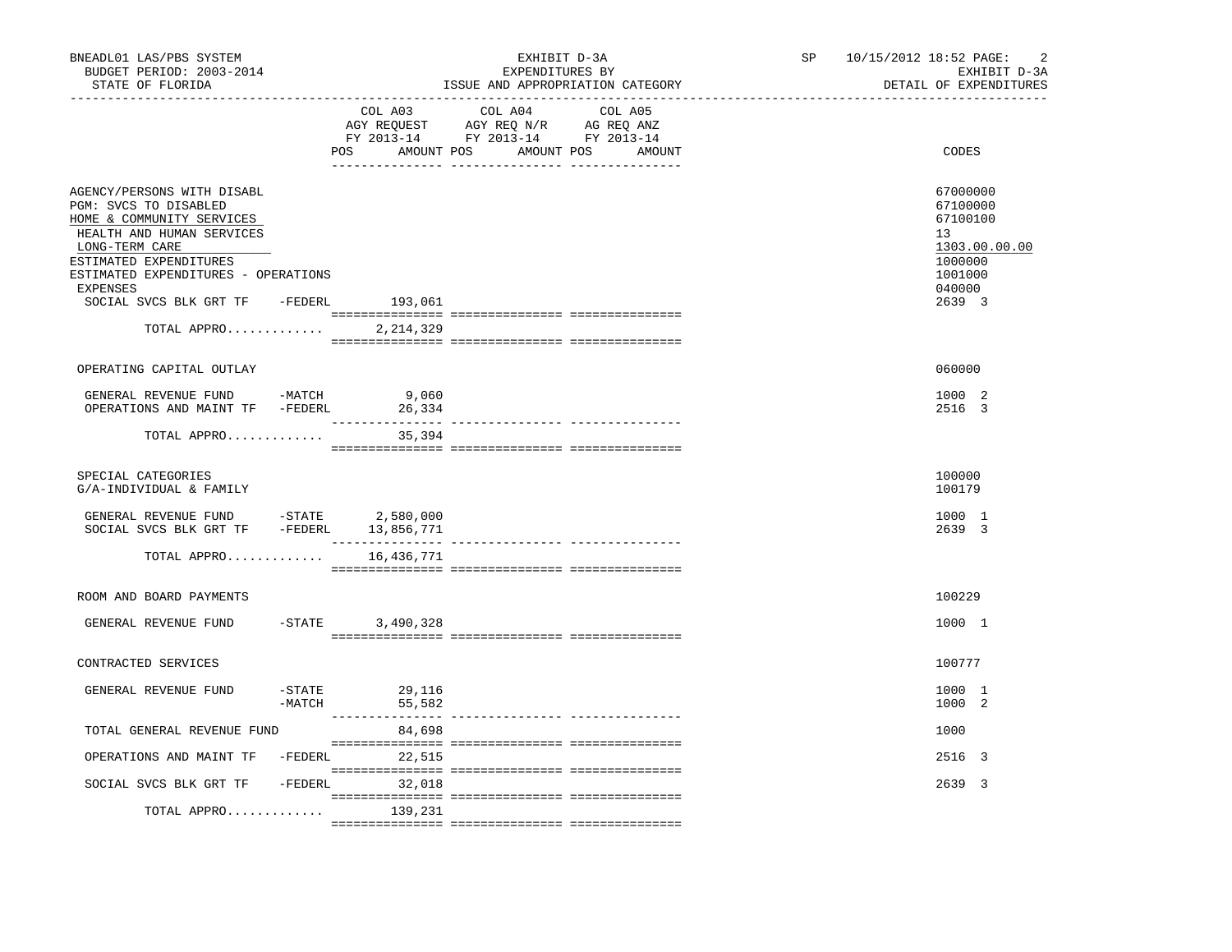BNEADL01 LAS/PBS SYSTEM — EXHIBIT D-3A — SP 10/15/2012 18:52

BUDGET PERIOD: 2003-2014 — EXPENDITURES BY — EXHIBIT D-3A

STATE OF FLORIDA — ISSUE AND APPROPRIATION CATEGORY — DETAIL OF EXPENDITURES

| | | COL A03 AGY REQUEST FY 2013-14 POS AMOUNT | COL A04 AGY REQ N/R FY 2013-14 POS AMOUNT | COL A05 AG REQ ANZ FY 2013-14 POS AMOUNT | CODES |
|---|---|---|---|---|---|
| AGENCY/PERSONS WITH DISABL | | | | | 67000000 |
| PGM: SVCS TO DISABLED | | | | | 67100000 |
| HOME & COMMUNITY SERVICES | | | | | 67100100 |
| HEALTH AND HUMAN SERVICES | | | | | 13 |
| LONG-TERM CARE | | | | | 1303.00.00.00 |
| ESTIMATED EXPENDITURES | | | | | 1000000 |
| ESTIMATED EXPENDITURES - OPERATIONS | | | | | 1001000 |
| EXPENSES | | | | | 040000 |
| SOCIAL SVCS BLK GRT TF | -FEDERL | 193,061 | | | 2639 3 |
| TOTAL APPRO............. | | 2,214,329 | | | |
| OPERATING CAPITAL OUTLAY | | | | | 060000 |
| GENERAL REVENUE FUND | -MATCH | 9,060 | | | 1000 2 |
| OPERATIONS AND MAINT TF | -FEDERL | 26,334 | | | 2516 3 |
| TOTAL APPRO............. | | 35,394 | | | |
| SPECIAL CATEGORIES | | | | | 100000 |
| G/A-INDIVIDUAL & FAMILY | | | | | 100179 |
| GENERAL REVENUE FUND | -STATE | 2,580,000 | | | 1000 1 |
| SOCIAL SVCS BLK GRT TF | -FEDERL | 13,856,771 | | | 2639 3 |
| TOTAL APPRO............. | | 16,436,771 | | | |
| ROOM AND BOARD PAYMENTS | | | | | 100229 |
| GENERAL REVENUE FUND | -STATE | 3,490,328 | | | 1000 1 |
| CONTRACTED SERVICES | | | | | 100777 |
| GENERAL REVENUE FUND | -STATE | 29,116 | | | 1000 1 |
| | -MATCH | 55,582 | | | 1000 2 |
| TOTAL GENERAL REVENUE FUND | | 84,698 | | | 1000 |
| OPERATIONS AND MAINT TF | -FEDERL | 22,515 | | | 2516 3 |
| SOCIAL SVCS BLK GRT TF | -FEDERL | 32,018 | | | 2639 3 |
| TOTAL APPRO............. | | 139,231 | | | |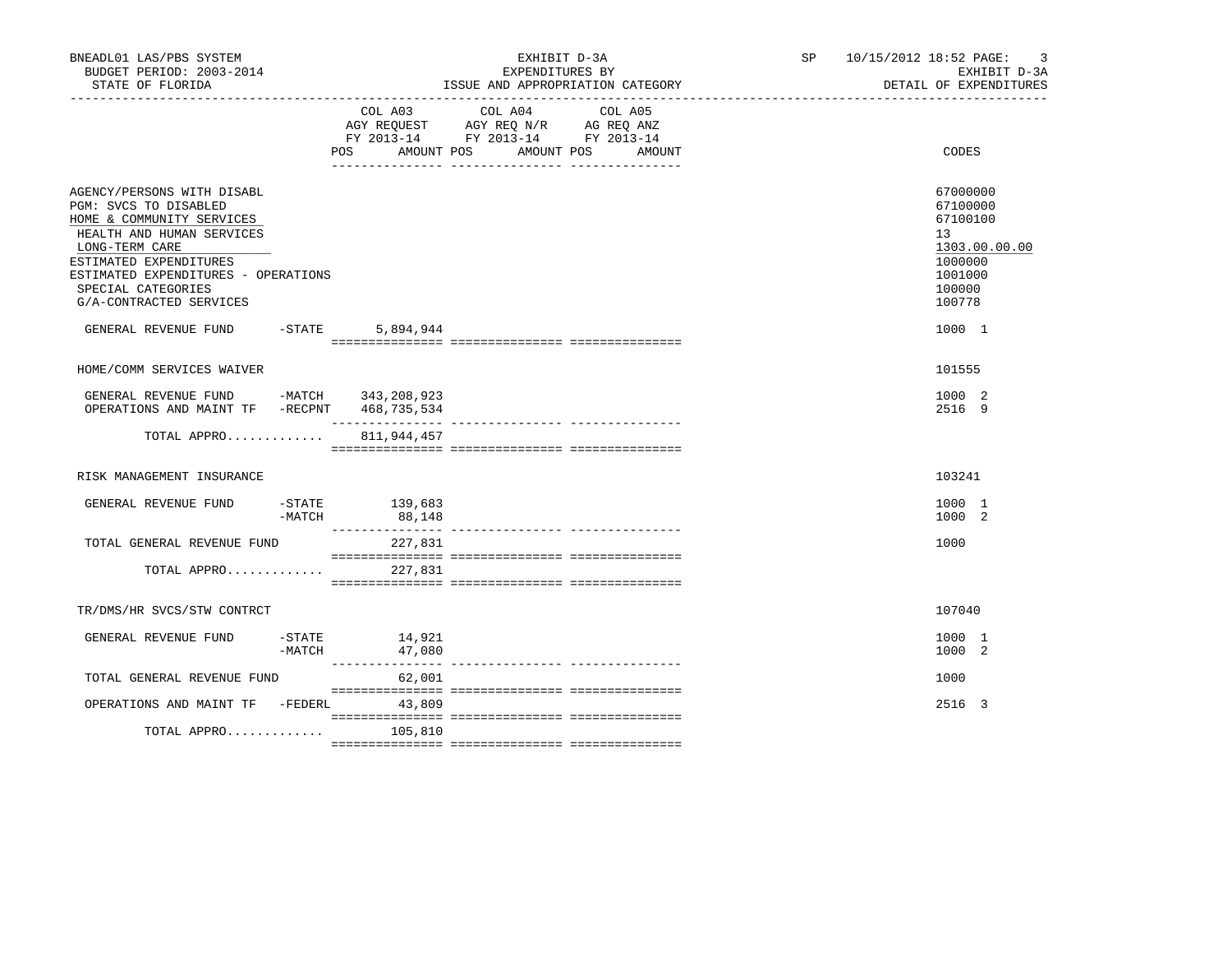BNEADL01 LAS/PBS SYSTEM
BUDGET PERIOD: 2003-2014
STATE OF FLORIDA

EXHIBIT D-3A
EXPENDITURES BY
ISSUE AND APPROPRIATION CATEGORY

SP 10/15/2012 18:52 PAGE: 3
EXHIBIT D-3A
DETAIL OF EXPENDITURES

| | COL A03 AGY REQUEST FY 2013-14 POS AMOUNT | COL A04 AGY REQ N/R FY 2013-14 POS AMOUNT | COL A05 AG REQ ANZ FY 2013-14 POS AMOUNT | CODES |
|---|---|---|---|---|
| AGENCY/PERSONS WITH DISABL | | | | 67000000 |
| PGM: SVCS TO DISABLED | | | | 67100000 |
| HOME & COMMUNITY SERVICES | | | | 67100100 |
| HEALTH AND HUMAN SERVICES | | | | 13 |
| LONG-TERM CARE | | | | 1303.00.00.00 |
| ESTIMATED EXPENDITURES | | | | 1000000 |
| ESTIMATED EXPENDITURES - OPERATIONS | | | | 1001000 |
| SPECIAL CATEGORIES | | | | 100000 |
| G/A-CONTRACTED SERVICES | | | | 100778 |
| GENERAL REVENUE FUND -STATE | 5,894,944 | | | 1000 1 |
| HOME/COMM SERVICES WAIVER | | | | 101555 |
| GENERAL REVENUE FUND -MATCH | 343,208,923 | | | 1000 2 |
| OPERATIONS AND MAINT TF -RECPNT | 468,735,534 | | | 2516 9 |
| TOTAL APPRO............ | 811,944,457 | | | |
| RISK MANAGEMENT INSURANCE | | | | 103241 |
| GENERAL REVENUE FUND -STATE | 139,683 | | | 1000 1 |
| -MATCH | 88,148 | | | 1000 2 |
| TOTAL GENERAL REVENUE FUND | 227,831 | | | 1000 |
| TOTAL APPRO............ | 227,831 | | | |
| TR/DMS/HR SVCS/STW CONTRCT | | | | 107040 |
| GENERAL REVENUE FUND -STATE | 14,921 | | | 1000 1 |
| -MATCH | 47,080 | | | 1000 2 |
| TOTAL GENERAL REVENUE FUND | 62,001 | | | 1000 |
| OPERATIONS AND MAINT TF -FEDERL | 43,809 | | | 2516 3 |
| TOTAL APPRO............ | 105,810 | | | |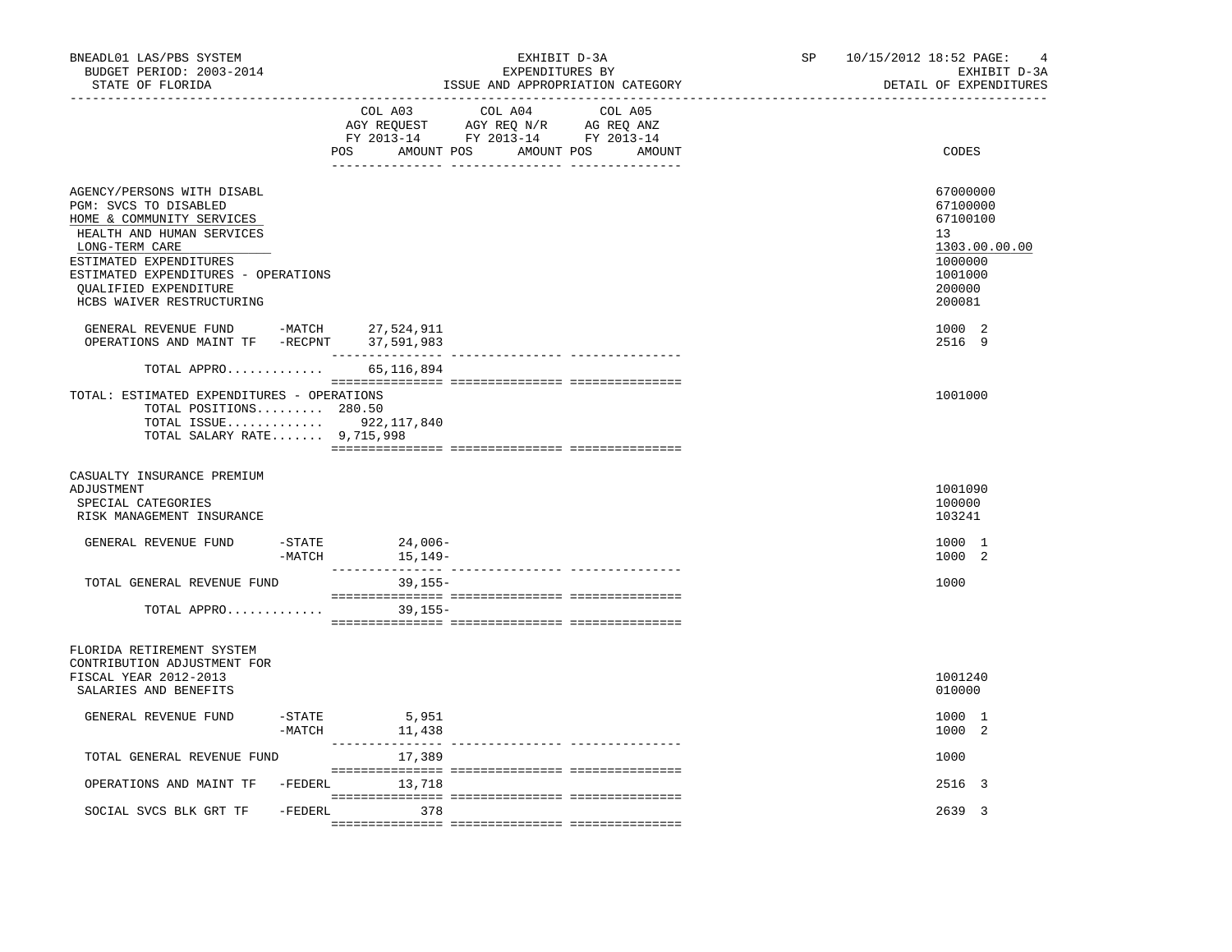BNEADL01 LAS/PBS SYSTEM
BUDGET PERIOD: 2003-2014
STATE OF FLORIDA

EXHIBIT D-3A
EXPENDITURES BY
ISSUE AND APPROPRIATION CATEGORY

SP 10/15/2012 18:52
EXHIBIT D-3A
DETAIL OF EXPENDITURES

| | COL A03 AGY REQUEST FY 2013-14 POS AMOUNT | COL A04 AGY REQ N/R FY 2013-14 POS AMOUNT | COL A05 AG REQ ANZ FY 2013-14 POS AMOUNT | CODES |
|---|---|---|---|---|
| AGENCY/PERSONS WITH DISABL | | | | 67000000 |
| PGM: SVCS TO DISABLED | | | | 67100000 |
| HOME & COMMUNITY SERVICES | | | | 67100100 |
| HEALTH AND HUMAN SERVICES | | | | 13 |
| LONG-TERM CARE | | | | 1303.00.00.00 |
| ESTIMATED EXPENDITURES | | | | 1000000 |
| ESTIMATED EXPENDITURES - OPERATIONS | | | | 1001000 |
| QUALIFIED EXPENDITURE | | | | 200000 |
| HCBS WAIVER RESTRUCTURING | | | | 200081 |
| GENERAL REVENUE FUND -MATCH | 27,524,911 | | | 1000 2 |
| OPERATIONS AND MAINT TF -RECPNT | 37,591,983 | | | 2516 9 |
| TOTAL APPRO............ | 65,116,894 | | | |
| TOTAL: ESTIMATED EXPENDITURES - OPERATIONS | | | | 1001000 |
| TOTAL POSITIONS......... | 280.50 | | | |
| TOTAL ISSUE............ | 922,117,840 | | | |
| TOTAL SALARY RATE....... | 9,715,998 | | | |
| CASUALTY INSURANCE PREMIUM ADJUSTMENT | | | | 1001090 |
| SPECIAL CATEGORIES | | | | 100000 |
| RISK MANAGEMENT INSURANCE | | | | 103241 |
| GENERAL REVENUE FUND -STATE | 24,006- | | | 1000 1 |
| -MATCH | 15,149- | | | 1000 2 |
| TOTAL GENERAL REVENUE FUND | 39,155- | | | 1000 |
| TOTAL APPRO............ | 39,155- | | | |
| FLORIDA RETIREMENT SYSTEM CONTRIBUTION ADJUSTMENT FOR FISCAL YEAR 2012-2013 | | | | 1001240 |
| SALARIES AND BENEFITS | | | | 010000 |
| GENERAL REVENUE FUND -STATE | 5,951 | | | 1000 1 |
| -MATCH | 11,438 | | | 1000 2 |
| TOTAL GENERAL REVENUE FUND | 17,389 | | | 1000 |
| OPERATIONS AND MAINT TF -FEDERL | 13,718 | | | 2516 3 |
| SOCIAL SVCS BLK GRT TF -FEDERL | 378 | | | 2639 3 |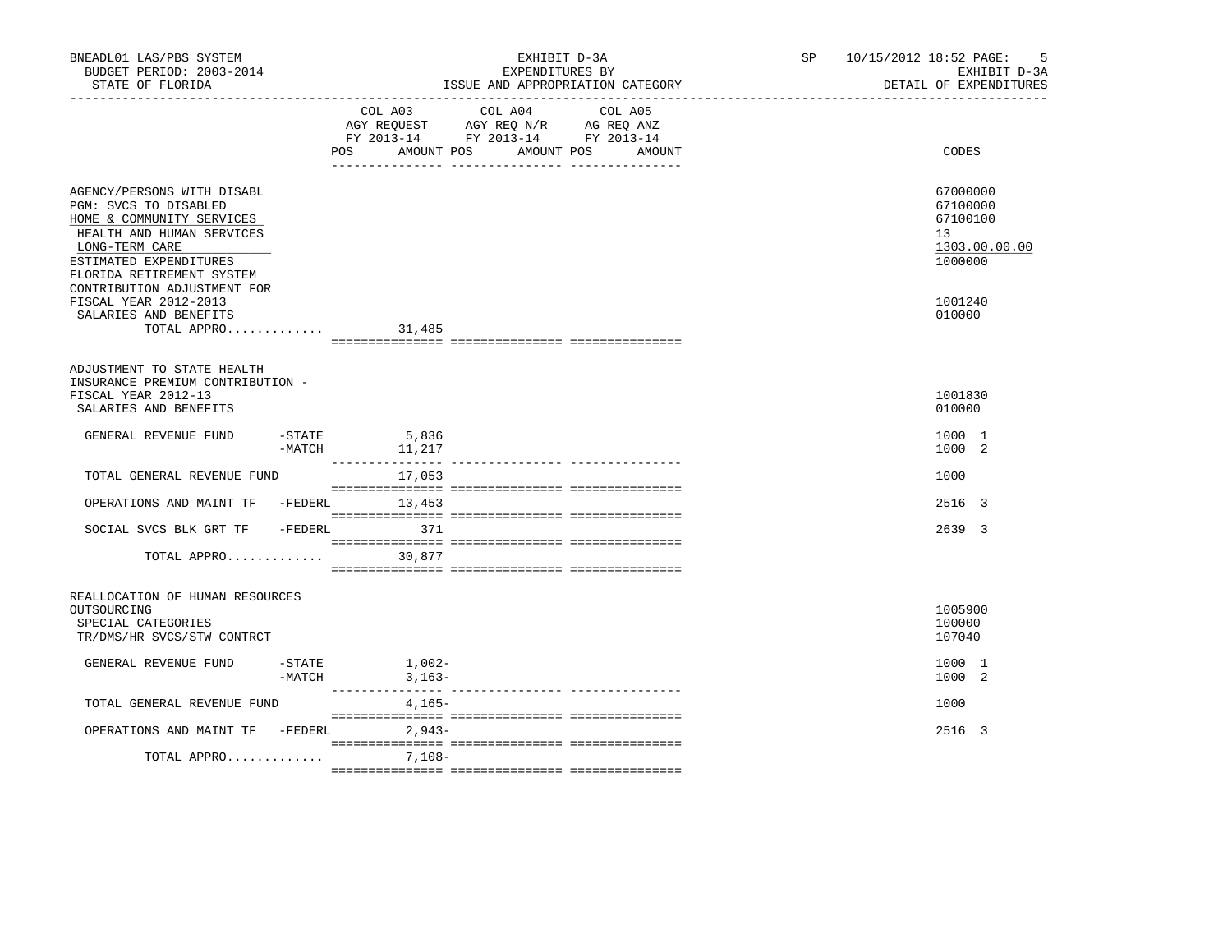BNEADL01 LAS/PBS SYSTEM — EXHIBIT D-3A — SP 10/15/2012 18:52

BUDGET PERIOD: 2003-2014 — EXPENDITURES BY — EXHIBIT D-3A

STATE OF FLORIDA — ISSUE AND APPROPRIATION CATEGORY — DETAIL OF EXPENDITURES

| | | COL A03 AGY REQUEST FY 2013-14 POS AMOUNT | COL A04 AGY REQ N/R FY 2013-14 POS AMOUNT | COL A05 AG REQ ANZ FY 2013-14 POS AMOUNT | CODES |
|---|---|---|---|---|---|
| AGENCY/PERSONS WITH DISABL | | | | | 67000000 |
| PGM: SVCS TO DISABLED | | | | | 67100000 |
| HOME & COMMUNITY SERVICES | | | | | 67100100 |
| HEALTH AND HUMAN SERVICES | | | | | 13 |
| LONG-TERM CARE | | | | | 1303.00.00.00 |
| ESTIMATED EXPENDITURES | | | | | 1000000 |
| FLORIDA RETIREMENT SYSTEM CONTRIBUTION ADJUSTMENT FOR FISCAL YEAR 2012-2013 | | | | | 1001240 |
| SALARIES AND BENEFITS | | | | | 010000 |
| TOTAL APPRO............. | | 31,485 | | | |
| ADJUSTMENT TO STATE HEALTH INSURANCE PREMIUM CONTRIBUTION - FISCAL YEAR 2012-13 | | | | | 1001830 |
| SALARIES AND BENEFITS | | | | | 010000 |
| GENERAL REVENUE FUND | -STATE | 5,836 | | | 1000 1 |
| | -MATCH | 11,217 | | | 1000 2 |
| TOTAL GENERAL REVENUE FUND | | 17,053 | | | 1000 |
| OPERATIONS AND MAINT TF | -FEDERL | 13,453 | | | 2516 3 |
| SOCIAL SVCS BLK GRT TF | -FEDERL | 371 | | | 2639 3 |
| TOTAL APPRO............. | | 30,877 | | | |
| REALLOCATION OF HUMAN RESOURCES OUTSOURCING | | | | | 1005900 |
| SPECIAL CATEGORIES | | | | | 100000 |
| TR/DMS/HR SVCS/STW CONTRCT | | | | | 107040 |
| GENERAL REVENUE FUND | -STATE | 1,002- | | | 1000 1 |
| | -MATCH | 3,163- | | | 1000 2 |
| TOTAL GENERAL REVENUE FUND | | 4,165- | | | 1000 |
| OPERATIONS AND MAINT TF | -FEDERL | 2,943- | | | 2516 3 |
| TOTAL APPRO............. | | 7,108- | | | |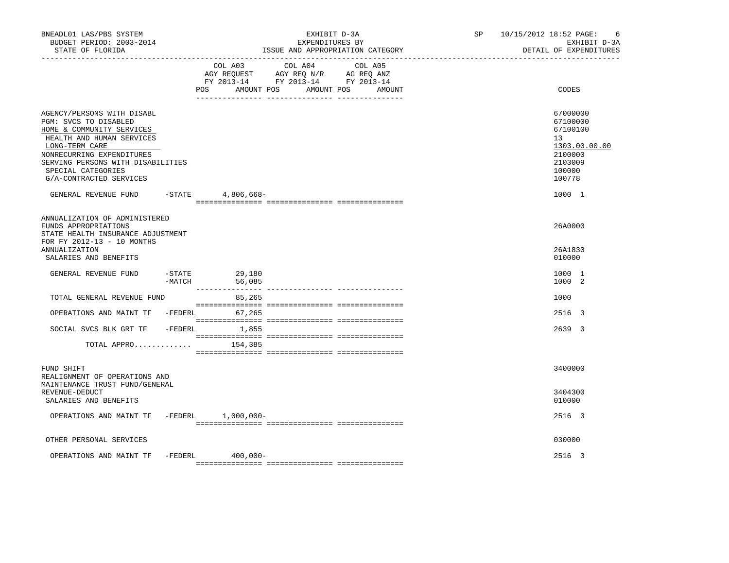BNEADL01 LAS/PBS SYSTEM — EXHIBIT D-3A — SP 10/15/2012 18:52

BUDGET PERIOD: 2003-2014 — EXPENDITURES BY — EXHIBIT D-3A

STATE OF FLORIDA — ISSUE AND APPROPRIATION CATEGORY — DETAIL OF EXPENDITURES

| | COL A03 AGY REQUEST FY 2013-14 POS AMOUNT | COL A04 AGY REQ N/R FY 2013-14 POS AMOUNT | COL A05 AG REQ ANZ FY 2013-14 POS AMOUNT | CODES |
|---|---|---|---|---|
| AGENCY/PERSONS WITH DISABL | | | | 67000000 |
| PGM: SVCS TO DISABLED | | | | 67100000 |
| HOME & COMMUNITY SERVICES | | | | 67100100 |
| HEALTH AND HUMAN SERVICES | | | | 13 |
| LONG-TERM CARE | | | | 1303.00.00.00 |
| NONRECURRING EXPENDITURES | | | | 2100000 |
| SERVING PERSONS WITH DISABILITIES | | | | 2103009 |
| SPECIAL CATEGORIES | | | | 100000 |
| G/A-CONTRACTED SERVICES | | | | 100778 |
| GENERAL REVENUE FUND -STATE | 4,806,668- | | | 1000 1 |
| ANNUALIZATION OF ADMINISTERED FUNDS APPROPRIATIONS | | | | 26A0000 |
| STATE HEALTH INSURANCE ADJUSTMENT FOR FY 2012-13 - 10 MONTHS ANNUALIZATION | | | | 26A1830 |
| SALARIES AND BENEFITS | | | | 010000 |
| GENERAL REVENUE FUND -STATE | 29,180 | | | 1000 1 |
| -MATCH | 56,085 | | | 1000 2 |
| TOTAL GENERAL REVENUE FUND | 85,265 | | | 1000 |
| OPERATIONS AND MAINT TF -FEDERL | 67,265 | | | 2516 3 |
| SOCIAL SVCS BLK GRT TF -FEDERL | 1,855 | | | 2639 3 |
| TOTAL APPRO............. | 154,385 | | | |
| FUND SHIFT | | | | 3400000 |
| REALIGNMENT OF OPERATIONS AND MAINTENANCE TRUST FUND/GENERAL REVENUE-DEDUCT | | | | 3404300 |
| SALARIES AND BENEFITS | | | | 010000 |
| OPERATIONS AND MAINT TF -FEDERL | 1,000,000- | | | 2516 3 |
| OTHER PERSONAL SERVICES | | | | 030000 |
| OPERATIONS AND MAINT TF -FEDERL | 400,000- | | | 2516 3 |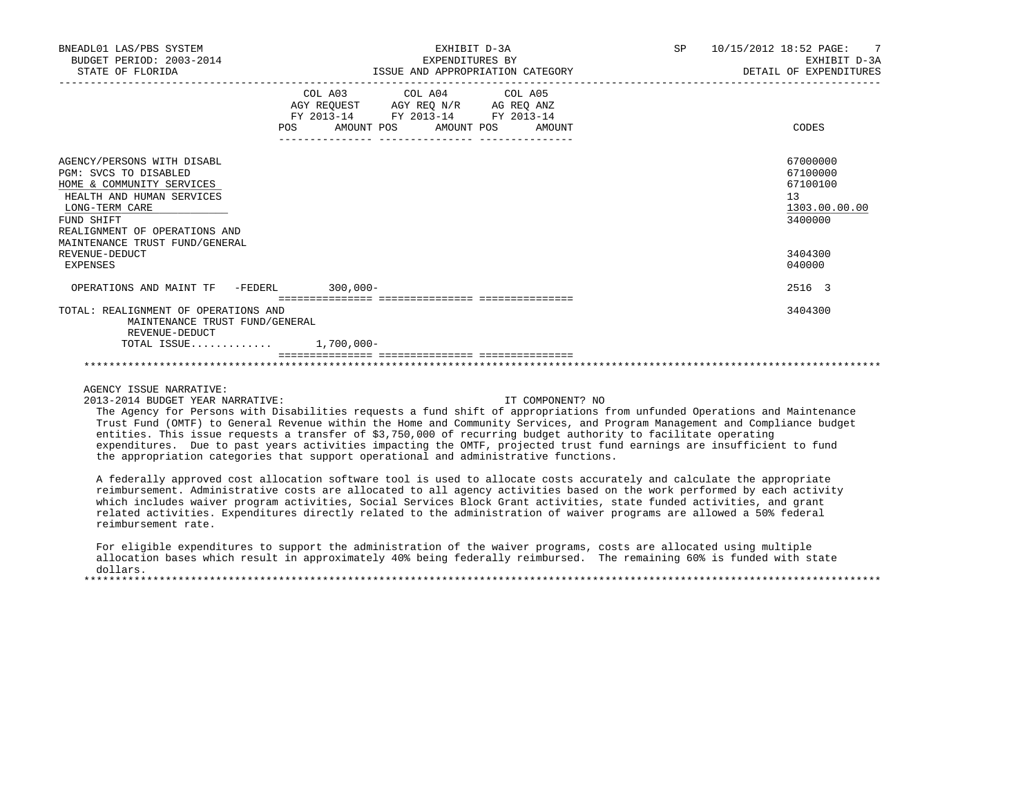| | COL A03 AGY REQUEST FY 2013-14 POS AMOUNT | COL A04 AGY REQ N/R FY 2013-14 POS AMOUNT | COL A05 AG REQ ANZ FY 2013-14 POS AMOUNT | CODES |
|---|---|---|---|---|
| AGENCY/PERSONS WITH DISABL | | | | 67000000 |
| PGM: SVCS TO DISABLED | | | | 67100000 |
| HOME & COMMUNITY SERVICES | | | | 67100100 |
| HEALTH AND HUMAN SERVICES | | | | 13 |
| LONG-TERM CARE | | | | 1303.00.00.00 |
| FUND SHIFT | | | | 3400000 |
| REALIGNMENT OF OPERATIONS AND MAINTENANCE TRUST FUND/GENERAL REVENUE-DEDUCT | | | | 3404300 |
| EXPENSES | | | | 040000 |
| OPERATIONS AND MAINT TF -FEDERL | 300,000- | | | 2516 3 |
| TOTAL: REALIGNMENT OF OPERATIONS AND MAINTENANCE TRUST FUND/GENERAL REVENUE-DEDUCT | | | | 3404300 |
| TOTAL ISSUE............ | 1,700,000- | | | |

AGENCY ISSUE NARRATIVE:

2013-2014 BUDGET YEAR NARRATIVE: IT COMPONENT? NO

The Agency for Persons with Disabilities requests a fund shift of appropriations from unfunded Operations and Maintenance Trust Fund (OMTF) to General Revenue within the Home and Community Services, and Program Management and Compliance budget entities. This issue requests a transfer of $3,750,000 of recurring budget authority to facilitate operating expenditures. Due to past years activities impacting the OMTF, projected trust fund earnings are insufficient to fund the appropriation categories that support operational and administrative functions.

A federally approved cost allocation software tool is used to allocate costs accurately and calculate the appropriate reimbursement. Administrative costs are allocated to all agency activities based on the work performed by each activity which includes waiver program activities, Social Services Block Grant activities, state funded activities, and grant related activities. Expenditures directly related to the administration of waiver programs are allowed a 50% federal reimbursement rate.

For eligible expenditures to support the administration of the waiver programs, costs are allocated using multiple allocation bases which result in approximately 40% being federally reimbursed. The remaining 60% is funded with state dollars.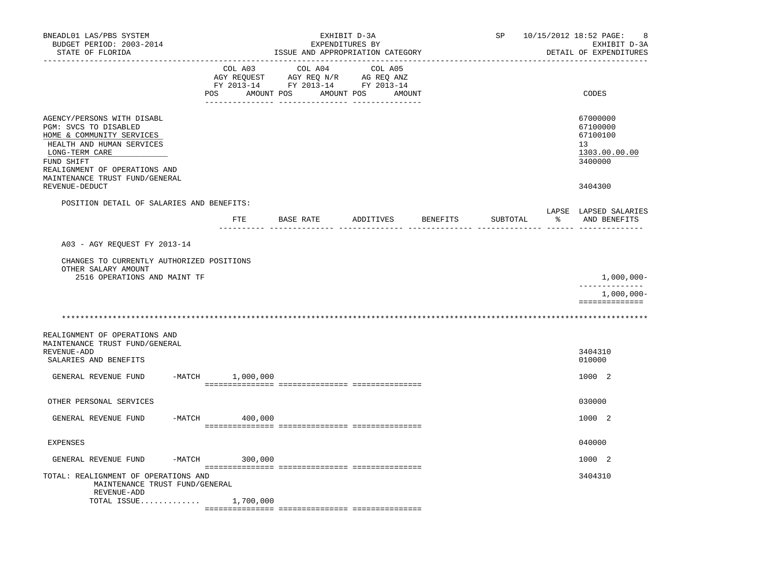BNEADL01 LAS/PBS SYSTEM — EXHIBIT D-3A — SP 10/15/2012 18:52 PAGE: 8
BUDGET PERIOD: 2003-2014 — EXPENDITURES BY — EXHIBIT D-3A
STATE OF FLORIDA — ISSUE AND APPROPRIATION CATEGORY — DETAIL OF EXPENDITURES

| | COL A03 AGY REQUEST FY 2013-14 POS | AMOUNT | COL A04 AGY REQ N/R FY 2013-14 POS | AMOUNT | COL A05 AG REQ ANZ FY 2013-14 POS | AMOUNT | CODES |
|---|---|---|---|---|---|---|---|
| AGENCY/PERSONS WITH DISABL | | | | | | | 67000000 |
| PGM: SVCS TO DISABLED | | | | | | | 67100000 |
| HOME & COMMUNITY SERVICES | | | | | | | 67100100 |
| HEALTH AND HUMAN SERVICES | | | | | | | 13 |
| LONG-TERM CARE | | | | | | | 1303.00.00.00 |
| FUND SHIFT | | | | | | | 3400000 |
| REALIGNMENT OF OPERATIONS AND MAINTENANCE TRUST FUND/GENERAL REVENUE-DEDUCT | | | | | | | 3404300 |

POSITION DETAIL OF SALARIES AND BENEFITS:

| | FTE | BASE RATE | ADDITIVES | BENEFITS | SUBTOTAL | LAPSE % | LAPSED SALARIES AND BENEFITS |
|---|---|---|---|---|---|---|---|
| A03 - AGY REQUEST FY 2013-14 | | | | | | | |
| CHANGES TO CURRENTLY AUTHORIZED POSITIONS | | | | | | | |
| OTHER SALARY AMOUNT | | | | | | | |
| 2516 OPERATIONS AND MAINT TF | | | | | | | 1,000,000- |
| | | | | | | | 1,000,000- |

*******************************************************************************************************************

| | COL A03 POS | AMOUNT | COL A04 POS | AMOUNT | COL A05 POS | AMOUNT | CODES |
|---|---|---|---|---|---|---|---|
| REALIGNMENT OF OPERATIONS AND MAINTENANCE TRUST FUND/GENERAL REVENUE-ADD | | | | | | | 3404310 |
| SALARIES AND BENEFITS | | | | | | | 010000 |
| GENERAL REVENUE FUND -MATCH | | 1,000,000 | | | | | 1000 2 |
| OTHER PERSONAL SERVICES | | | | | | | 030000 |
| GENERAL REVENUE FUND -MATCH | | 400,000 | | | | | 1000 2 |
| EXPENSES | | | | | | | 040000 |
| GENERAL REVENUE FUND -MATCH | | 300,000 | | | | | 1000 2 |
| TOTAL: REALIGNMENT OF OPERATIONS AND MAINTENANCE TRUST FUND/GENERAL REVENUE-ADD | | | | | | | 3404310 |
| TOTAL ISSUE............. | | 1,700,000 | | | | | |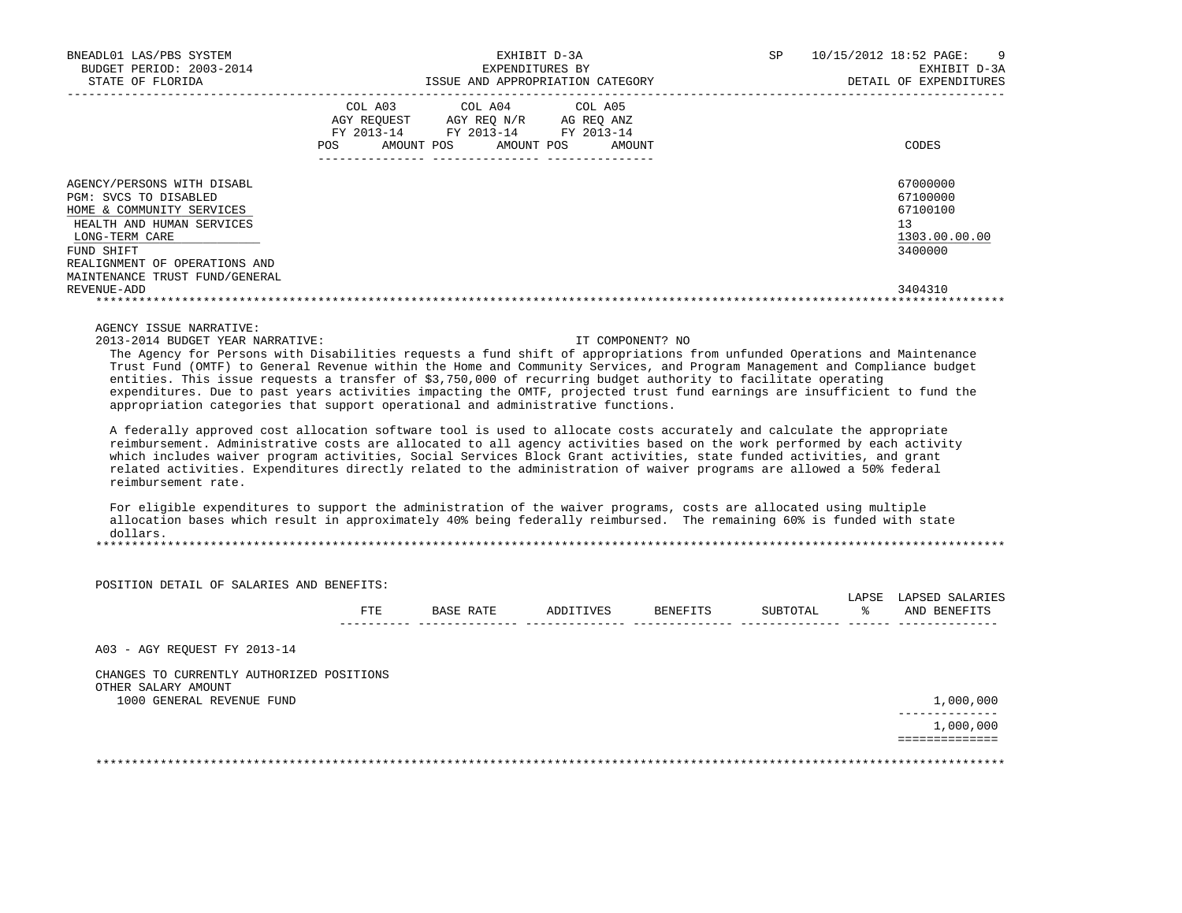BNEADL01 LAS/PBS SYSTEM | EXHIBIT D-3A | SP 10/15/2012 18:52
BUDGET PERIOD: 2003-2014 | EXPENDITURES BY | EXHIBIT D-3A
STATE OF FLORIDA | ISSUE AND APPROPRIATION CATEGORY | DETAIL OF EXPENDITURES

| | COL A03 AGY REQUEST FY 2013-14 POS AMOUNT | COL A04 AGY REQ N/R FY 2013-14 POS AMOUNT | COL A05 AG REQ ANZ FY 2013-14 POS AMOUNT | CODES |
|---|---|---|---|---|
| AGENCY/PERSONS WITH DISABL | | | | 67000000 |
| PGM: SVCS TO DISABLED | | | | 67100000 |
| HOME & COMMUNITY SERVICES | | | | 67100100 |
| HEALTH AND HUMAN SERVICES | | | | 13 |
| LONG-TERM CARE | | | | 1303.00.00.00 |
| FUND SHIFT | | | | 3400000 |
| REALIGNMENT OF OPERATIONS AND MAINTENANCE TRUST FUND/GENERAL REVENUE-ADD | | | | 3404310 |

AGENCY ISSUE NARRATIVE:
2013-2014 BUDGET YEAR NARRATIVE: IT COMPONENT? NO

The Agency for Persons with Disabilities requests a fund shift of appropriations from unfunded Operations and Maintenance Trust Fund (OMTF) to General Revenue within the Home and Community Services, and Program Management and Compliance budget entities. This issue requests a transfer of $3,750,000 of recurring budget authority to facilitate operating expenditures. Due to past years activities impacting the OMTF, projected trust fund earnings are insufficient to fund the appropriation categories that support operational and administrative functions.

A federally approved cost allocation software tool is used to allocate costs accurately and calculate the appropriate reimbursement. Administrative costs are allocated to all agency activities based on the work performed by each activity which includes waiver program activities, Social Services Block Grant activities, state funded activities, and grant related activities. Expenditures directly related to the administration of waiver programs are allowed a 50% federal reimbursement rate.

For eligible expenditures to support the administration of the waiver programs, costs are allocated using multiple allocation bases which result in approximately 40% being federally reimbursed. The remaining 60% is funded with state dollars.

POSITION DETAIL OF SALARIES AND BENEFITS:

| | FTE | BASE RATE | ADDITIVES | BENEFITS | SUBTOTAL | LAPSE % | LAPSED SALARIES AND BENEFITS |
|---|---|---|---|---|---|---|---|
| A03 - AGY REQUEST FY 2013-14 | | | | | | | |
| CHANGES TO CURRENTLY AUTHORIZED POSITIONS | | | | | | | |
| OTHER SALARY AMOUNT | | | | | | | |
| 1000 GENERAL REVENUE FUND | | | | | | | 1,000,000 |
| | | | | | | | 1,000,000 |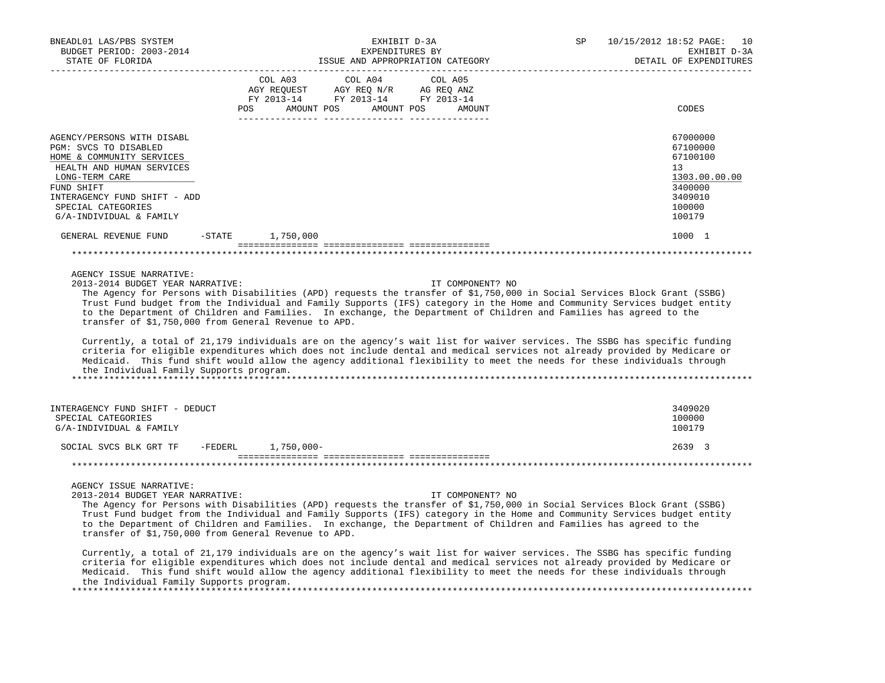BNEADL01 LAS/PBS SYSTEM — EXHIBIT D-3A — SP 10/15/2012 18:52
BUDGET PERIOD: 2003-2014 — EXPENDITURES BY — EXHIBIT D-3A
STATE OF FLORIDA — ISSUE AND APPROPRIATION CATEGORY — DETAIL OF EXPENDITURES

| | COL A03 AGY REQUEST FY 2013-14 POS AMOUNT | COL A04 AGY REQ N/R FY 2013-14 POS AMOUNT | COL A05 AG REQ ANZ FY 2013-14 POS AMOUNT | CODES |
|---|---|---|---|---|
| AGENCY/PERSONS WITH DISABL | | | | 67000000 |
| PGM: SVCS TO DISABLED | | | | 67100000 |
| HOME & COMMUNITY SERVICES | | | | 67100100 |
| HEALTH AND HUMAN SERVICES | | | | 13 |
| LONG-TERM CARE | | | | 1303.00.00.00 |
| FUND SHIFT | | | | 3400000 |
| INTERAGENCY FUND SHIFT - ADD | | | | 3409010 |
| SPECIAL CATEGORIES | | | | 100000 |
| G/A-INDIVIDUAL & FAMILY | | | | 100179 |
| GENERAL REVENUE FUND -STATE | 1,750,000 | | | 1000 1 |

AGENCY ISSUE NARRATIVE:
2013-2014 BUDGET YEAR NARRATIVE: IT COMPONENT? NO

The Agency for Persons with Disabilities (APD) requests the transfer of $1,750,000 in Social Services Block Grant (SSBG) Trust Fund budget from the Individual and Family Supports (IFS) category in the Home and Community Services budget entity to the Department of Children and Families. In exchange, the Department of Children and Families has agreed to the transfer of $1,750,000 from General Revenue to APD.

Currently, a total of 21,179 individuals are on the agency's wait list for waiver services. The SSBG has specific funding criteria for eligible expenditures which does not include dental and medical services not already provided by Medicare or Medicaid. This fund shift would allow the agency additional flexibility to meet the needs for these individuals through the Individual Family Supports program.

| | COL A03 | COL A04 | COL A05 | CODES |
|---|---|---|---|---|
| INTERAGENCY FUND SHIFT - DEDUCT | | | | 3409020 |
| SPECIAL CATEGORIES | | | | 100000 |
| G/A-INDIVIDUAL & FAMILY | | | | 100179 |
| SOCIAL SVCS BLK GRT TF -FEDERL | 1,750,000- | | | 2639 3 |

AGENCY ISSUE NARRATIVE:
2013-2014 BUDGET YEAR NARRATIVE: IT COMPONENT? NO

The Agency for Persons with Disabilities (APD) requests the transfer of $1,750,000 in Social Services Block Grant (SSBG) Trust Fund budget from the Individual and Family Supports (IFS) category in the Home and Community Services budget entity to the Department of Children and Families. In exchange, the Department of Children and Families has agreed to the transfer of $1,750,000 from General Revenue to APD.

Currently, a total of 21,179 individuals are on the agency's wait list for waiver services. The SSBG has specific funding criteria for eligible expenditures which does not include dental and medical services not already provided by Medicare or Medicaid. This fund shift would allow the agency additional flexibility to meet the needs for these individuals through the Individual Family Supports program.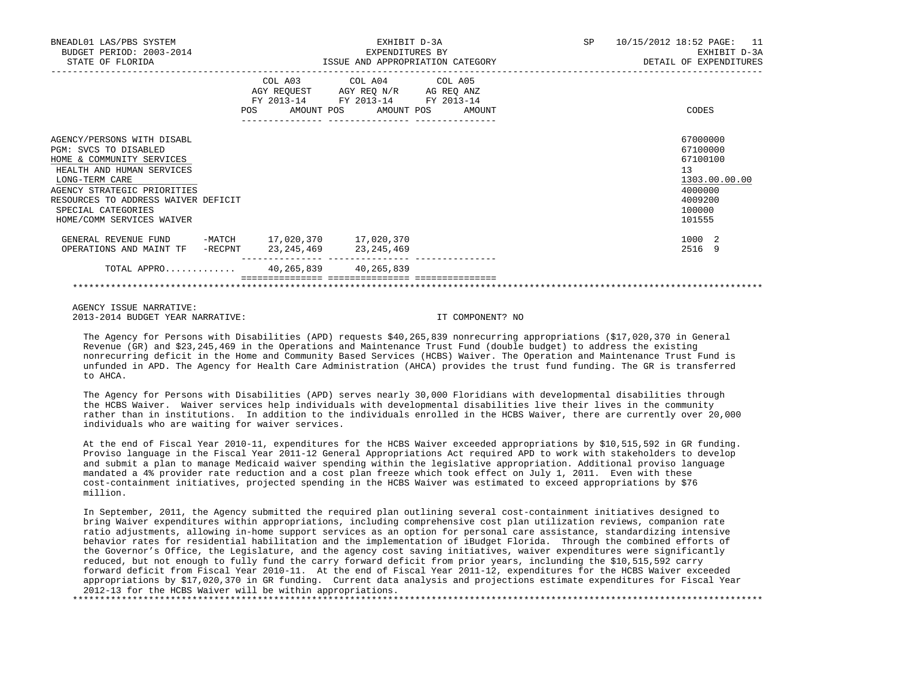BNEADL01 LAS/PBS SYSTEM
BUDGET PERIOD: 2003-2014
STATE OF FLORIDA

EXHIBIT D-3A
EXPENDITURES BY
ISSUE AND APPROPRIATION CATEGORY

SP 10/15/2012 18:52
EXHIBIT D-3A
DETAIL OF EXPENDITURES

| | COL A03 AGY REQUEST FY 2013-14 POS AMOUNT | COL A04 AGY REQ N/R FY 2013-14 POS AMOUNT | COL A05 AG REQ ANZ FY 2013-14 POS AMOUNT | CODES |
|---|---|---|---|---|
| AGENCY/PERSONS WITH DISABL | | | | 67000000 |
| PGM: SVCS TO DISABLED | | | | 67100000 |
| HOME & COMMUNITY SERVICES | | | | 67100100 |
| HEALTH AND HUMAN SERVICES | | | | 13 |
| LONG-TERM CARE | | | | 1303.00.00.00 |
| AGENCY STRATEGIC PRIORITIES | | | | 4000000 |
| RESOURCES TO ADDRESS WAIVER DEFICIT | | | | 4009200 |
| SPECIAL CATEGORIES | | | | 100000 |
| HOME/COMM SERVICES WAIVER | | | | 101555 |
| GENERAL REVENUE FUND -MATCH | 17,020,370 | 17,020,370 | | 1000 2 |
| OPERATIONS AND MAINT TF -RECPNT | 23,245,469 | 23,245,469 | | 2516 9 |
| TOTAL APPRO............ | 40,265,839 | 40,265,839 | | |

AGENCY ISSUE NARRATIVE:
2013-2014 BUDGET YEAR NARRATIVE: IT COMPONENT? NO

The Agency for Persons with Disabilities (APD) requests $40,265,839 nonrecurring appropriations ($17,020,370 in General Revenue (GR) and $23,245,469 in the Operations and Maintenance Trust Fund (double budget) to address the existing nonrecurring deficit in the Home and Community Based Services (HCBS) Waiver. The Operation and Maintenance Trust Fund is unfunded in APD. The Agency for Health Care Administration (AHCA) provides the trust fund funding. The GR is transferred to AHCA.

The Agency for Persons with Disabilities (APD) serves nearly 30,000 Floridians with developmental disabilities through the HCBS Waiver. Waiver services help individuals with developmental disabilities live their lives in the community rather than in institutions. In addition to the individuals enrolled in the HCBS Waiver, there are currently over 20,000 individuals who are waiting for waiver services.

At the end of Fiscal Year 2010-11, expenditures for the HCBS Waiver exceeded appropriations by $10,515,592 in GR funding. Proviso language in the Fiscal Year 2011-12 General Appropriations Act required APD to work with stakeholders to develop and submit a plan to manage Medicaid waiver spending within the legislative appropriation. Additional proviso language mandated a 4% provider rate reduction and a cost plan freeze which took effect on July 1, 2011. Even with these cost-containment initiatives, projected spending in the HCBS Waiver was estimated to exceed appropriations by $76 million.

In September, 2011, the Agency submitted the required plan outlining several cost-containment initiatives designed to bring Waiver expenditures within appropriations, including comprehensive cost plan utilization reviews, companion rate ratio adjustments, allowing in-home support services as an option for personal care assistance, standardizing intensive behavior rates for residential habilitation and the implementation of iBudget Florida. Through the combined efforts of the Governor's Office, the Legislature, and the agency cost saving initiatives, waiver expenditures were significantly reduced, but not enough to fully fund the carry forward deficit from prior years, includning the $10,515,592 carry forward deficit from Fiscal Year 2010-11. At the end of Fiscal Year 2011-12, expenditures for the HCBS Waiver exceeded appropriations by $17,020,370 in GR funding. Current data analysis and projections estimate expenditures for Fiscal Year 2012-13 for the HCBS Waiver will be within appropriations.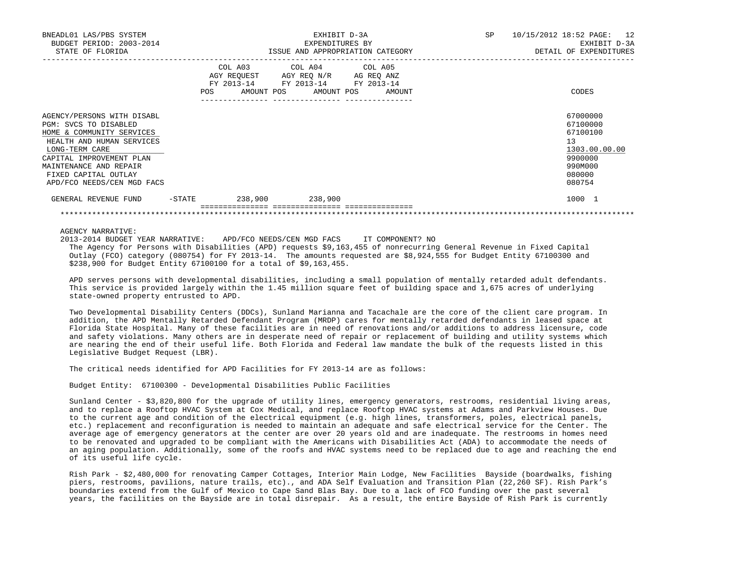BNEADL01 LAS/PBS SYSTEM | EXHIBIT D-3A | SP 10/15/2012 18:52
BUDGET PERIOD: 2003-2014 | EXPENDITURES BY | EXHIBIT D-3A
STATE OF FLORIDA | ISSUE AND APPROPRIATION CATEGORY | DETAIL OF EXPENDITURES

| | COL A03 AGY REQUEST FY 2013-14 POS AMOUNT | COL A04 AGY REQ N/R FY 2013-14 POS AMOUNT | COL A05 AG REQ ANZ FY 2013-14 POS AMOUNT | CODES |
|---|---|---|---|---|
| AGENCY/PERSONS WITH DISABL | | | | 67000000 |
| PGM: SVCS TO DISABLED | | | | 67100000 |
| HOME & COMMUNITY SERVICES | | | | 67100100 |
| HEALTH AND HUMAN SERVICES | | | | 13 |
| LONG-TERM CARE | | | | 1303.00.00.00 |
| CAPITAL IMPROVEMENT PLAN | | | | 9900000 |
| MAINTENANCE AND REPAIR | | | | 990M000 |
| FIXED CAPITAL OUTLAY | | | | 080000 |
| APD/FCO NEEDS/CEN MGD FACS | | | | 080754 |
| GENERAL REVENUE FUND -STATE | 238,900 | 238,900 | | 1000 1 |

AGENCY NARRATIVE:

2013-2014 BUDGET YEAR NARRATIVE: APD/FCO NEEDS/CEN MGD FACS IT COMPONENT? NO

The Agency for Persons with Disabilities (APD) requests $9,163,455 of nonrecurring General Revenue in Fixed Capital Outlay (FCO) category (080754) for FY 2013-14. The amounts requested are $8,924,555 for Budget Entity 67100300 and $238,900 for Budget Entity 67100100 for a total of $9,163,455.

APD serves persons with developmental disabilities, including a small population of mentally retarded adult defendants. This service is provided largely within the 1.45 million square feet of building space and 1,675 acres of underlying state-owned property entrusted to APD.

Two Developmental Disability Centers (DDCs), Sunland Marianna and Tacachale are the core of the client care program. In addition, the APD Mentally Retarded Defendant Program (MRDP) cares for mentally retarded defendants in leased space at Florida State Hospital. Many of these facilities are in need of renovations and/or additions to address licensure, code and safety violations. Many others are in desperate need of repair or replacement of building and utility systems which are nearing the end of their useful life. Both Florida and Federal law mandate the bulk of the requests listed in this Legislative Budget Request (LBR).

The critical needs identified for APD Facilities for FY 2013-14 are as follows:

Budget Entity: 67100300 - Developmental Disabilities Public Facilities

Sunland Center - $3,820,800 for the upgrade of utility lines, emergency generators, restrooms, residential living areas, and to replace a Rooftop HVAC System at Cox Medical, and replace Rooftop HVAC systems at Adams and Parkview Houses. Due to the current age and condition of the electrical equipment (e.g. high lines, transformers, poles, electrical panels, etc.) replacement and reconfiguration is needed to maintain an adequate and safe electrical service for the Center. The average age of emergency generators at the center are over 20 years old and are inadequate. The restrooms in homes need to be renovated and upgraded to be compliant with the Americans with Disabilities Act (ADA) to accommodate the needs of an aging population. Additionally, some of the roofs and HVAC systems need to be replaced due to age and reaching the end of its useful life cycle.

Rish Park - $2,480,000 for renovating Camper Cottages, Interior Main Lodge, New Facilities Bayside (boardwalks, fishing piers, restrooms, pavilions, nature trails, etc)., and ADA Self Evaluation and Transition Plan (22,260 SF). Rish Park's boundaries extend from the Gulf of Mexico to Cape Sand Blas Bay. Due to a lack of FCO funding over the past several years, the facilities on the Bayside are in total disrepair. As a result, the entire Bayside of Rish Park is currently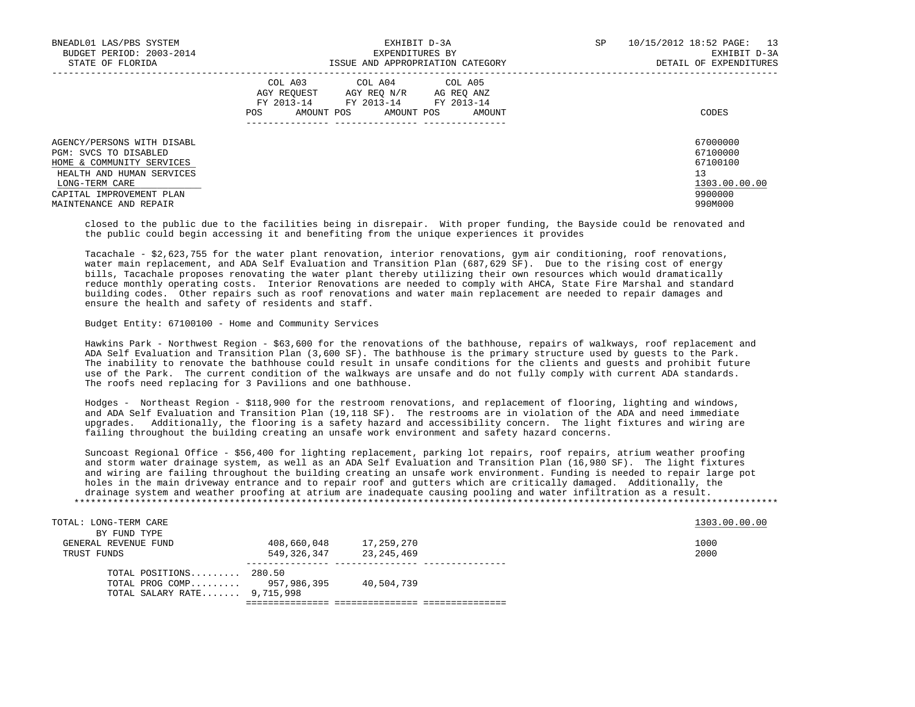| | COL A03 AGY REQUEST FY 2013-14 POS AMOUNT | COL A04 AGY REQ N/R FY 2013-14 POS AMOUNT | COL A05 AG REQ ANZ FY 2013-14 POS AMOUNT | CODES |
|---|---|---|---|---|
| AGENCY/PERSONS WITH DISABL | | | | 67000000 |
| PGM: SVCS TO DISABLED | | | | 67100000 |
| HOME & COMMUNITY SERVICES | | | | 67100100 |
| HEALTH AND HUMAN SERVICES | | | | 13 |
| LONG-TERM CARE | | | | 1303.00.00.00 |
| CAPITAL IMPROVEMENT PLAN | | | | 9900000 |
| MAINTENANCE AND REPAIR | | | | 990M000 |

closed to the public due to the facilities being in disrepair. With proper funding, the Bayside could be renovated and the public could begin accessing it and benefiting from the unique experiences it provides

Tacachale - $2,623,755 for the water plant renovation, interior renovations, gym air conditioning, roof renovations, water main replacement, and ADA Self Evaluation and Transition Plan (687,629 SF). Due to the rising cost of energy bills, Tacachale proposes renovating the water plant thereby utilizing their own resources which would dramatically reduce monthly operating costs. Interior Renovations are needed to comply with AHCA, State Fire Marshal and standard building codes. Other repairs such as roof renovations and water main replacement are needed to repair damages and ensure the health and safety of residents and staff.

Budget Entity: 67100100 - Home and Community Services

Hawkins Park - Northwest Region - $63,600 for the renovations of the bathhouse, repairs of walkways, roof replacement and ADA Self Evaluation and Transition Plan (3,600 SF). The bathhouse is the primary structure used by guests to the Park. The inability to renovate the bathhouse could result in unsafe conditions for the clients and guests and prohibit future use of the Park. The current condition of the walkways are unsafe and do not fully comply with current ADA standards. The roofs need replacing for 3 Pavilions and one bathhouse.

Hodges - Northeast Region - $118,900 for the restroom renovations, and replacement of flooring, lighting and windows, and ADA Self Evaluation and Transition Plan (19,118 SF). The restrooms are in violation of the ADA and need immediate upgrades. Additionally, the flooring is a safety hazard and accessibility concern. The light fixtures and wiring are failing throughout the building creating an unsafe work environment and safety hazard concerns.

Suncoast Regional Office - $56,400 for lighting replacement, parking lot repairs, roof repairs, atrium weather proofing and storm water drainage system, as well as an ADA Self Evaluation and Transition Plan (16,980 SF). The light fixtures and wiring are failing throughout the building creating an unsafe work environment. Funding is needed to repair large pot holes in the main driveway entrance and to repair roof and gutters which are critically damaged. Additionally, the drainage system and weather proofing at atrium are inadequate causing pooling and water infiltration as a result.

*****************************************************************************************************************************

| TOTAL: LONG-TERM CARE | COL A03 | COL A04 | COL A05 | 1303.00.00.00 |
|---|---|---|---|---|
| BY FUND TYPE | | | | |
| GENERAL REVENUE FUND | 408,660,048 | 17,259,270 | | 1000 |
| TRUST FUNDS | 549,326,347 | 23,245,469 | | 2000 |
| TOTAL POSITIONS......... | 280.50 | | | |
| TOTAL PROG COMP......... | 957,986,395 | 40,504,739 | | |
| TOTAL SALARY RATE....... | 9,715,998 | | | |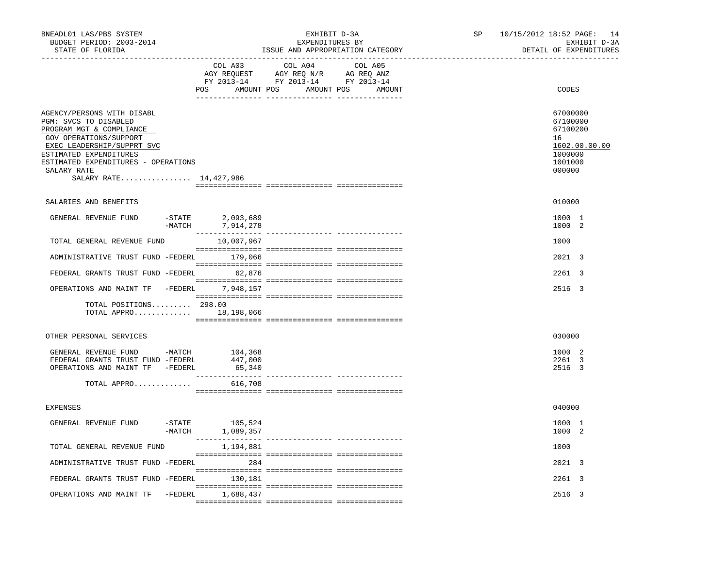| | COL A03 AGY REQUEST FY 2013-14 POS AMOUNT | COL A04 AGY REQ N/R FY 2013-14 POS AMOUNT | COL A05 AG REQ ANZ FY 2013-14 POS AMOUNT | CODES |
|---|---|---|---|---|
| AGENCY/PERSONS WITH DISABL | | | | 67000000 |
| PGM: SVCS TO DISABLED | | | | 67100000 |
| PROGRAM MGT & COMPLIANCE | | | | 67100200 |
| GOV OPERATIONS/SUPPORT | | | | 16 |
| EXEC LEADERSHIP/SUPPRT SVC | | | | 1602.00.00.00 |
| ESTIMATED EXPENDITURES | | | | 1000000 |
| ESTIMATED EXPENDITURES - OPERATIONS | | | | 1001000 |
| SALARY RATE | | | | 000000 |
| SALARY RATE................ 14,427,986 | | | | |
| SALARIES AND BENEFITS | | | | 010000 |
| GENERAL REVENUE FUND -STATE | 2,093,689 | | | 1000 1 |
| -MATCH | 7,914,278 | | | 1000 2 |
| TOTAL GENERAL REVENUE FUND | 10,007,967 | | | 1000 |
| ADMINISTRATIVE TRUST FUND -FEDERL | 179,066 | | | 2021 3 |
| FEDERAL GRANTS TRUST FUND -FEDERL | 62,876 | | | 2261 3 |
| OPERATIONS AND MAINT TF -FEDERL | 7,948,157 | | | 2516 3 |
| TOTAL POSITIONS......... | 298.00 | | | |
| TOTAL APPRO............. | 18,198,066 | | | |
| OTHER PERSONAL SERVICES | | | | 030000 |
| GENERAL REVENUE FUND -MATCH | 104,368 | | | 1000 2 |
| FEDERAL GRANTS TRUST FUND -FEDERL | 447,000 | | | 2261 3 |
| OPERATIONS AND MAINT TF -FEDERL | 65,340 | | | 2516 3 |
| TOTAL APPRO............. | 616,708 | | | |
| EXPENSES | | | | 040000 |
| GENERAL REVENUE FUND -STATE | 105,524 | | | 1000 1 |
| -MATCH | 1,089,357 | | | 1000 2 |
| TOTAL GENERAL REVENUE FUND | 1,194,881 | | | 1000 |
| ADMINISTRATIVE TRUST FUND -FEDERL | 284 | | | 2021 3 |
| FEDERAL GRANTS TRUST FUND -FEDERL | 130,181 | | | 2261 3 |
| OPERATIONS AND MAINT TF -FEDERL | 1,688,437 | | | 2516 3 |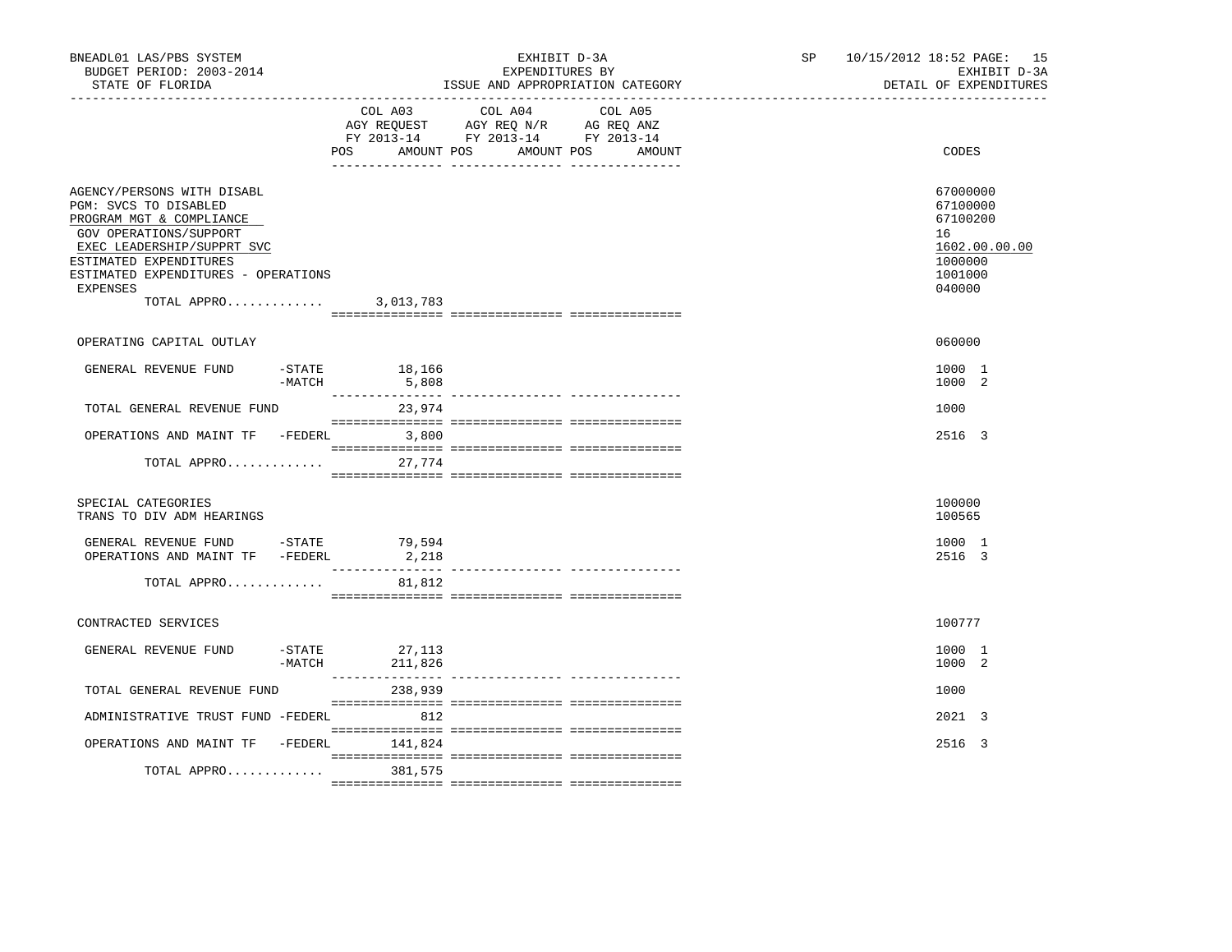BNEADL01 LAS/PBS SYSTEM
BUDGET PERIOD: 2003-2014
STATE OF FLORIDA

EXHIBIT D-3A
EXPENDITURES BY
ISSUE AND APPROPRIATION CATEGORY

SP 10/15/2012 18:52
EXHIBIT D-3A
DETAIL OF EXPENDITURES

| | COL A03 AGY REQUEST FY 2013-14 POS AMOUNT | COL A04 AGY REQ N/R FY 2013-14 POS AMOUNT | COL A05 AG REQ ANZ FY 2013-14 POS AMOUNT | CODES |
|---|---|---|---|---|
| AGENCY/PERSONS WITH DISABL | | | | 67000000 |
| PGM: SVCS TO DISABLED | | | | 67100000 |
| PROGRAM MGT & COMPLIANCE | | | | 67100200 |
| GOV OPERATIONS/SUPPORT | | | | 16 |
| EXEC LEADERSHIP/SUPPRT SVC | | | | 1602.00.00.00 |
| ESTIMATED EXPENDITURES | | | | 1000000 |
| ESTIMATED EXPENDITURES - OPERATIONS | | | | 1001000 |
| EXPENSES | | | | 040000 |
| TOTAL APPRO............. | 3,013,783 | | | |
| OPERATING CAPITAL OUTLAY | | | | 060000 |
| GENERAL REVENUE FUND -STATE | 18,166 | | | 1000 1 |
| -MATCH | 5,808 | | | 1000 2 |
| TOTAL GENERAL REVENUE FUND | 23,974 | | | 1000 |
| OPERATIONS AND MAINT TF -FEDERL | 3,800 | | | 2516 3 |
| TOTAL APPRO............. | 27,774 | | | |
| SPECIAL CATEGORIES | | | | 100000 |
| TRANS TO DIV ADM HEARINGS | | | | 100565 |
| GENERAL REVENUE FUND -STATE | 79,594 | | | 1000 1 |
| OPERATIONS AND MAINT TF -FEDERL | 2,218 | | | 2516 3 |
| TOTAL APPRO............. | 81,812 | | | |
| CONTRACTED SERVICES | | | | 100777 |
| GENERAL REVENUE FUND -STATE | 27,113 | | | 1000 1 |
| -MATCH | 211,826 | | | 1000 2 |
| TOTAL GENERAL REVENUE FUND | 238,939 | | | 1000 |
| ADMINISTRATIVE TRUST FUND -FEDERL | 812 | | | 2021 3 |
| OPERATIONS AND MAINT TF -FEDERL | 141,824 | | | 2516 3 |
| TOTAL APPRO............. | 381,575 | | | |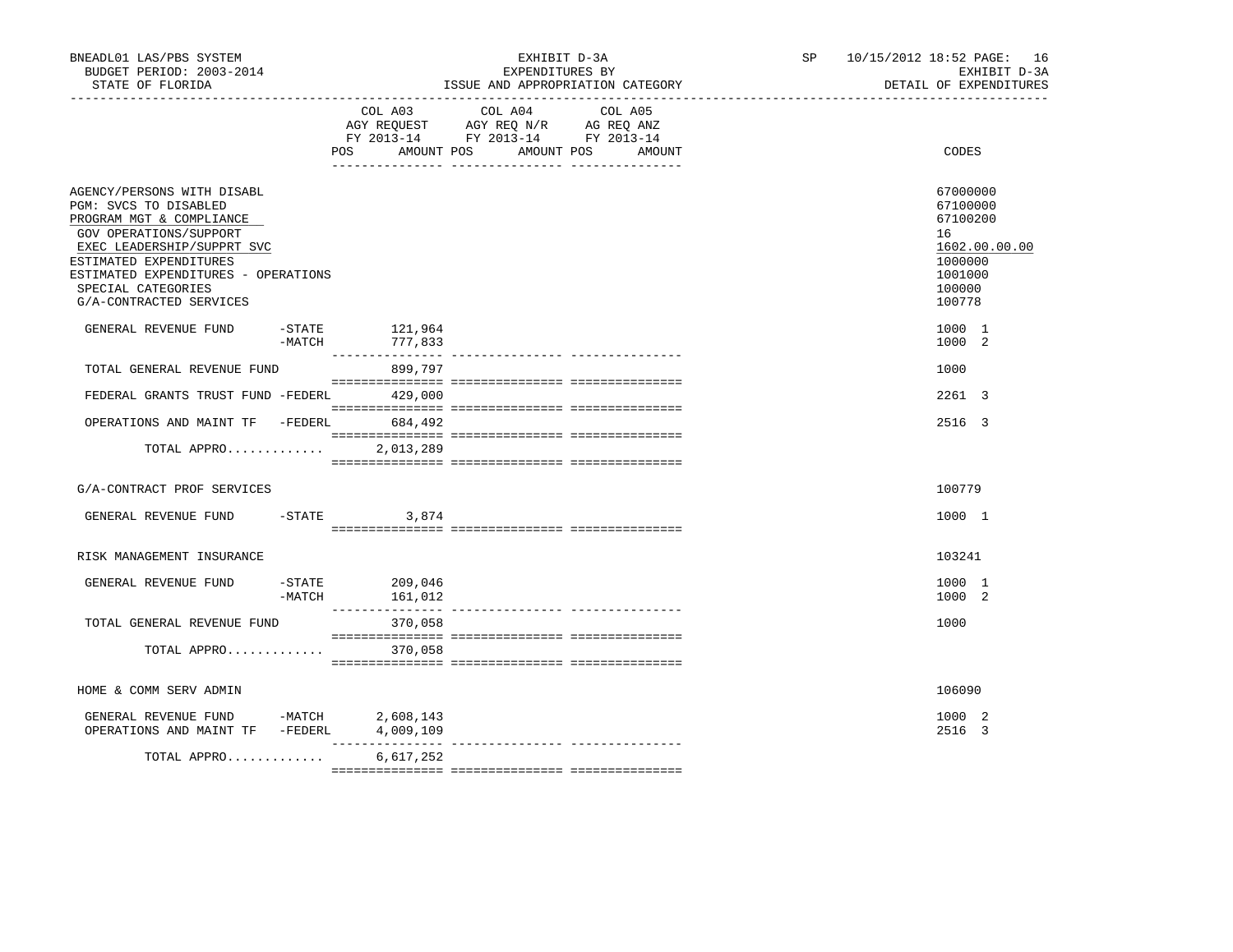BNEADL01 LAS/PBS SYSTEM
BUDGET PERIOD: 2003-2014
STATE OF FLORIDA

EXHIBIT D-3A
EXPENDITURES BY
ISSUE AND APPROPRIATION CATEGORY

SP 10/15/2012 18:52 PAGE: 16
EXHIBIT D-3A
DETAIL OF EXPENDITURES

| | COL A03 AGY REQUEST FY 2013-14 POS AMOUNT | COL A04 AGY REQ N/R FY 2013-14 POS AMOUNT | COL A05 AG REQ ANZ FY 2013-14 POS AMOUNT | CODES |
|---|---|---|---|---|
| AGENCY/PERSONS WITH DISABL | | | | 67000000 |
| PGM: SVCS TO DISABLED | | | | 67100000 |
| PROGRAM MGT & COMPLIANCE | | | | 67100200 |
| GOV OPERATIONS/SUPPORT | | | | 16 |
| EXEC LEADERSHIP/SUPPRT SVC | | | | 1602.00.00.00 |
| ESTIMATED EXPENDITURES | | | | 1000000 |
| ESTIMATED EXPENDITURES - OPERATIONS | | | | 1001000 |
| SPECIAL CATEGORIES | | | | 100000 |
| G/A-CONTRACTED SERVICES | | | | 100778 |
| GENERAL REVENUE FUND -STATE | 121,964 | | | 1000 1 |
| -MATCH | 777,833 | | | 1000 2 |
| TOTAL GENERAL REVENUE FUND | 899,797 | | | 1000 |
| FEDERAL GRANTS TRUST FUND -FEDERL | 429,000 | | | 2261 3 |
| OPERATIONS AND MAINT TF -FEDERL | 684,492 | | | 2516 3 |
| TOTAL APPRO............ | 2,013,289 | | | |
| G/A-CONTRACT PROF SERVICES | | | | 100779 |
| GENERAL REVENUE FUND -STATE | 3,874 | | | 1000 1 |
| RISK MANAGEMENT INSURANCE | | | | 103241 |
| GENERAL REVENUE FUND -STATE | 209,046 | | | 1000 1 |
| -MATCH | 161,012 | | | 1000 2 |
| TOTAL GENERAL REVENUE FUND | 370,058 | | | 1000 |
| TOTAL APPRO............ | 370,058 | | | |
| HOME & COMM SERV ADMIN | | | | 106090 |
| GENERAL REVENUE FUND -MATCH | 2,608,143 | | | 1000 2 |
| OPERATIONS AND MAINT TF -FEDERL | 4,009,109 | | | 2516 3 |
| TOTAL APPRO............ | 6,617,252 | | | |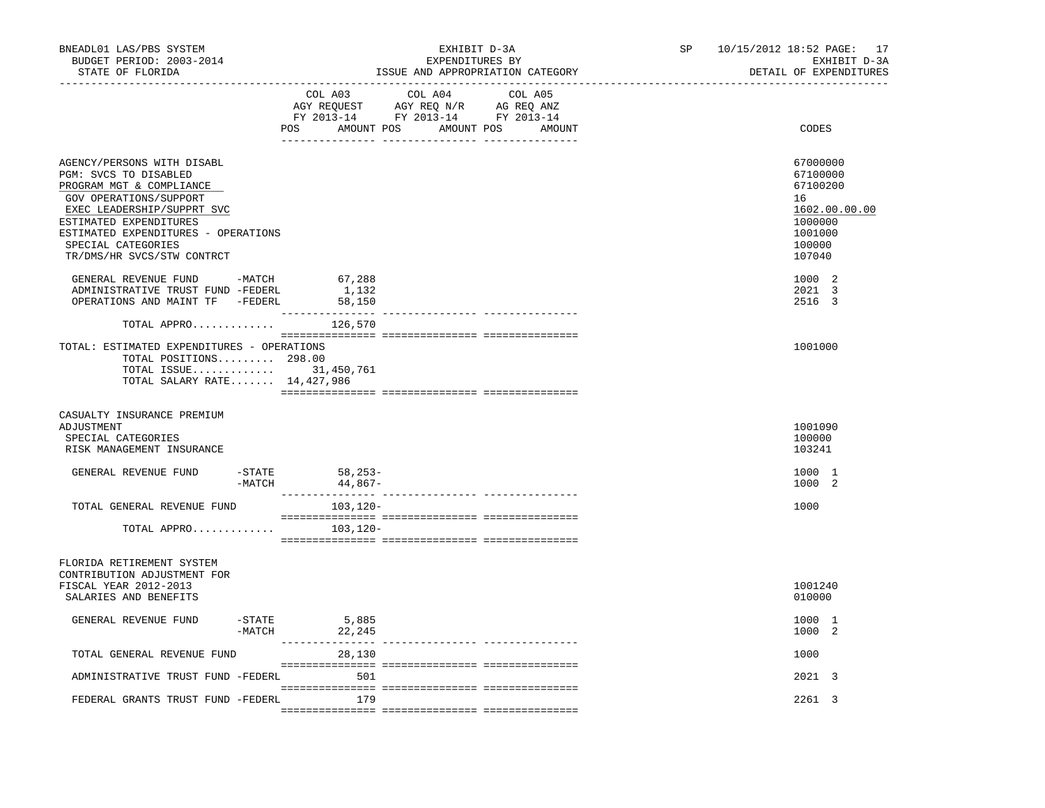BNEADL01 LAS/PBS SYSTEM — EXHIBIT D-3A — EXPENDITURES BY ISSUE AND APPROPRIATION CATEGORY
BUDGET PERIOD: 2003-2014 — STATE OF FLORIDA — SP 10/15/2012 18:52 — EXHIBIT D-3A DETAIL OF EXPENDITURES

| | COL A03 AGY REQUEST FY 2013-14 POS AMOUNT | COL A04 AGY REQ N/R FY 2013-14 POS AMOUNT | COL A05 AG REQ ANZ FY 2013-14 POS AMOUNT | CODES |
|---|---|---|---|---|
| AGENCY/PERSONS WITH DISABL | | | | 67000000 |
| PGM: SVCS TO DISABLED | | | | 67100000 |
| PROGRAM MGT & COMPLIANCE | | | | 67100200 |
| GOV OPERATIONS/SUPPORT | | | | 16 |
| EXEC LEADERSHIP/SUPPRT SVC | | | | 1602.00.00.00 |
| ESTIMATED EXPENDITURES | | | | 1000000 |
| ESTIMATED EXPENDITURES - OPERATIONS | | | | 1001000 |
| SPECIAL CATEGORIES | | | | 100000 |
| TR/DMS/HR SVCS/STW CONTRCT | | | | 107040 |
| GENERAL REVENUE FUND -MATCH | 67,288 | | | 1000 2 |
| ADMINISTRATIVE TRUST FUND -FEDERL | 1,132 | | | 2021 3 |
| OPERATIONS AND MAINT TF -FEDERL | 58,150 | | | 2516 3 |
| TOTAL APPRO............ | 126,570 | | | |
| TOTAL: ESTIMATED EXPENDITURES - OPERATIONS | | | | 1001000 |
| TOTAL POSITIONS......... | 298.00 | | | |
| TOTAL ISSUE............ | 31,450,761 | | | |
| TOTAL SALARY RATE....... | 14,427,986 | | | |
| CASUALTY INSURANCE PREMIUM ADJUSTMENT | | | | 1001090 |
| SPECIAL CATEGORIES | | | | 100000 |
| RISK MANAGEMENT INSURANCE | | | | 103241 |
| GENERAL REVENUE FUND -STATE | 58,253- | | | 1000 1 |
| -MATCH | 44,867- | | | 1000 2 |
| TOTAL GENERAL REVENUE FUND | 103,120- | | | 1000 |
| TOTAL APPRO............ | 103,120- | | | |
| FLORIDA RETIREMENT SYSTEM CONTRIBUTION ADJUSTMENT FOR FISCAL YEAR 2012-2013 | | | | 1001240 |
| SALARIES AND BENEFITS | | | | 010000 |
| GENERAL REVENUE FUND -STATE | 5,885 | | | 1000 1 |
| -MATCH | 22,245 | | | 1000 2 |
| TOTAL GENERAL REVENUE FUND | 28,130 | | | 1000 |
| ADMINISTRATIVE TRUST FUND -FEDERL | 501 | | | 2021 3 |
| FEDERAL GRANTS TRUST FUND -FEDERL | 179 | | | 2261 3 |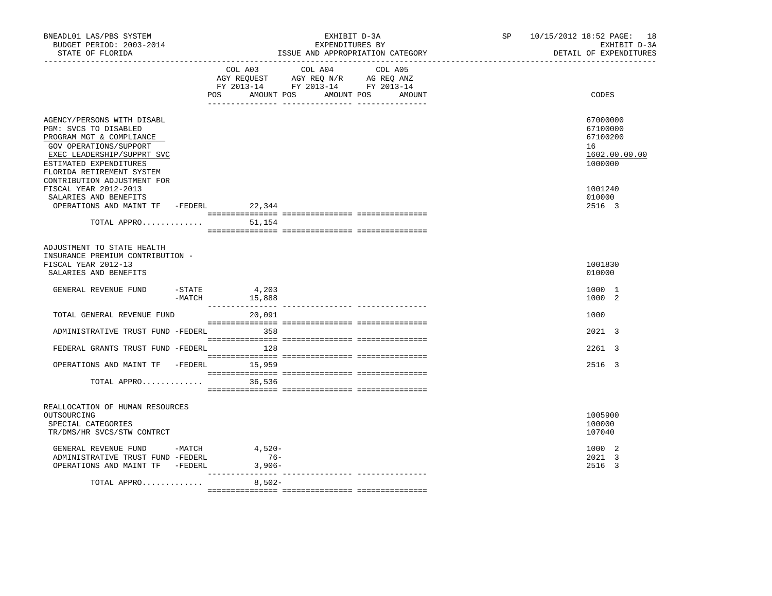BNEADL01 LAS/PBS SYSTEM | EXHIBIT D-3A | SP 10/15/2012 18:52 PAGE: 18
BUDGET PERIOD: 2003-2014 | EXPENDITURES BY | EXHIBIT D-3A
STATE OF FLORIDA | ISSUE AND APPROPRIATION CATEGORY | DETAIL OF EXPENDITURES

| | COL A03 AGY REQUEST FY 2013-14 POS AMOUNT | COL A04 AGY REQ N/R FY 2013-14 POS AMOUNT | COL A05 AG REQ ANZ FY 2013-14 POS AMOUNT | CODES |
|---|---|---|---|---|
| AGENCY/PERSONS WITH DISABL | | | | 67000000 |
| PGM: SVCS TO DISABLED | | | | 67100000 |
| PROGRAM MGT & COMPLIANCE | | | | 67100200 |
| GOV OPERATIONS/SUPPORT | | | | 16 |
| EXEC LEADERSHIP/SUPPRT SVC | | | | 1602.00.00.00 |
| ESTIMATED EXPENDITURES | | | | 1000000 |
| FLORIDA RETIREMENT SYSTEM CONTRIBUTION ADJUSTMENT FOR FISCAL YEAR 2012-2013 | | | | 1001240 |
| SALARIES AND BENEFITS | | | | 010000 |
| OPERATIONS AND MAINT TF -FEDERL | 22,344 | | | 2516 3 |
| TOTAL APPRO............. | 51,154 | | | |
| ADJUSTMENT TO STATE HEALTH INSURANCE PREMIUM CONTRIBUTION - FISCAL YEAR 2012-13 | | | | 1001830 |
| SALARIES AND BENEFITS | | | | 010000 |
| GENERAL REVENUE FUND -STATE | 4,203 | | | 1000 1 |
| -MATCH | 15,888 | | | 1000 2 |
| TOTAL GENERAL REVENUE FUND | 20,091 | | | 1000 |
| ADMINISTRATIVE TRUST FUND -FEDERL | 358 | | | 2021 3 |
| FEDERAL GRANTS TRUST FUND -FEDERL | 128 | | | 2261 3 |
| OPERATIONS AND MAINT TF -FEDERL | 15,959 | | | 2516 3 |
| TOTAL APPRO............. | 36,536 | | | |
| REALLOCATION OF HUMAN RESOURCES OUTSOURCING | | | | 1005900 |
| SPECIAL CATEGORIES | | | | 100000 |
| TR/DMS/HR SVCS/STW CONTRCT | | | | 107040 |
| GENERAL REVENUE FUND -MATCH | 4,520- | | | 1000 2 |
| ADMINISTRATIVE TRUST FUND -FEDERL | 76- | | | 2021 3 |
| OPERATIONS AND MAINT TF -FEDERL | 3,906- | | | 2516 3 |
| TOTAL APPRO............. | 8,502- | | | |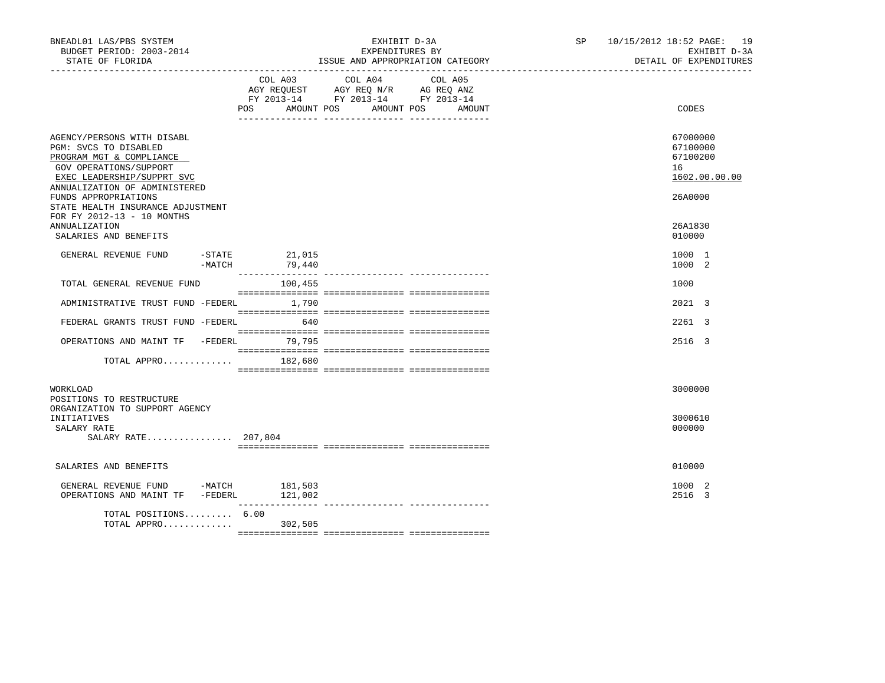BNEADL01 LAS/PBS SYSTEM
BUDGET PERIOD: 2003-2014
STATE OF FLORIDA

EXHIBIT D-3A
EXPENDITURES BY
ISSUE AND APPROPRIATION CATEGORY

SP 10/15/2012 18:52 PAGE: 19
EXHIBIT D-3A
DETAIL OF EXPENDITURES

| | COL A03 AGY REQUEST FY 2013-14 POS AMOUNT | COL A04 AGY REQ N/R FY 2013-14 POS AMOUNT | COL A05 AG REQ ANZ FY 2013-14 POS AMOUNT | CODES |
|---|---|---|---|---|
| AGENCY/PERSONS WITH DISABL | | | | 67000000 |
| PGM: SVCS TO DISABLED | | | | 67100000 |
| PROGRAM MGT & COMPLIANCE | | | | 67100200 |
| GOV OPERATIONS/SUPPORT | | | | 16 |
| EXEC LEADERSHIP/SUPPRT SVC | | | | 1602.00.00.00 |
| ANNUALIZATION OF ADMINISTERED FUNDS APPROPRIATIONS | | | | 26A0000 |
| STATE HEALTH INSURANCE ADJUSTMENT FOR FY 2012-13 - 10 MONTHS ANNUALIZATION | | | | 26A1830 |
| SALARIES AND BENEFITS | | | | 010000 |
| GENERAL REVENUE FUND -STATE | 21,015 | | | 1000 1 |
| -MATCH | 79,440 | | | 1000 2 |
| TOTAL GENERAL REVENUE FUND | 100,455 | | | 1000 |
| ADMINISTRATIVE TRUST FUND -FEDERL | 1,790 | | | 2021 3 |
| FEDERAL GRANTS TRUST FUND -FEDERL | 640 | | | 2261 3 |
| OPERATIONS AND MAINT TF -FEDERL | 79,795 | | | 2516 3 |
| TOTAL APPRO............. | 182,680 | | | |
| WORKLOAD | | | | 3000000 |
| POSITIONS TO RESTRUCTURE ORGANIZATION TO SUPPORT AGENCY INITIATIVES | | | | 3000610 |
| SALARY RATE | | | | 000000 |
| SALARY RATE................ 207,804 | | | | |
| SALARIES AND BENEFITS | | | | 010000 |
| GENERAL REVENUE FUND -MATCH | 181,503 | | | 1000 2 |
| OPERATIONS AND MAINT TF -FEDERL | 121,002 | | | 2516 3 |
| TOTAL POSITIONS......... | 6.00 | | | |
| TOTAL APPRO............. | 302,505 | | | |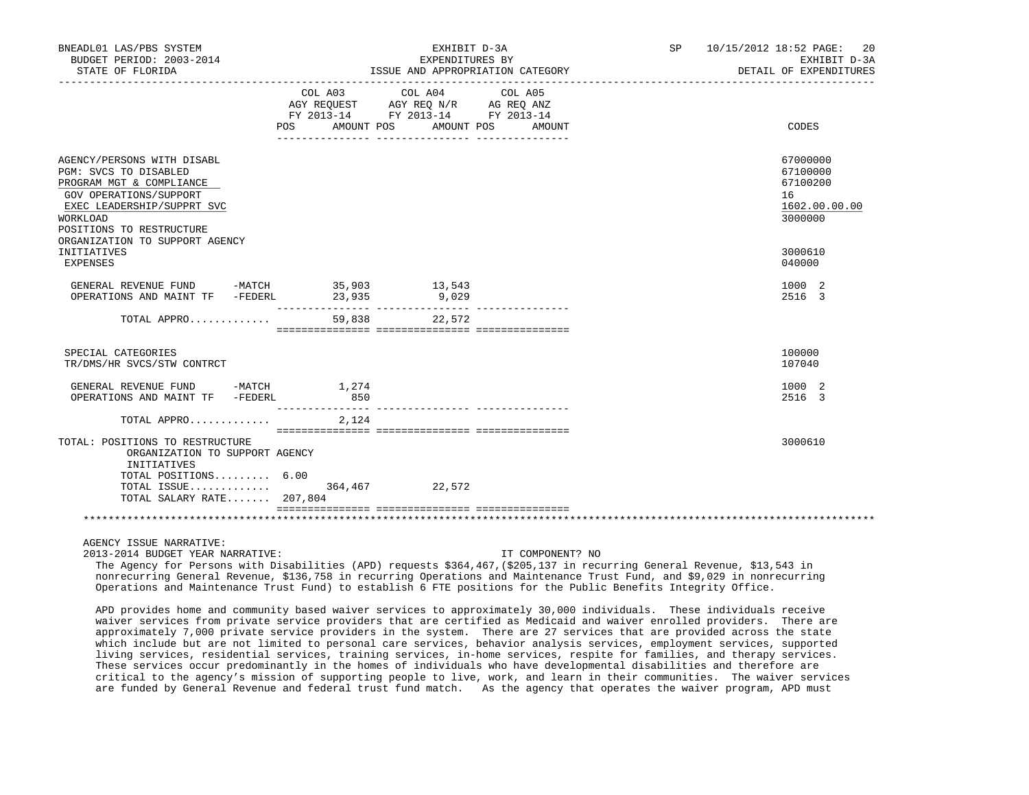BNEADL01 LAS/PBS SYSTEM | EXHIBIT D-3A | SP 10/15/2012 18:52

BUDGET PERIOD: 2003-2014 | EXPENDITURES BY | EXHIBIT D-3A

STATE OF FLORIDA | ISSUE AND APPROPRIATION CATEGORY | DETAIL OF EXPENDITURES

| | COL A03 AGY REQUEST FY 2013-14 POS AMOUNT | COL A04 AGY REQ N/R FY 2013-14 POS AMOUNT | COL A05 AG REQ ANZ FY 2013-14 POS AMOUNT | CODES |
|---|---|---|---|---|
| AGENCY/PERSONS WITH DISABL | | | | 67000000 |
| PGM: SVCS TO DISABLED | | | | 67100000 |
| PROGRAM MGT & COMPLIANCE | | | | 67100200 |
| GOV OPERATIONS/SUPPORT | | | | 16 |
| EXEC LEADERSHIP/SUPPRT SVC | | | | 1602.00.00.00 |
| WORKLOAD | | | | 3000000 |
| POSITIONS TO RESTRUCTURE ORGANIZATION TO SUPPORT AGENCY INITIATIVES | | | | 3000610 |
| EXPENSES | | | | 040000 |
| GENERAL REVENUE FUND -MATCH | 35,903 | 13,543 | | 1000 2 |
| OPERATIONS AND MAINT TF -FEDERL | 23,935 | 9,029 | | 2516 3 |
| TOTAL APPRO............ | 59,838 | 22,572 | | |
| SPECIAL CATEGORIES | | | | 100000 |
| TR/DMS/HR SVCS/STW CONTRCT | | | | 107040 |
| GENERAL REVENUE FUND -MATCH | 1,274 | | | 1000 2 |
| OPERATIONS AND MAINT TF -FEDERL | 850 | | | 2516 3 |
| TOTAL APPRO............ | 2,124 | | | |
| TOTAL: POSITIONS TO RESTRUCTURE ORGANIZATION TO SUPPORT AGENCY INITIATIVES | | | | 3000610 |
| TOTAL POSITIONS......... | 6.00 | | | |
| TOTAL ISSUE............ | 364,467 | 22,572 | | |
| TOTAL SALARY RATE....... | 207,804 | | | |

AGENCY ISSUE NARRATIVE:

2013-2014 BUDGET YEAR NARRATIVE: IT COMPONENT? NO

The Agency for Persons with Disabilities (APD) requests $364,467,($205,137 in recurring General Revenue, $13,543 in nonrecurring General Revenue, $136,758 in recurring Operations and Maintenance Trust Fund, and $9,029 in nonrecurring Operations and Maintenance Trust Fund) to establish 6 FTE positions for the Public Benefits Integrity Office.

APD provides home and community based waiver services to approximately 30,000 individuals. These individuals receive waiver services from private service providers that are certified as Medicaid and waiver enrolled providers. There are approximately 7,000 private service providers in the system. There are 27 services that are provided across the state which include but are not limited to personal care services, behavior analysis services, employment services, supported living services, residential services, training services, in-home services, respite for families, and therapy services. These services occur predominantly in the homes of individuals who have developmental disabilities and therefore are critical to the agency's mission of supporting people to live, work, and learn in their communities. The waiver services are funded by General Revenue and federal trust fund match. As the agency that operates the waiver program, APD must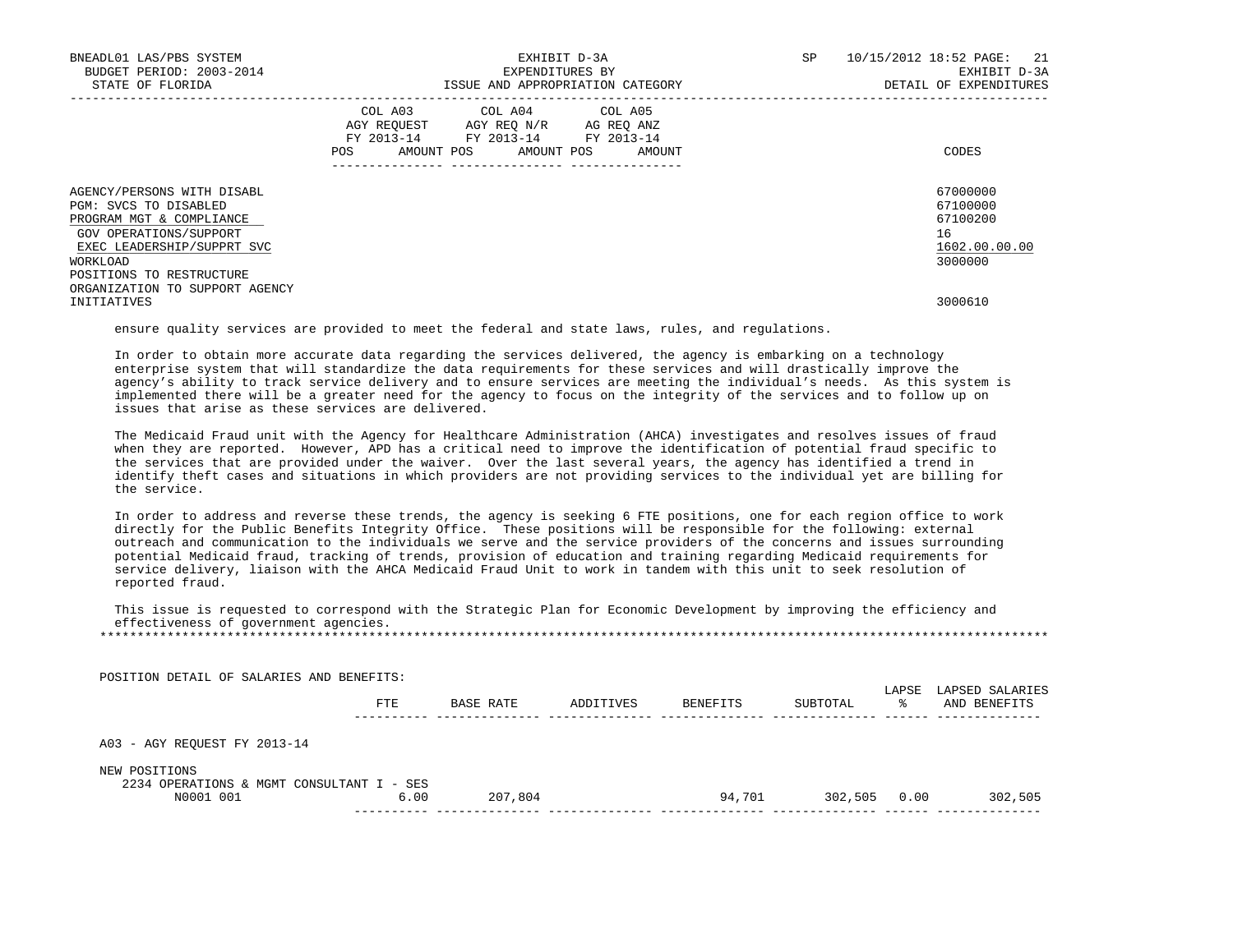| | COL A03 AGY REQUEST FY 2013-14 POS AMOUNT | COL A04 AGY REQ N/R FY 2013-14 POS AMOUNT | COL A05 AG REQ ANZ FY 2013-14 POS AMOUNT | CODES |
|---|---|---|---|---|
| AGENCY/PERSONS WITH DISABL | | | | 67000000 |
| PGM: SVCS TO DISABLED | | | | 67100000 |
| PROGRAM MGT & COMPLIANCE | | | | 67100200 |
| GOV OPERATIONS/SUPPORT | | | | 16 |
| EXEC LEADERSHIP/SUPPRT SVC | | | | 1602.00.00.00 |
| WORKLOAD | | | | 3000000 |
| POSITIONS TO RESTRUCTURE ORGANIZATION TO SUPPORT AGENCY INITIATIVES | | | | 3000610 |

ensure quality services are provided to meet the federal and state laws, rules, and regulations.

In order to obtain more accurate data regarding the services delivered, the agency is embarking on a technology enterprise system that will standardize the data requirements for these services and will drastically improve the agency's ability to track service delivery and to ensure services are meeting the individual's needs. As this system is implemented there will be a greater need for the agency to focus on the integrity of the services and to follow up on issues that arise as these services are delivered.

The Medicaid Fraud unit with the Agency for Healthcare Administration (AHCA) investigates and resolves issues of fraud when they are reported. However, APD has a critical need to improve the identification of potential fraud specific to the services that are provided under the waiver. Over the last several years, the agency has identified a trend in identify theft cases and situations in which providers are not providing services to the individual yet are billing for the service.

In order to address and reverse these trends, the agency is seeking 6 FTE positions, one for each region office to work directly for the Public Benefits Integrity Office. These positions will be responsible for the following: external outreach and communication to the individuals we serve and the service providers of the concerns and issues surrounding potential Medicaid fraud, tracking of trends, provision of education and training regarding Medicaid requirements for service delivery, liaison with the AHCA Medicaid Fraud Unit to work in tandem with this unit to seek resolution of reported fraud.

This issue is requested to correspond with the Strategic Plan for Economic Development by improving the efficiency and effectiveness of government agencies.

*******************************************************************************************************************************

POSITION DETAIL OF SALARIES AND BENEFITS:

| | FTE | BASE RATE | ADDITIVES | BENEFITS | SUBTOTAL | LAPSE % | LAPSED SALARIES AND BENEFITS |
|---|---|---|---|---|---|---|---|
| A03 - AGY REQUEST FY 2013-14 | | | | | | | |
| NEW POSITIONS | | | | | | | |
| 2234 OPERATIONS & MGMT CONSULTANT I - SES | | | | | | | |
| N0001 001 | 6.00 | 207,804 | | 94,701 | 302,505 | 0.00 | 302,505 |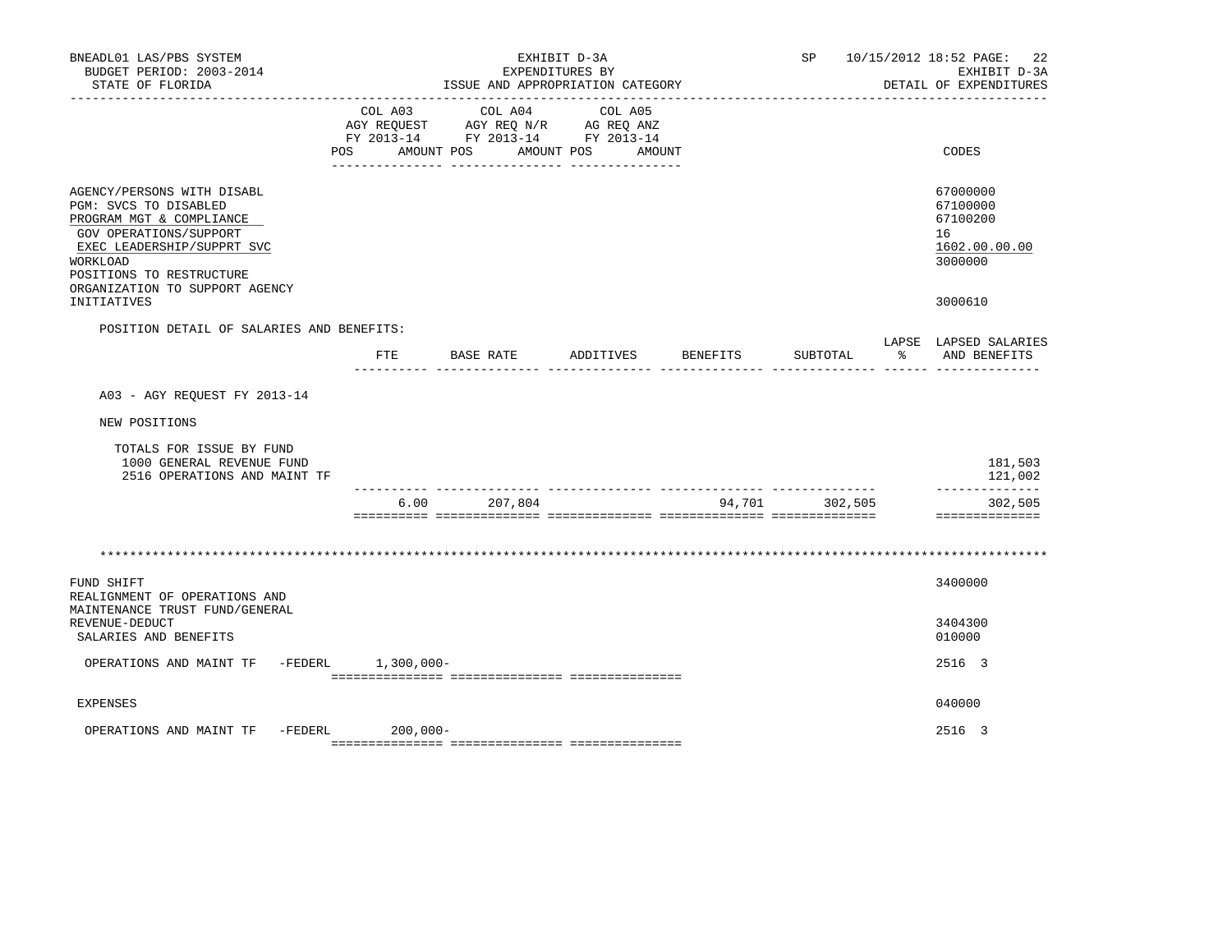BNEADL01 LAS/PBS SYSTEM — EXHIBIT D-3A — SP 10/15/2012 18:52 PAGE: 22
BUDGET PERIOD: 2003-2014 — EXPENDITURES BY — EXHIBIT D-3A
STATE OF FLORIDA — ISSUE AND APPROPRIATION CATEGORY — DETAIL OF EXPENDITURES

| | COL A03 AGY REQUEST FY 2013-14 POS AMOUNT | COL A04 AGY REQ N/R FY 2013-14 POS AMOUNT | COL A05 AG REQ ANZ FY 2013-14 POS AMOUNT | CODES |
|---|---|---|---|---|
| AGENCY/PERSONS WITH DISABL | | | | 67000000 |
| PGM: SVCS TO DISABLED | | | | 67100000 |
| PROGRAM MGT & COMPLIANCE | | | | 67100200 |
| GOV OPERATIONS/SUPPORT | | | | 16 |
| EXEC LEADERSHIP/SUPPRT SVC | | | | 1602.00.00.00 |
| WORKLOAD | | | | 3000000 |
| POSITIONS TO RESTRUCTURE ORGANIZATION TO SUPPORT AGENCY INITIATIVES | | | | 3000610 |

POSITION DETAIL OF SALARIES AND BENEFITS:

| | FTE | BASE RATE | ADDITIVES | BENEFITS | SUBTOTAL | LAPSE % | LAPSED SALARIES AND BENEFITS |
|---|---|---|---|---|---|---|---|
| A03 - AGY REQUEST FY 2013-14 | | | | | | | |
| NEW POSITIONS | | | | | | | |
| TOTALS FOR ISSUE BY FUND | | | | | | | |
| 1000 GENERAL REVENUE FUND | | | | | | | 181,503 |
| 2516 OPERATIONS AND MAINT TF | | | | | | | 121,002 |
| | 6.00 | 207,804 | | 94,701 | 302,505 | | 302,505 |

*******************************************************************************************************************

| | COL A03 | COL A04 | COL A05 | CODES |
|---|---|---|---|---|
| FUND SHIFT | | | | 3400000 |
| REALIGNMENT OF OPERATIONS AND MAINTENANCE TRUST FUND/GENERAL REVENUE-DEDUCT | | | | 3404300 |
| SALARIES AND BENEFITS | | | | 010000 |
| OPERATIONS AND MAINT TF -FEDERL | 1,300,000- | | | 2516 3 |
| EXPENSES | | | | 040000 |
| OPERATIONS AND MAINT TF -FEDERL | 200,000- | | | 2516 3 |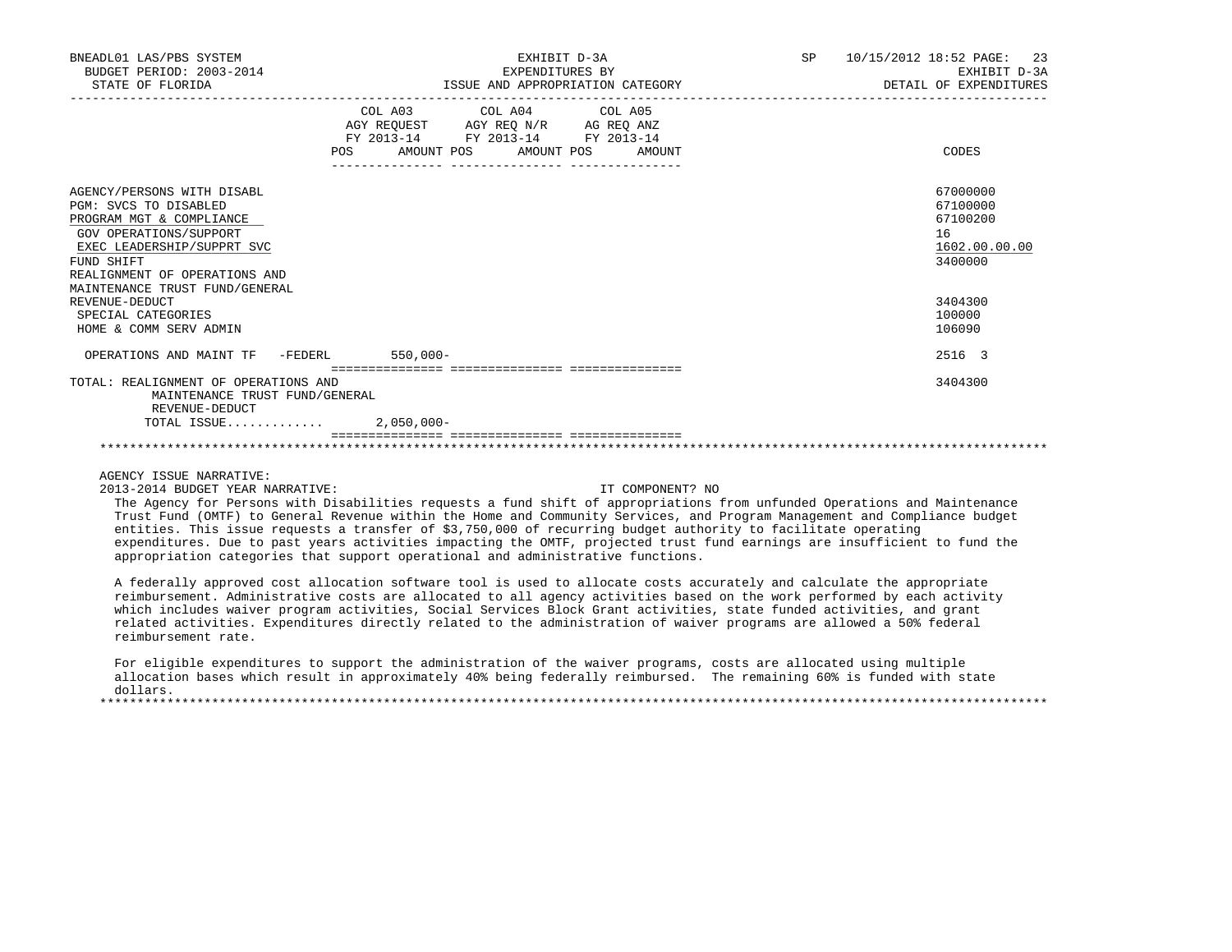| | COL A03 AGY REQUEST FY 2013-14 POS AMOUNT | COL A04 AGY REQ N/R FY 2013-14 POS AMOUNT | COL A05 AG REQ ANZ FY 2013-14 POS AMOUNT | CODES |
|---|---|---|---|---|
| AGENCY/PERSONS WITH DISABL | | | | 67000000 |
| PGM: SVCS TO DISABLED | | | | 67100000 |
| PROGRAM MGT & COMPLIANCE | | | | 67100200 |
| GOV OPERATIONS/SUPPORT | | | | 16 |
| EXEC LEADERSHIP/SUPPRT SVC | | | | 1602.00.00.00 |
| FUND SHIFT | | | | 3400000 |
| REALIGNMENT OF OPERATIONS AND MAINTENANCE TRUST FUND/GENERAL REVENUE-DEDUCT | | | | 3404300 |
| SPECIAL CATEGORIES | | | | 100000 |
| HOME & COMM SERV ADMIN | | | | 106090 |
| OPERATIONS AND MAINT TF -FEDERL | 550,000- | | | 2516 3 |
| TOTAL: REALIGNMENT OF OPERATIONS AND MAINTENANCE TRUST FUND/GENERAL REVENUE-DEDUCT | | | | 3404300 |
| TOTAL ISSUE............ | 2,050,000- | | | |

AGENCY ISSUE NARRATIVE:

2013-2014 BUDGET YEAR NARRATIVE: IT COMPONENT? NO

The Agency for Persons with Disabilities requests a fund shift of appropriations from unfunded Operations and Maintenance Trust Fund (OMTF) to General Revenue within the Home and Community Services, and Program Management and Compliance budget entities. This issue requests a transfer of $3,750,000 of recurring budget authority to facilitate operating expenditures. Due to past years activities impacting the OMTF, projected trust fund earnings are insufficient to fund the appropriation categories that support operational and administrative functions.

A federally approved cost allocation software tool is used to allocate costs accurately and calculate the appropriate reimbursement. Administrative costs are allocated to all agency activities based on the work performed by each activity which includes waiver program activities, Social Services Block Grant activities, state funded activities, and grant related activities. Expenditures directly related to the administration of waiver programs are allowed a 50% federal reimbursement rate.

For eligible expenditures to support the administration of the waiver programs, costs are allocated using multiple allocation bases which result in approximately 40% being federally reimbursed. The remaining 60% is funded with state dollars.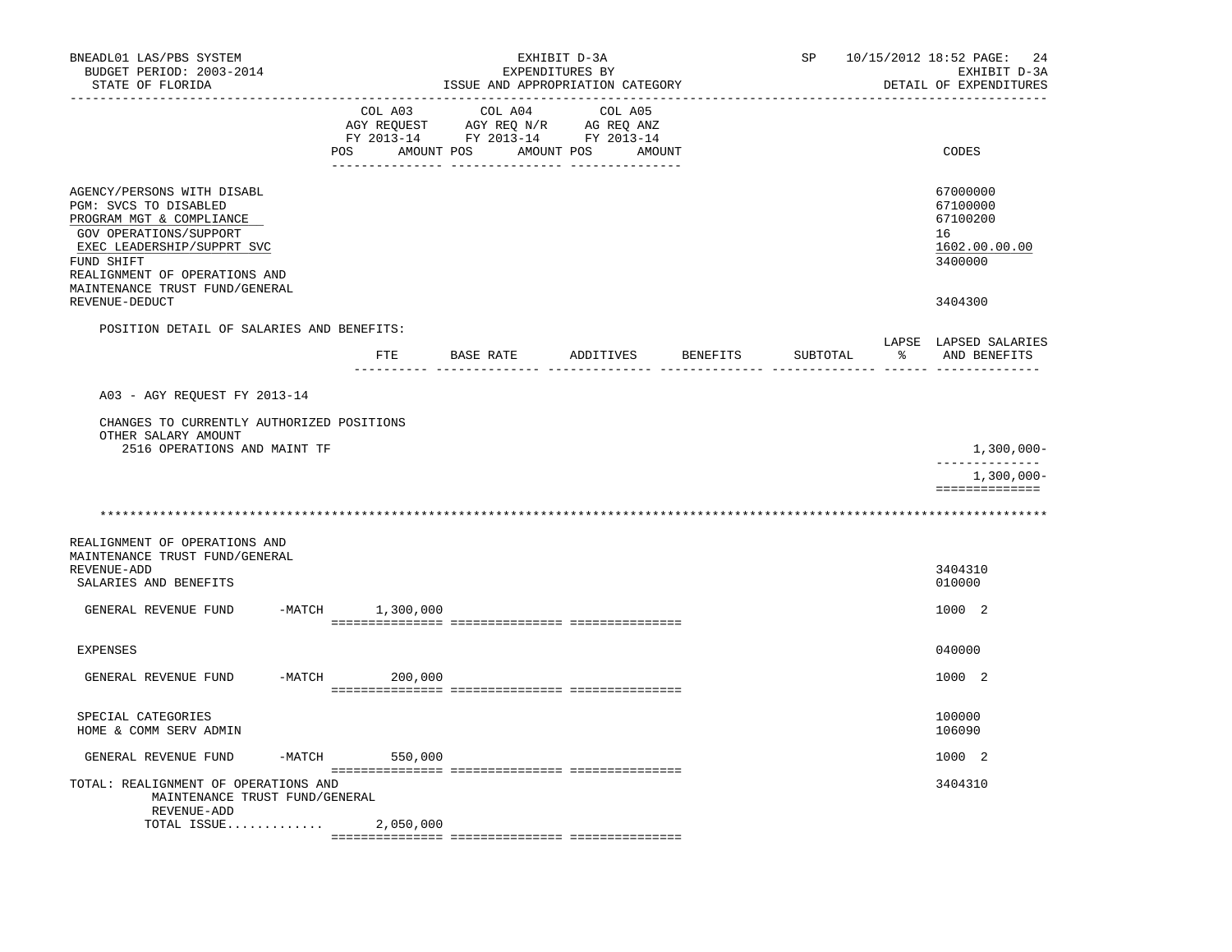BNEADL01 LAS/PBS SYSTEM
BUDGET PERIOD: 2003-2014
STATE OF FLORIDA

EXHIBIT D-3A
EXPENDITURES BY
ISSUE AND APPROPRIATION CATEGORY

SP 10/15/2012 18:52
EXHIBIT D-3A
DETAIL OF EXPENDITURES

| | COL A03 AGY REQUEST FY 2013-14 POS AMOUNT | COL A04 AGY REQ N/R FY 2013-14 POS AMOUNT | COL A05 AG REQ ANZ FY 2013-14 POS AMOUNT | CODES |
|---|---|---|---|---|
| AGENCY/PERSONS WITH DISABL | | | | 67000000 |
| PGM: SVCS TO DISABLED | | | | 67100000 |
| PROGRAM MGT & COMPLIANCE | | | | 67100200 |
| GOV OPERATIONS/SUPPORT | | | | 16 |
| EXEC LEADERSHIP/SUPPRT SVC | | | | 1602.00.00.00 |
| FUND SHIFT | | | | 3400000 |
| REALIGNMENT OF OPERATIONS AND MAINTENANCE TRUST FUND/GENERAL REVENUE-DEDUCT | | | | 3404300 |

POSITION DETAIL OF SALARIES AND BENEFITS:

| | FTE | BASE RATE | ADDITIVES | BENEFITS | SUBTOTAL | LAPSE % | LAPSED SALARIES AND BENEFITS |
|---|---|---|---|---|---|---|---|
| A03 - AGY REQUEST FY 2013-14 | | | | | | | |
| CHANGES TO CURRENTLY AUTHORIZED POSITIONS | | | | | | | |
| OTHER SALARY AMOUNT | | | | | | | |
| 2516 OPERATIONS AND MAINT TF | | | | | | | 1,300,000- |
| | | | | | | | 1,300,000- |

************************************************************************************************************************

| | COL A03 | COL A04 | COL A05 | CODES |
|---|---|---|---|---|
| REALIGNMENT OF OPERATIONS AND MAINTENANCE TRUST FUND/GENERAL REVENUE-ADD | | | | 3404310 |
| SALARIES AND BENEFITS | | | | 010000 |
| GENERAL REVENUE FUND -MATCH | 1,300,000 | | | 1000 2 |
| EXPENSES | | | | 040000 |
| GENERAL REVENUE FUND -MATCH | 200,000 | | | 1000 2 |
| SPECIAL CATEGORIES | | | | 100000 |
| HOME & COMM SERV ADMIN | | | | 106090 |
| GENERAL REVENUE FUND -MATCH | 550,000 | | | 1000 2 |
| TOTAL: REALIGNMENT OF OPERATIONS AND MAINTENANCE TRUST FUND/GENERAL REVENUE-ADD | | | | 3404310 |
| TOTAL ISSUE............ | 2,050,000 | | | |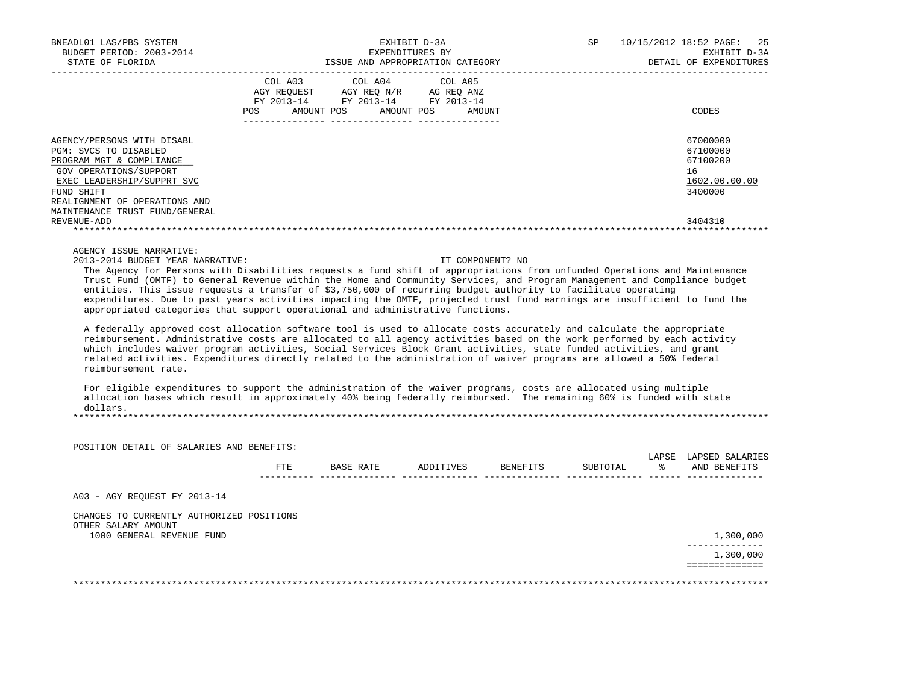BNEADL01 LAS/PBS SYSTEM — EXHIBIT D-3A — SP 10/15/2012 18:52

BUDGET PERIOD: 2003-2014 — EXPENDITURES BY — EXHIBIT D-3A

STATE OF FLORIDA — ISSUE AND APPROPRIATION CATEGORY — DETAIL OF EXPENDITURES

| | COL A03 AGY REQUEST FY 2013-14 | | COL A04 AGY REQ N/R FY 2013-14 | | COL A05 AG REQ ANZ FY 2013-14 | | |
|---|---|---|---|---|---|---|---|
| | POS | AMOUNT | POS | AMOUNT | POS | AMOUNT | CODES |
| AGENCY/PERSONS WITH DISABL | | | | | | | 67000000 |
| PGM: SVCS TO DISABLED | | | | | | | 67100000 |
| PROGRAM MGT & COMPLIANCE | | | | | | | 67100200 |
| GOV OPERATIONS/SUPPORT | | | | | | | 16 |
| EXEC LEADERSHIP/SUPPRT SVC | | | | | | | 1602.00.00.00 |
| FUND SHIFT | | | | | | | 3400000 |
| REALIGNMENT OF OPERATIONS AND MAINTENANCE TRUST FUND/GENERAL REVENUE-ADD | | | | | | | 3404310 |

AGENCY ISSUE NARRATIVE:

2013-2014 BUDGET YEAR NARRATIVE: IT COMPONENT? NO

The Agency for Persons with Disabilities requests a fund shift of appropriations from unfunded Operations and Maintenance Trust Fund (OMTF) to General Revenue within the Home and Community Services, and Program Management and Compliance budget entities. This issue requests a transfer of $3,750,000 of recurring budget authority to facilitate operating expenditures. Due to past years activities impacting the OMTF, projected trust fund earnings are insufficient to fund the appropriated categories that support operational and administrative functions.

A federally approved cost allocation software tool is used to allocate costs accurately and calculate the appropriate reimbursement. Administrative costs are allocated to all agency activities based on the work performed by each activity which includes waiver program activities, Social Services Block Grant activities, state funded activities, and grant related activities. Expenditures directly related to the administration of waiver programs are allowed a 50% federal reimbursement rate.

For eligible expenditures to support the administration of the waiver programs, costs are allocated using multiple allocation bases which result in approximately 40% being federally reimbursed. The remaining 60% is funded with state dollars.

POSITION DETAIL OF SALARIES AND BENEFITS:

| | FTE | BASE RATE | ADDITIVES | BENEFITS | SUBTOTAL | LAPSE % | LAPSED SALARIES AND BENEFITS |
|---|---|---|---|---|---|---|---|
| A03 - AGY REQUEST FY 2013-14 | | | | | | | |
| CHANGES TO CURRENTLY AUTHORIZED POSITIONS | | | | | | | |
| OTHER SALARY AMOUNT | | | | | | | |
| 1000 GENERAL REVENUE FUND | | | | | | | 1,300,000 |
| | | | | | | | 1,300,000 |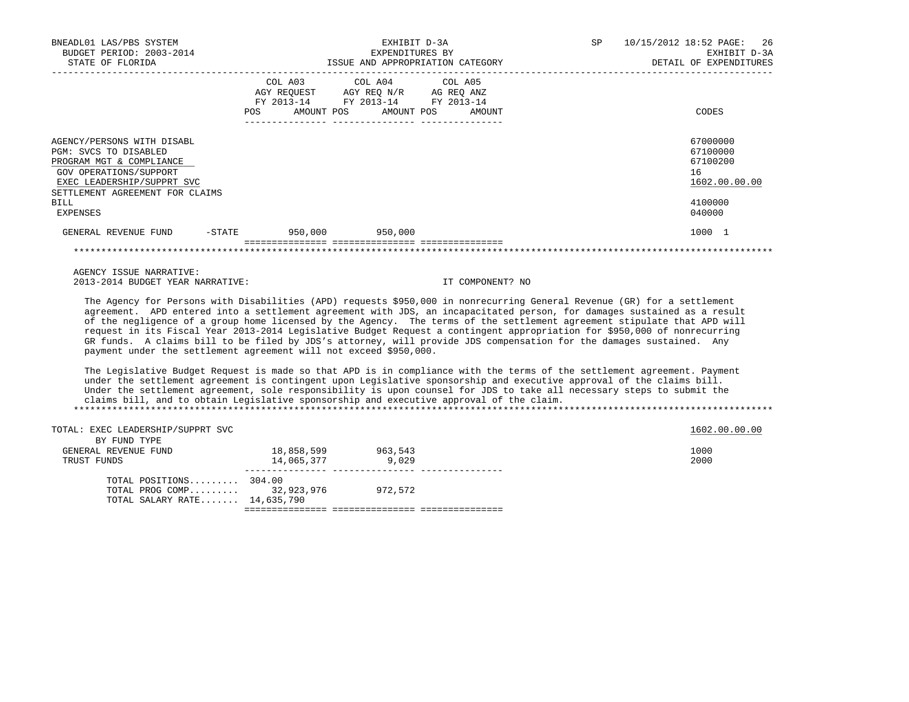BNEADL01 LAS/PBS SYSTEM — EXHIBIT D-3A — EXPENDITURES BY ISSUE AND APPROPRIATION CATEGORY — DETAIL OF EXPENDITURES
BUDGET PERIOD: 2003-2014 — STATE OF FLORIDA — SP 10/15/2012 18:52

| | COL A03 AGY REQUEST FY 2013-14 POS AMOUNT | COL A04 AGY REQ N/R FY 2013-14 POS AMOUNT | COL A05 AG REQ ANZ FY 2013-14 POS AMOUNT | CODES |
|---|---|---|---|---|
| AGENCY/PERSONS WITH DISABL | | | | 67000000 |
| PGM: SVCS TO DISABLED | | | | 67100000 |
| PROGRAM MGT & COMPLIANCE | | | | 67100200 |
| GOV OPERATIONS/SUPPORT | | | | 16 |
| EXEC LEADERSHIP/SUPPRT SVC | | | | 1602.00.00.00 |
| SETTLEMENT AGREEMENT FOR CLAIMS BILL | | | | 4100000 |
| EXPENSES | | | | 040000 |
| GENERAL REVENUE FUND -STATE | 950,000 | 950,000 | | 1000 1 |

AGENCY ISSUE NARRATIVE:
2013-2014 BUDGET YEAR NARRATIVE: IT COMPONENT? NO

The Agency for Persons with Disabilities (APD) requests $950,000 in nonrecurring General Revenue (GR) for a settlement agreement. APD entered into a settlement agreement with JDS, an incapacitated person, for damages sustained as a result of the negligence of a group home licensed by the Agency. The terms of the settlement agreement stipulate that APD will request in its Fiscal Year 2013-2014 Legislative Budget Request a contingent appropriation for $950,000 of nonrecurring GR funds. A claims bill to be filed by JDS's attorney, will provide JDS compensation for the damages sustained. Any payment under the settlement agreement will not exceed $950,000.

The Legislative Budget Request is made so that APD is in compliance with the terms of the settlement agreement. Payment under the settlement agreement is contingent upon Legislative sponsorship and executive approval of the claims bill. Under the settlement agreement, sole responsibility is upon counsel for JDS to take all necessary steps to submit the claims bill, and to obtain Legislative sponsorship and executive approval of the claim.

| TOTAL: EXEC LEADERSHIP/SUPPRT SVC | COL A03 | COL A04 | COL A05 | 1602.00.00.00 |
|---|---|---|---|---|
| BY FUND TYPE | | | | |
| GENERAL REVENUE FUND | 18,858,599 | 963,543 | | 1000 |
| TRUST FUNDS | 14,065,377 | 9,029 | | 2000 |
| TOTAL POSITIONS......... | 304.00 | | | |
| TOTAL PROG COMP......... | 32,923,976 | 972,572 | | |
| TOTAL SALARY RATE....... | 14,635,790 | | | |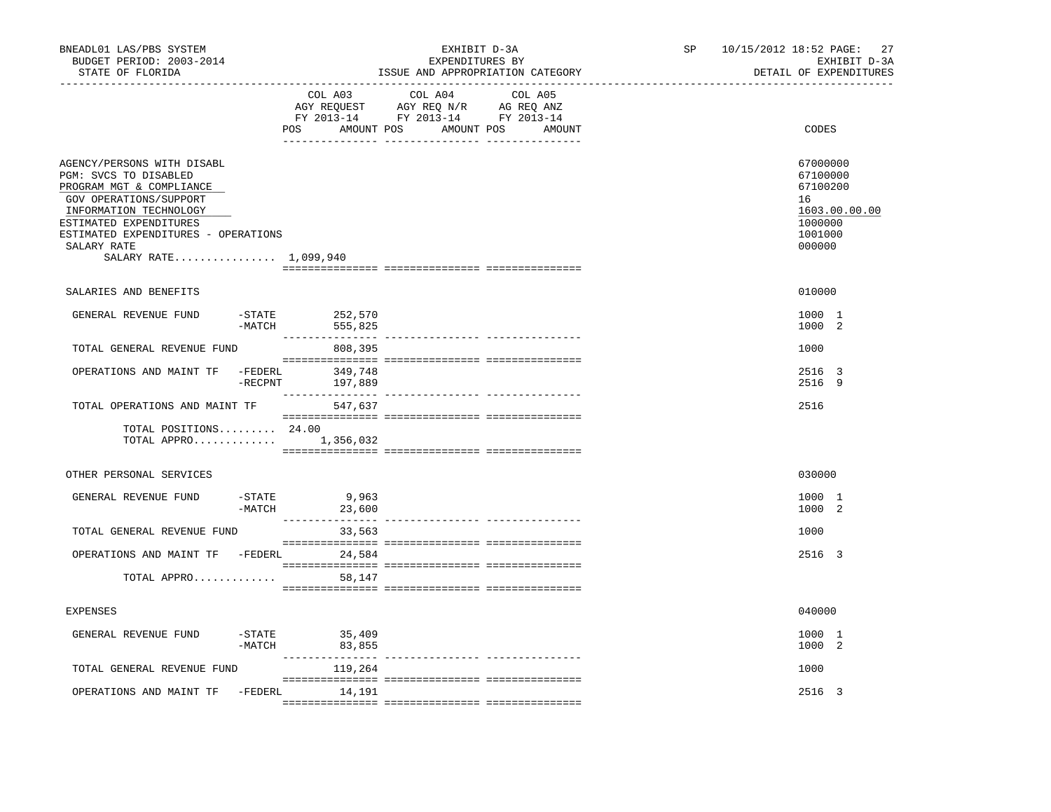BNEADL01 LAS/PBS SYSTEM | EXHIBIT D-3A | SP 10/15/2012 18:52

BUDGET PERIOD: 2003-2014 | EXPENDITURES BY | EXHIBIT D-3A

STATE OF FLORIDA | ISSUE AND APPROPRIATION CATEGORY | DETAIL OF EXPENDITURES

| | COL A03 AGY REQUEST FY 2013-14 POS AMOUNT | COL A04 AGY REQ N/R FY 2013-14 POS AMOUNT | COL A05 AG REQ ANZ FY 2013-14 POS AMOUNT | CODES |
|---|---|---|---|---|
| AGENCY/PERSONS WITH DISABL | | | | 67000000 |
| PGM: SVCS TO DISABLED | | | | 67100000 |
| PROGRAM MGT & COMPLIANCE | | | | 67100200 |
| GOV OPERATIONS/SUPPORT | | | | 16 |
| INFORMATION TECHNOLOGY | | | | 1603.00.00.00 |
| ESTIMATED EXPENDITURES | | | | 1000000 |
| ESTIMATED EXPENDITURES - OPERATIONS | | | | 1001000 |
| SALARY RATE | | | | 000000 |
| SALARY RATE................ 1,099,940 | | | | |
| SALARIES AND BENEFITS | | | | 010000 |
| GENERAL REVENUE FUND -STATE | 252,570 | | | 1000 1 |
| -MATCH | 555,825 | | | 1000 2 |
| TOTAL GENERAL REVENUE FUND | 808,395 | | | 1000 |
| OPERATIONS AND MAINT TF -FEDERL | 349,748 | | | 2516 3 |
| -RECPNT | 197,889 | | | 2516 9 |
| TOTAL OPERATIONS AND MAINT TF | 547,637 | | | 2516 |
| TOTAL POSITIONS......... | 24.00 | | | |
| TOTAL APPRO............. | 1,356,032 | | | |
| OTHER PERSONAL SERVICES | | | | 030000 |
| GENERAL REVENUE FUND -STATE | 9,963 | | | 1000 1 |
| -MATCH | 23,600 | | | 1000 2 |
| TOTAL GENERAL REVENUE FUND | 33,563 | | | 1000 |
| OPERATIONS AND MAINT TF -FEDERL | 24,584 | | | 2516 3 |
| TOTAL APPRO............. | 58,147 | | | |
| EXPENSES | | | | 040000 |
| GENERAL REVENUE FUND -STATE | 35,409 | | | 1000 1 |
| -MATCH | 83,855 | | | 1000 2 |
| TOTAL GENERAL REVENUE FUND | 119,264 | | | 1000 |
| OPERATIONS AND MAINT TF -FEDERL | 14,191 | | | 2516 3 |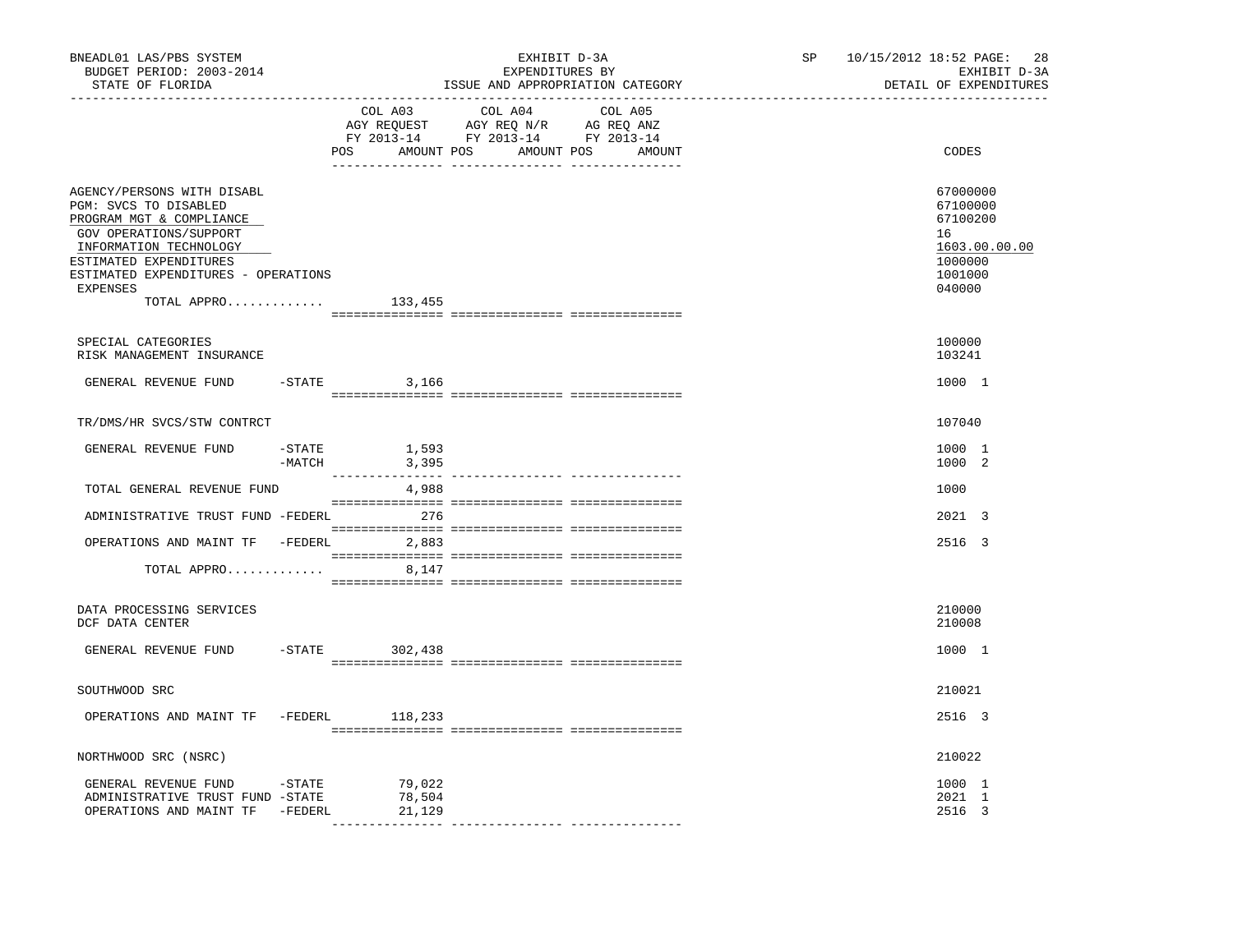BNEADL01 LAS/PBS SYSTEM
BUDGET PERIOD: 2003-2014
STATE OF FLORIDA

EXHIBIT D-3A
EXPENDITURES BY
ISSUE AND APPROPRIATION CATEGORY

SP 10/15/2012 18:52
EXHIBIT D-3A
DETAIL OF EXPENDITURES

| | COL A03 AGY REQUEST FY 2013-14 POS AMOUNT | COL A04 AGY REQ N/R FY 2013-14 POS AMOUNT | COL A05 AG REQ ANZ FY 2013-14 POS AMOUNT | CODES |
|---|---|---|---|---|
| AGENCY/PERSONS WITH DISABL | | | | 67000000 |
| PGM: SVCS TO DISABLED | | | | 67100000 |
| PROGRAM MGT & COMPLIANCE | | | | 67100200 |
| GOV OPERATIONS/SUPPORT | | | | 16 |
| INFORMATION TECHNOLOGY | | | | 1603.00.00.00 |
| ESTIMATED EXPENDITURES | | | | 1000000 |
| ESTIMATED EXPENDITURES - OPERATIONS | | | | 1001000 |
| EXPENSES | | | | 040000 |
| TOTAL APPRO............. | 133,455 | | | |
| SPECIAL CATEGORIES | | | | 100000 |
| RISK MANAGEMENT INSURANCE | | | | 103241 |
| GENERAL REVENUE FUND -STATE | 3,166 | | | 1000 1 |
| TR/DMS/HR SVCS/STW CONTRCT | | | | 107040 |
| GENERAL REVENUE FUND -STATE | 1,593 | | | 1000 1 |
| -MATCH | 3,395 | | | 1000 2 |
| TOTAL GENERAL REVENUE FUND | 4,988 | | | 1000 |
| ADMINISTRATIVE TRUST FUND -FEDERL | 276 | | | 2021 3 |
| OPERATIONS AND MAINT TF -FEDERL | 2,883 | | | 2516 3 |
| TOTAL APPRO............. | 8,147 | | | |
| DATA PROCESSING SERVICES | | | | 210000 |
| DCF DATA CENTER | | | | 210008 |
| GENERAL REVENUE FUND -STATE | 302,438 | | | 1000 1 |
| SOUTHWOOD SRC | | | | 210021 |
| OPERATIONS AND MAINT TF -FEDERL | 118,233 | | | 2516 3 |
| NORTHWOOD SRC (NSRC) | | | | 210022 |
| GENERAL REVENUE FUND -STATE | 79,022 | | | 1000 1 |
| ADMINISTRATIVE TRUST FUND -STATE | 78,504 | | | 2021 1 |
| OPERATIONS AND MAINT TF -FEDERL | 21,129 | | | 2516 3 |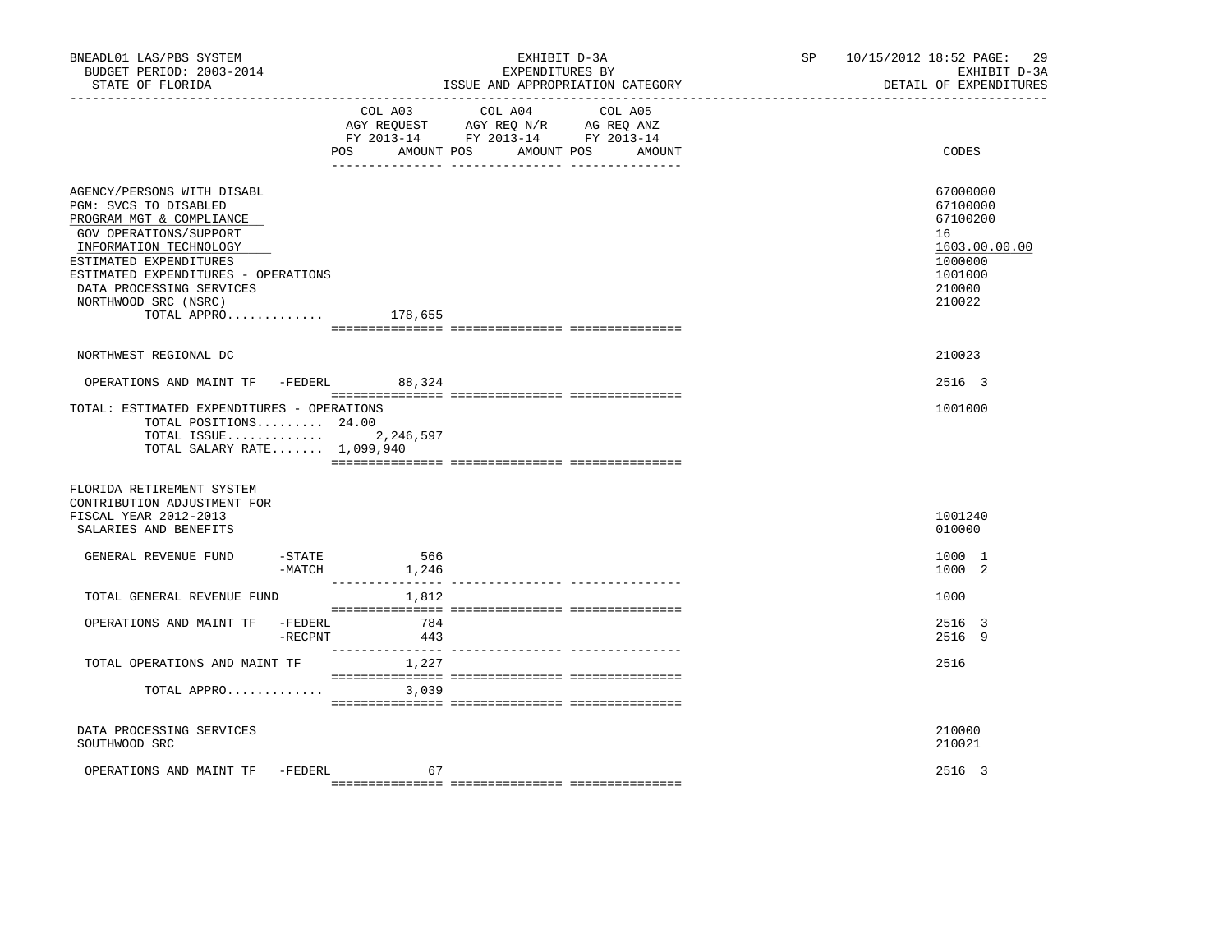| | COL A03 AGY REQUEST FY 2013-14 POS AMOUNT | COL A04 AGY REQ N/R FY 2013-14 POS AMOUNT | COL A05 AG REQ ANZ FY 2013-14 POS AMOUNT | CODES |
|---|---|---|---|---|
| AGENCY/PERSONS WITH DISABL | | | | 67000000 |
| PGM: SVCS TO DISABLED | | | | 67100000 |
| PROGRAM MGT & COMPLIANCE | | | | 67100200 |
| GOV OPERATIONS/SUPPORT | | | | 16 |
| INFORMATION TECHNOLOGY | | | | 1603.00.00.00 |
| ESTIMATED EXPENDITURES | | | | 1000000 |
| ESTIMATED EXPENDITURES - OPERATIONS | | | | 1001000 |
| DATA PROCESSING SERVICES | | | | 210000 |
| NORTHWOOD SRC (NSRC) | | | | 210022 |
| TOTAL APPRO............. | 178,655 | | | |
| NORTHWEST REGIONAL DC | | | | 210023 |
| OPERATIONS AND MAINT TF -FEDERL | 88,324 | | | 2516 3 |
| TOTAL: ESTIMATED EXPENDITURES - OPERATIONS | | | | 1001000 |
| TOTAL POSITIONS......... | 24.00 | | | |
| TOTAL ISSUE............. | 2,246,597 | | | |
| TOTAL SALARY RATE....... | 1,099,940 | | | |
| FLORIDA RETIREMENT SYSTEM CONTRIBUTION ADJUSTMENT FOR FISCAL YEAR 2012-2013 | | | | 1001240 |
| SALARIES AND BENEFITS | | | | 010000 |
| GENERAL REVENUE FUND -STATE | 566 | | | 1000 1 |
| -MATCH | 1,246 | | | 1000 2 |
| TOTAL GENERAL REVENUE FUND | 1,812 | | | 1000 |
| OPERATIONS AND MAINT TF -FEDERL | 784 | | | 2516 3 |
| -RECPNT | 443 | | | 2516 9 |
| TOTAL OPERATIONS AND MAINT TF | 1,227 | | | 2516 |
| TOTAL APPRO............. | 3,039 | | | |
| DATA PROCESSING SERVICES | | | | 210000 |
| SOUTHWOOD SRC | | | | 210021 |
| OPERATIONS AND MAINT TF -FEDERL | 67 | | | 2516 3 |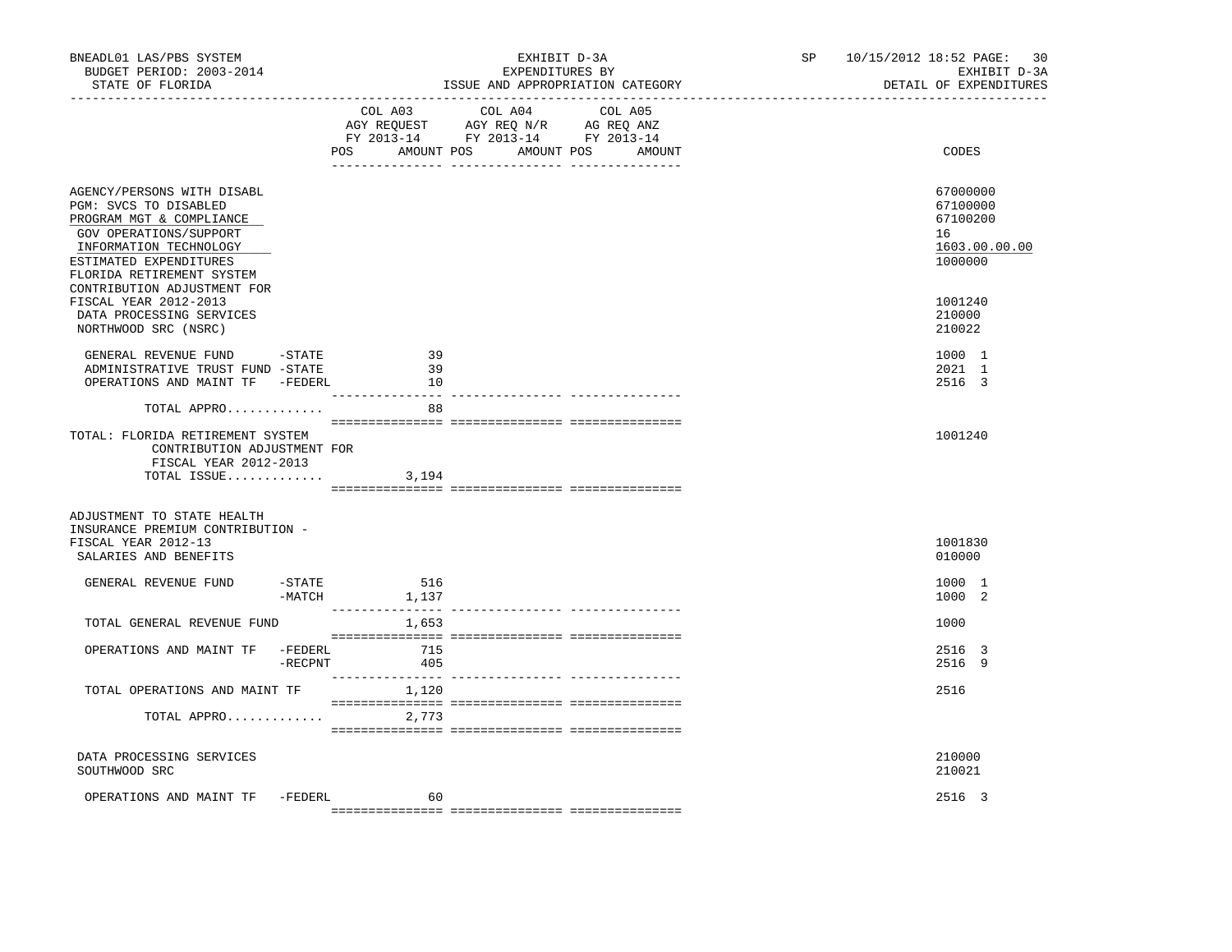BNEADL01 LAS/PBS SYSTEM — EXHIBIT D-3A — SP 10/15/2012 18:52
BUDGET PERIOD: 2003-2014 — EXPENDITURES BY — EXHIBIT D-3A
STATE OF FLORIDA — ISSUE AND APPROPRIATION CATEGORY — DETAIL OF EXPENDITURES

| | COL A03 AGY REQUEST FY 2013-14 POS AMOUNT | COL A04 AGY REQ N/R FY 2013-14 POS AMOUNT | COL A05 AG REQ ANZ FY 2013-14 POS AMOUNT | CODES |
|---|---|---|---|---|
| AGENCY/PERSONS WITH DISABL | | | | 67000000 |
| PGM: SVCS TO DISABLED | | | | 67100000 |
| PROGRAM MGT & COMPLIANCE | | | | 67100200 |
| GOV OPERATIONS/SUPPORT | | | | 16 |
| INFORMATION TECHNOLOGY | | | | 1603.00.00.00 |
| ESTIMATED EXPENDITURES | | | | 1000000 |
| FLORIDA RETIREMENT SYSTEM CONTRIBUTION ADJUSTMENT FOR FISCAL YEAR 2012-2013 | | | | 1001240 |
| DATA PROCESSING SERVICES | | | | 210000 |
| NORTHWOOD SRC (NSRC) | | | | 210022 |
| GENERAL REVENUE FUND -STATE | 39 | | | 1000 1 |
| ADMINISTRATIVE TRUST FUND -STATE | 39 | | | 2021 1 |
| OPERATIONS AND MAINT TF -FEDERL | 10 | | | 2516 3 |
| TOTAL APPRO............. | 88 | | | |
| TOTAL: FLORIDA RETIREMENT SYSTEM CONTRIBUTION ADJUSTMENT FOR FISCAL YEAR 2012-2013 | | | | 1001240 |
| TOTAL ISSUE............. | 3,194 | | | |
| ADJUSTMENT TO STATE HEALTH INSURANCE PREMIUM CONTRIBUTION - FISCAL YEAR 2012-13 | | | | 1001830 |
| SALARIES AND BENEFITS | | | | 010000 |
| GENERAL REVENUE FUND -STATE | 516 | | | 1000 1 |
| -MATCH | 1,137 | | | 1000 2 |
| TOTAL GENERAL REVENUE FUND | 1,653 | | | 1000 |
| OPERATIONS AND MAINT TF -FEDERL | 715 | | | 2516 3 |
| -RECPNT | 405 | | | 2516 9 |
| TOTAL OPERATIONS AND MAINT TF | 1,120 | | | 2516 |
| TOTAL APPRO............. | 2,773 | | | |
| DATA PROCESSING SERVICES | | | | 210000 |
| SOUTHWOOD SRC | | | | 210021 |
| OPERATIONS AND MAINT TF -FEDERL | 60 | | | 2516 3 |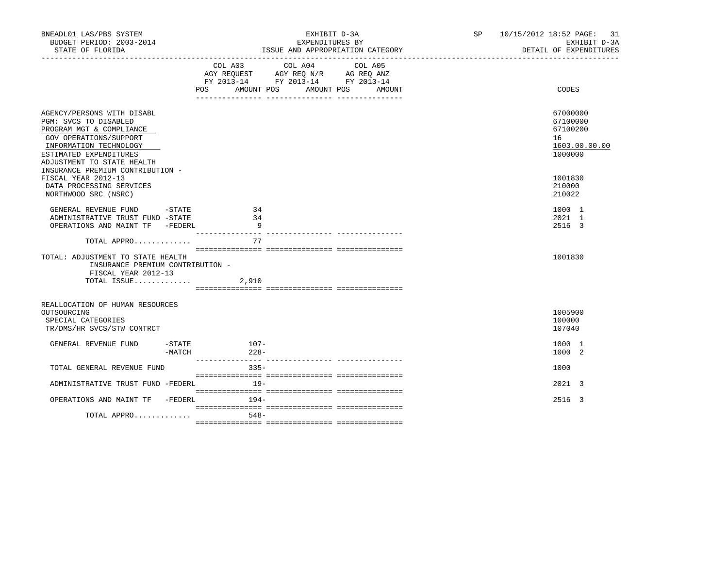BNEADL01 LAS/PBS SYSTEM | EXHIBIT D-3A | SP 10/15/2012 18:52 PAGE: 31
BUDGET PERIOD: 2003-2014 | EXPENDITURES BY | EXHIBIT D-3A
STATE OF FLORIDA | ISSUE AND APPROPRIATION CATEGORY | DETAIL OF EXPENDITURES

| | COL A03 AGY REQUEST FY 2013-14 POS AMOUNT | COL A04 AGY REQ N/R FY 2013-14 POS AMOUNT | COL A05 AG REQ ANZ FY 2013-14 POS AMOUNT | CODES |
|---|---|---|---|---|
| AGENCY/PERSONS WITH DISABL | | | | 67000000 |
| PGM: SVCS TO DISABLED | | | | 67100000 |
| PROGRAM MGT & COMPLIANCE | | | | 67100200 |
| GOV OPERATIONS/SUPPORT | | | | 16 |
| INFORMATION TECHNOLOGY | | | | 1603.00.00.00 |
| ESTIMATED EXPENDITURES | | | | 1000000 |
| ADJUSTMENT TO STATE HEALTH INSURANCE PREMIUM CONTRIBUTION - FISCAL YEAR 2012-13 | | | | 1001830 |
| DATA PROCESSING SERVICES | | | | 210000 |
| NORTHWOOD SRC (NSRC) | | | | 210022 |
| GENERAL REVENUE FUND -STATE | 34 | | | 1000 1 |
| ADMINISTRATIVE TRUST FUND -STATE | 34 | | | 2021 1 |
| OPERATIONS AND MAINT TF -FEDERL | 9 | | | 2516 3 |
| TOTAL APPRO............. | 77 | | | |
| TOTAL: ADJUSTMENT TO STATE HEALTH INSURANCE PREMIUM CONTRIBUTION - FISCAL YEAR 2012-13 | | | | 1001830 |
| TOTAL ISSUE............. | 2,910 | | | |
| REALLOCATION OF HUMAN RESOURCES OUTSOURCING | | | | 1005900 |
| SPECIAL CATEGORIES | | | | 100000 |
| TR/DMS/HR SVCS/STW CONTRCT | | | | 107040 |
| GENERAL REVENUE FUND -STATE | 107- | | | 1000 1 |
| -MATCH | 228- | | | 1000 2 |
| TOTAL GENERAL REVENUE FUND | 335- | | | 1000 |
| ADMINISTRATIVE TRUST FUND -FEDERL | 19- | | | 2021 3 |
| OPERATIONS AND MAINT TF -FEDERL | 194- | | | 2516 3 |
| TOTAL APPRO............. | 548- | | | |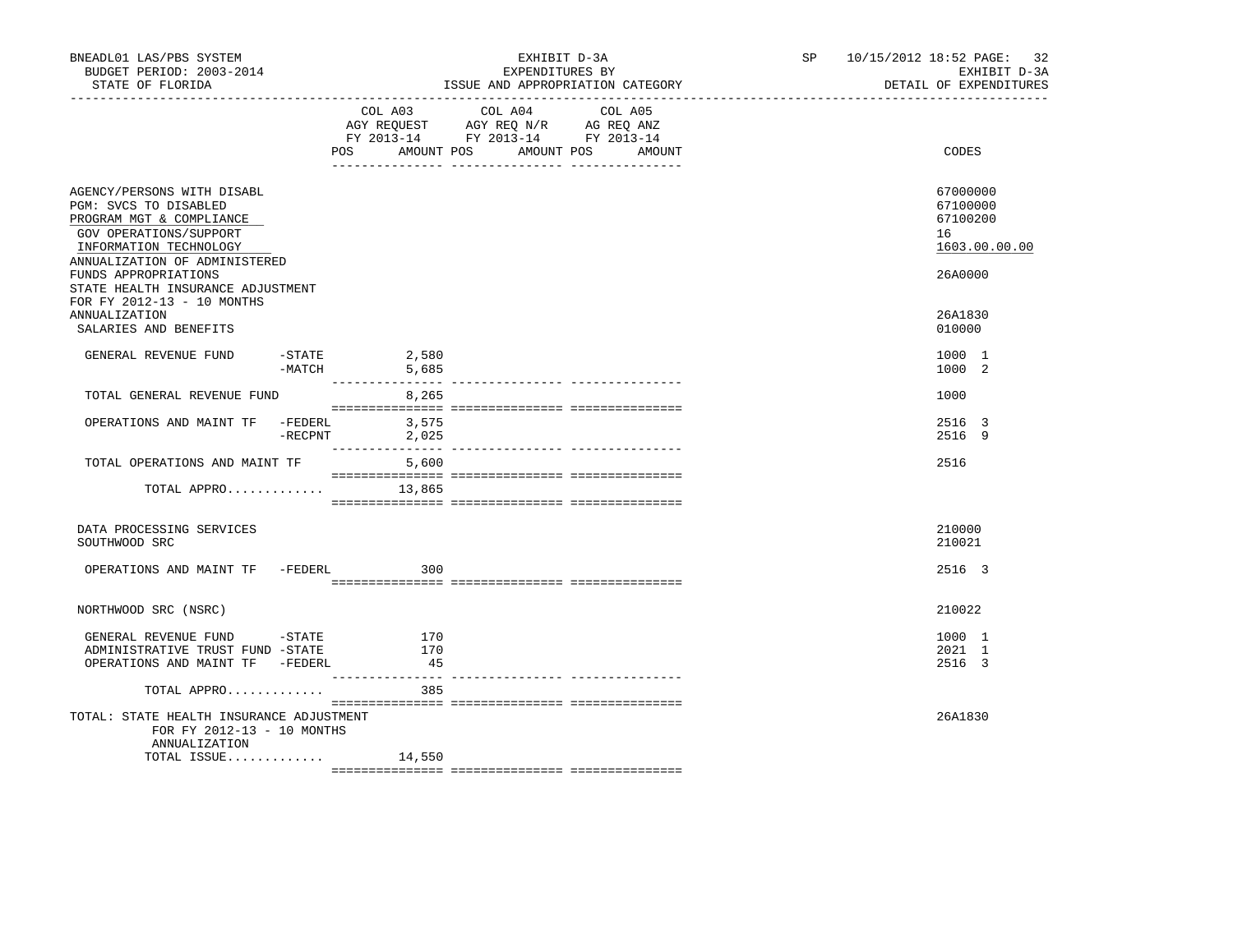BNEADL01 LAS/PBS SYSTEM — BUDGET PERIOD: 2003-2014 — STATE OF FLORIDA

EXHIBIT D-3A — EXPENDITURES BY ISSUE AND APPROPRIATION CATEGORY

SP 10/15/2012 18:52 — EXHIBIT D-3A — DETAIL OF EXPENDITURES

| | COL A03 AGY REQUEST FY 2013-14 POS | AMOUNT | COL A04 AGY REQ N/R FY 2013-14 POS | AMOUNT | COL A05 AG REQ ANZ FY 2013-14 POS | AMOUNT | CODES |
|---|---|---|---|---|---|---|---|
| AGENCY/PERSONS WITH DISABL | | | | | | | 67000000 |
| PGM: SVCS TO DISABLED | | | | | | | 67100000 |
| PROGRAM MGT & COMPLIANCE | | | | | | | 67100200 |
| GOV OPERATIONS/SUPPORT | | | | | | | 16 |
| INFORMATION TECHNOLOGY | | | | | | | 1603.00.00.00 |
| ANNUALIZATION OF ADMINISTERED FUNDS APPROPRIATIONS | | | | | | | 26A0000 |
| STATE HEALTH INSURANCE ADJUSTMENT FOR FY 2012-13 - 10 MONTHS ANNUALIZATION | | | | | | | 26A1830 |
| SALARIES AND BENEFITS | | | | | | | 010000 |
| GENERAL REVENUE FUND -STATE | | 2,580 | | | | | 1000 1 |
| -MATCH | | 5,685 | | | | | 1000 2 |
| TOTAL GENERAL REVENUE FUND | | 8,265 | | | | | 1000 |
| OPERATIONS AND MAINT TF -FEDERL | | 3,575 | | | | | 2516 3 |
| -RECPNT | | 2,025 | | | | | 2516 9 |
| TOTAL OPERATIONS AND MAINT TF | | 5,600 | | | | | 2516 |
| TOTAL APPRO............ | | 13,865 | | | | | |
| DATA PROCESSING SERVICES | | | | | | | 210000 |
| SOUTHWOOD SRC | | | | | | | 210021 |
| OPERATIONS AND MAINT TF -FEDERL | | 300 | | | | | 2516 3 |
| NORTHWOOD SRC (NSRC) | | | | | | | 210022 |
| GENERAL REVENUE FUND -STATE | | 170 | | | | | 1000 1 |
| ADMINISTRATIVE TRUST FUND -STATE | | 170 | | | | | 2021 1 |
| OPERATIONS AND MAINT TF -FEDERL | | 45 | | | | | 2516 3 |
| TOTAL APPRO............ | | 385 | | | | | |
| TOTAL: STATE HEALTH INSURANCE ADJUSTMENT FOR FY 2012-13 - 10 MONTHS ANNUALIZATION | | | | | | | 26A1830 |
| TOTAL ISSUE............ | | 14,550 | | | | | |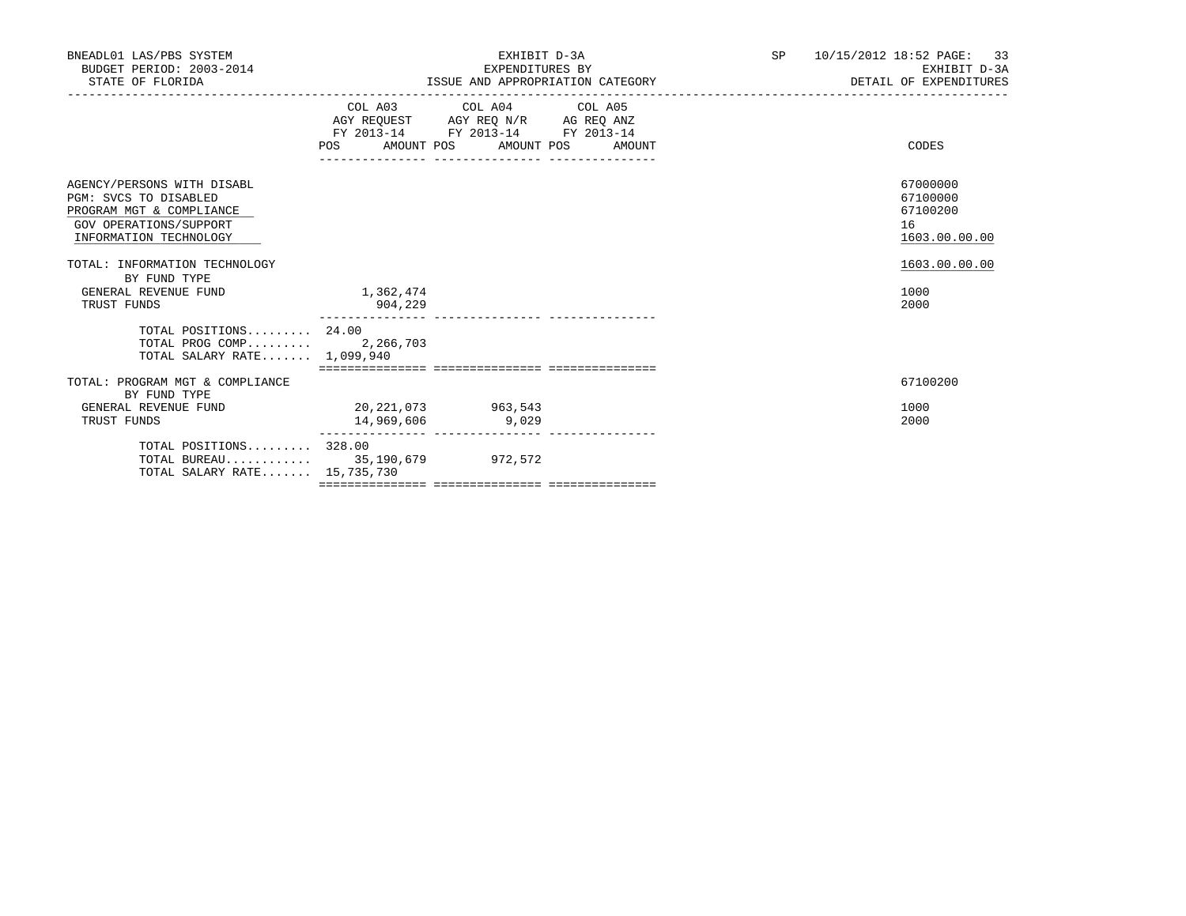BNEADL01 LAS/PBS SYSTEM
BUDGET PERIOD: 2003-2014
STATE OF FLORIDA

EXHIBIT D-3A
EXPENDITURES BY
ISSUE AND APPROPRIATION CATEGORY

SP 10/15/2012 18:52 PAGE: 33
EXHIBIT D-3A
DETAIL OF EXPENDITURES

| | COL A03 AGY REQUEST FY 2013-14 POS | AMOUNT | COL A04 AGY REQ N/R FY 2013-14 POS | AMOUNT | COL A05 AG REQ ANZ FY 2013-14 POS | AMOUNT | CODES |
|---|---|---|---|---|---|---|---|
| AGENCY/PERSONS WITH DISABL | | | | | | | 67000000 |
| PGM: SVCS TO DISABLED | | | | | | | 67100000 |
| PROGRAM MGT & COMPLIANCE | | | | | | | 67100200 |
| GOV OPERATIONS/SUPPORT | | | | | | | 16 |
| INFORMATION TECHNOLOGY | | | | | | | 1603.00.00.00 |
| TOTAL: INFORMATION TECHNOLOGY | | | | | | | 1603.00.00.00 |
| BY FUND TYPE | | | | | | | |
| GENERAL REVENUE FUND | | 1,362,474 | | | | | 1000 |
| TRUST FUNDS | | 904,229 | | | | | 2000 |
| TOTAL POSITIONS......... | 24.00 | | | | | | |
| TOTAL PROG COMP......... | | 2,266,703 | | | | | |
| TOTAL SALARY RATE....... | | 1,099,940 | | | | | |
| TOTAL: PROGRAM MGT & COMPLIANCE | | | | | | | 67100200 |
| BY FUND TYPE | | | | | | | |
| GENERAL REVENUE FUND | | 20,221,073 | | 963,543 | | | 1000 |
| TRUST FUNDS | | 14,969,606 | | 9,029 | | | 2000 |
| TOTAL POSITIONS......... | 328.00 | | | | | | |
| TOTAL BUREAU............ | | 35,190,679 | | 972,572 | | | |
| TOTAL SALARY RATE....... | | 15,735,730 | | | | | |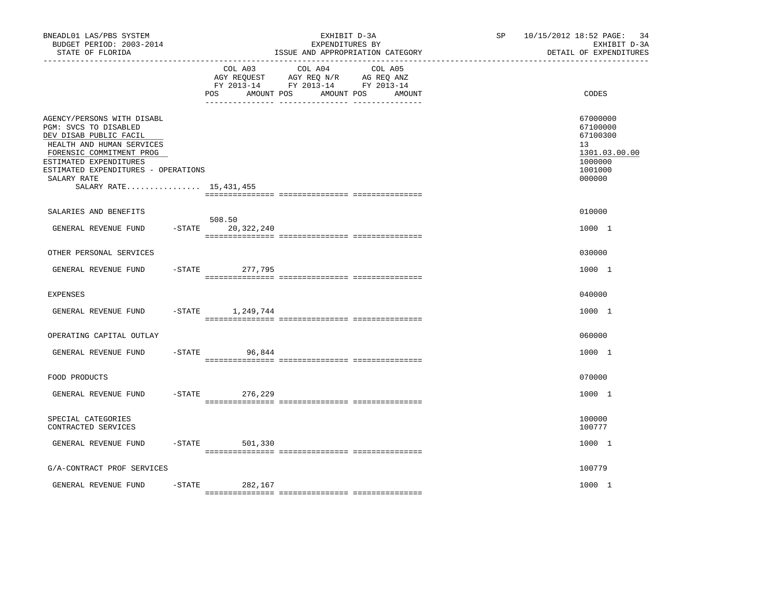BNEADL01 LAS/PBS SYSTEM
BUDGET PERIOD: 2003-2014
STATE OF FLORIDA

EXHIBIT D-3A
EXPENDITURES BY
ISSUE AND APPROPRIATION CATEGORY

SP 10/15/2012 18:52

EXHIBIT D-3A
DETAIL OF EXPENDITURES

| | COL A03 AGY REQUEST FY 2013-14 POS AMOUNT | COL A04 AGY REQ N/R FY 2013-14 POS AMOUNT | COL A05 AG REQ ANZ FY 2013-14 POS AMOUNT | CODES |
|---|---|---|---|---|
| AGENCY/PERSONS WITH DISABL | | | | 67000000 |
| PGM: SVCS TO DISABLED | | | | 67100000 |
| DEV DISAB PUBLIC FACIL | | | | 67100300 |
| HEALTH AND HUMAN SERVICES | | | | 13 |
| FORENSIC COMMITMENT PROG | | | | 1301.03.00.00 |
| ESTIMATED EXPENDITURES | | | | 1000000 |
| ESTIMATED EXPENDITURES - OPERATIONS | | | | 1001000 |
| SALARY RATE | | | | 000000 |
| SALARY RATE................ 15,431,455 | | | | |
| SALARIES AND BENEFITS | | | | 010000 |
| GENERAL REVENUE FUND -STATE | 508.50 20,322,240 | | | 1000 1 |
| OTHER PERSONAL SERVICES | | | | 030000 |
| GENERAL REVENUE FUND -STATE | 277,795 | | | 1000 1 |
| EXPENSES | | | | 040000 |
| GENERAL REVENUE FUND -STATE | 1,249,744 | | | 1000 1 |
| OPERATING CAPITAL OUTLAY | | | | 060000 |
| GENERAL REVENUE FUND -STATE | 96,844 | | | 1000 1 |
| FOOD PRODUCTS | | | | 070000 |
| GENERAL REVENUE FUND -STATE | 276,229 | | | 1000 1 |
| SPECIAL CATEGORIES | | | | 100000 |
| CONTRACTED SERVICES | | | | 100777 |
| GENERAL REVENUE FUND -STATE | 501,330 | | | 1000 1 |
| G/A-CONTRACT PROF SERVICES | | | | 100779 |
| GENERAL REVENUE FUND -STATE | 282,167 | | | 1000 1 |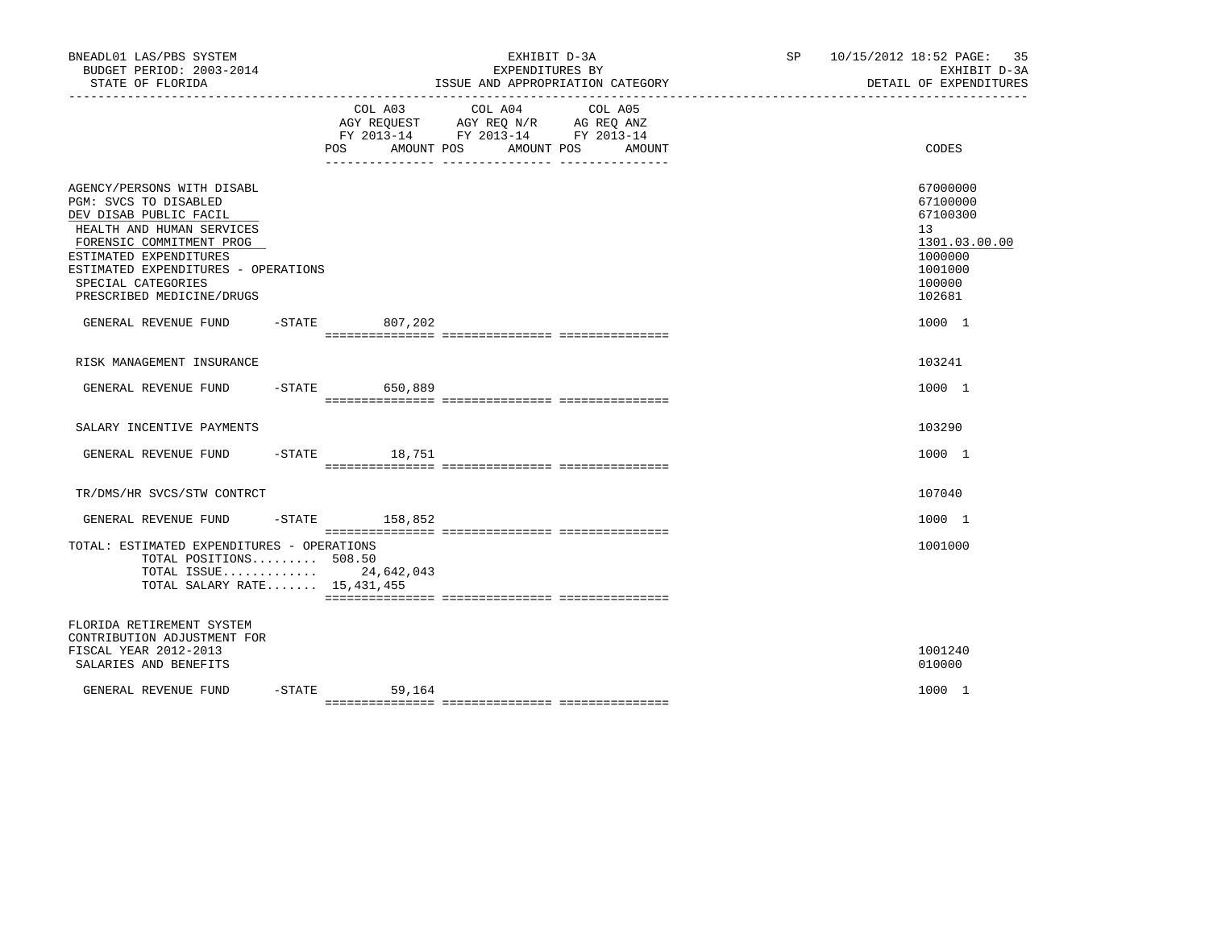BNEADL01 LAS/PBS SYSTEM
BUDGET PERIOD: 2003-2014
STATE OF FLORIDA

EXHIBIT D-3A
EXPENDITURES BY
ISSUE AND APPROPRIATION CATEGORY

SP 10/15/2012 18:52
EXHIBIT D-3A
DETAIL OF EXPENDITURES

| | COL A03 AGY REQUEST FY 2013-14 POS AMOUNT | COL A04 AGY REQ N/R FY 2013-14 POS AMOUNT | COL A05 AG REQ ANZ FY 2013-14 POS AMOUNT | CODES |
|---|---|---|---|---|
| AGENCY/PERSONS WITH DISABL | | | | 67000000 |
| PGM: SVCS TO DISABLED | | | | 67100000 |
| DEV DISAB PUBLIC FACIL | | | | 67100300 |
| HEALTH AND HUMAN SERVICES | | | | 13 |
| FORENSIC COMMITMENT PROG | | | | 1301.03.00.00 |
| ESTIMATED EXPENDITURES | | | | 1000000 |
| ESTIMATED EXPENDITURES - OPERATIONS | | | | 1001000 |
| SPECIAL CATEGORIES | | | | 100000 |
| PRESCRIBED MEDICINE/DRUGS | | | | 102681 |
| GENERAL REVENUE FUND -STATE | 807,202 | | | 1000 1 |
| RISK MANAGEMENT INSURANCE | | | | 103241 |
| GENERAL REVENUE FUND -STATE | 650,889 | | | 1000 1 |
| SALARY INCENTIVE PAYMENTS | | | | 103290 |
| GENERAL REVENUE FUND -STATE | 18,751 | | | 1000 1 |
| TR/DMS/HR SVCS/STW CONTRCT | | | | 107040 |
| GENERAL REVENUE FUND -STATE | 158,852 | | | 1000 1 |
| TOTAL: ESTIMATED EXPENDITURES - OPERATIONS | | | | 1001000 |
| TOTAL POSITIONS......... | 508.50 | | | |
| TOTAL ISSUE............. | 24,642,043 | | | |
| TOTAL SALARY RATE....... | 15,431,455 | | | |
| FLORIDA RETIREMENT SYSTEM CONTRIBUTION ADJUSTMENT FOR FISCAL YEAR 2012-2013 | | | | 1001240 |
| SALARIES AND BENEFITS | | | | 010000 |
| GENERAL REVENUE FUND -STATE | 59,164 | | | 1000 1 |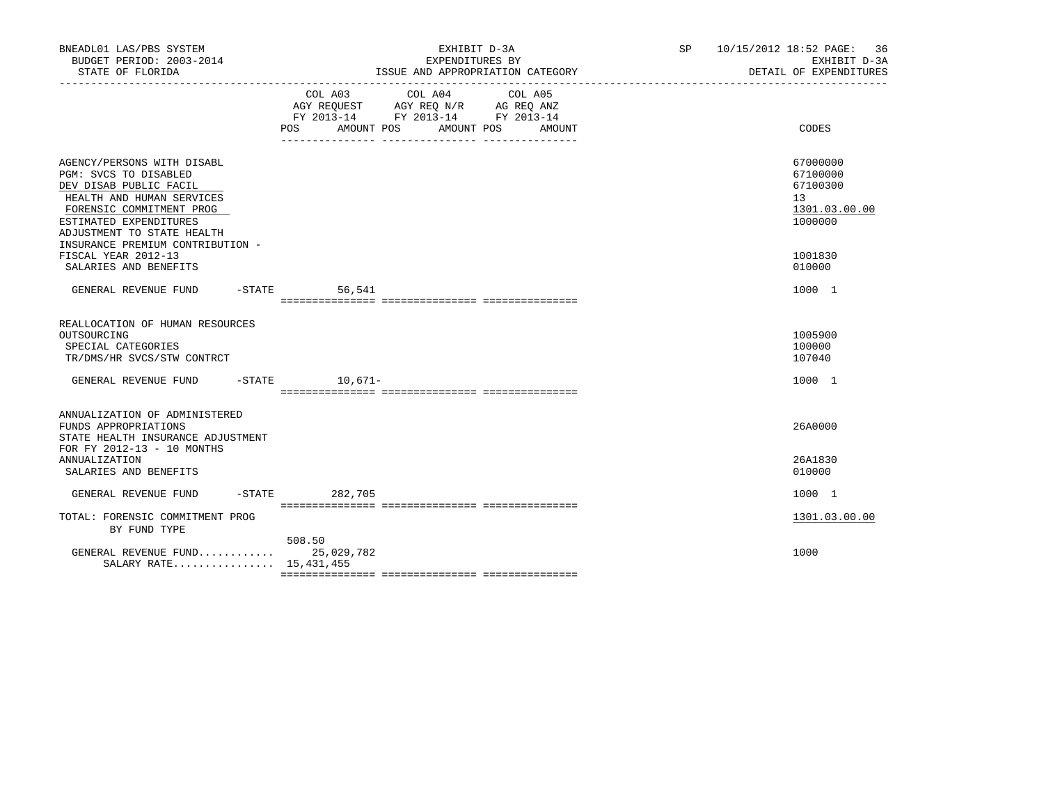BNEADL01 LAS/PBS SYSTEM — EXHIBIT D-3A — SP 10/15/2012 18:52
BUDGET PERIOD: 2003-2014 — EXPENDITURES BY — EXHIBIT D-3A
STATE OF FLORIDA — ISSUE AND APPROPRIATION CATEGORY — DETAIL OF EXPENDITURES

| | COL A03 AGY REQUEST FY 2013-14 POS AMOUNT | COL A04 AGY REQ N/R FY 2013-14 POS AMOUNT | COL A05 AG REQ ANZ FY 2013-14 POS AMOUNT | CODES |
|---|---|---|---|---|
| AGENCY/PERSONS WITH DISABL | | | | 67000000 |
| PGM: SVCS TO DISABLED | | | | 67100000 |
| DEV DISAB PUBLIC FACIL | | | | 67100300 |
| HEALTH AND HUMAN SERVICES | | | | 13 |
| FORENSIC COMMITMENT PROG | | | | 1301.03.00.00 |
| ESTIMATED EXPENDITURES | | | | 1000000 |
| ADJUSTMENT TO STATE HEALTH INSURANCE PREMIUM CONTRIBUTION - FISCAL YEAR 2012-13 | | | | 1001830 |
| SALARIES AND BENEFITS | | | | 010000 |
| GENERAL REVENUE FUND -STATE | 56,541 | | | 1000 1 |
| REALLOCATION OF HUMAN RESOURCES OUTSOURCING | | | | 1005900 |
| SPECIAL CATEGORIES | | | | 100000 |
| TR/DMS/HR SVCS/STW CONTRCT | | | | 107040 |
| GENERAL REVENUE FUND -STATE | 10,671- | | | 1000 1 |
| ANNUALIZATION OF ADMINISTERED FUNDS APPROPRIATIONS | | | | 26A0000 |
| STATE HEALTH INSURANCE ADJUSTMENT FOR FY 2012-13 - 10 MONTHS ANNUALIZATION | | | | 26A1830 |
| SALARIES AND BENEFITS | | | | 010000 |
| GENERAL REVENUE FUND -STATE | 282,705 | | | 1000 1 |
| TOTAL: FORENSIC COMMITMENT PROG BY FUND TYPE | | | | 1301.03.00.00 |
| | 508.50 | | | |
| GENERAL REVENUE FUND............ | 25,029,782 | | | 1000 |
| SALARY RATE................ | 15,431,455 | | | |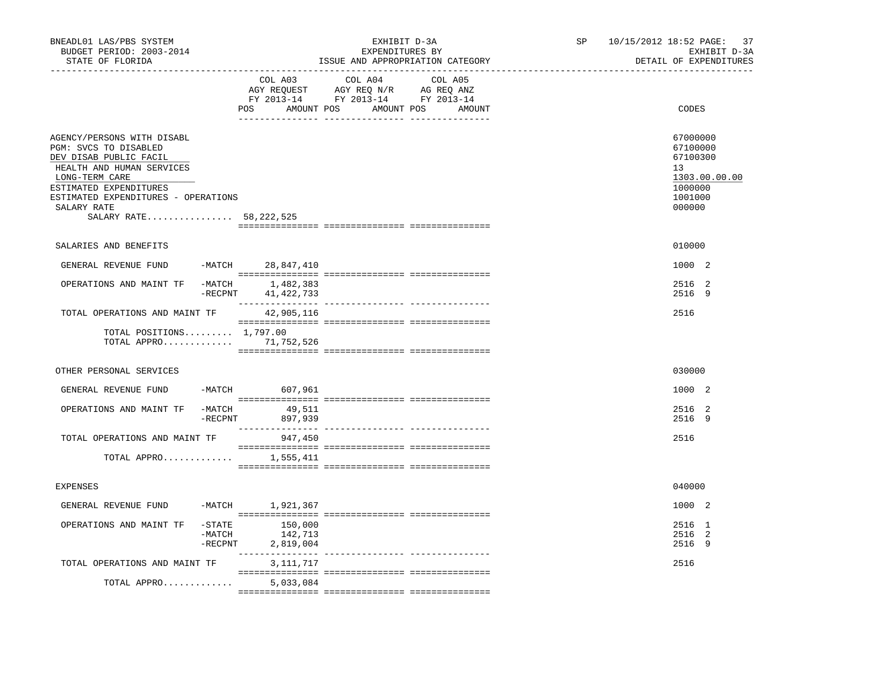BNEADL01 LAS/PBS SYSTEM | EXHIBIT D-3A | SP 10/15/2012 18:52
BUDGET PERIOD: 2003-2014 | EXPENDITURES BY | EXHIBIT D-3A
STATE OF FLORIDA | ISSUE AND APPROPRIATION CATEGORY | DETAIL OF EXPENDITURES

| | | COL A03 AGY REQUEST FY 2013-14 POS AMOUNT | COL A04 AGY REQ N/R FY 2013-14 POS AMOUNT | COL A05 AG REQ ANZ FY 2013-14 POS AMOUNT | CODES |
|---|---|---|---|---|---|
| AGENCY/PERSONS WITH DISABL | | | | | 67000000 |
| PGM: SVCS TO DISABLED | | | | | 67100000 |
| DEV DISAB PUBLIC FACIL | | | | | 67100300 |
| HEALTH AND HUMAN SERVICES | | | | | 13 |
| LONG-TERM CARE | | | | | 1303.00.00.00 |
| ESTIMATED EXPENDITURES | | | | | 1000000 |
| ESTIMATED EXPENDITURES - OPERATIONS | | | | | 1001000 |
| SALARY RATE | | | | | 000000 |
| SALARY RATE................ 58,222,525 | | | | | |
| SALARIES AND BENEFITS | | | | | 010000 |
| GENERAL REVENUE FUND | -MATCH | 28,847,410 | | | 1000 2 |
| OPERATIONS AND MAINT TF | -MATCH | 1,482,383 | | | 2516 2 |
| | -RECPNT | 41,422,733 | | | 2516 9 |
| TOTAL OPERATIONS AND MAINT TF | | 42,905,116 | | | 2516 |
| TOTAL POSITIONS......... 1,797.00 | | | | | |
| TOTAL APPRO............. | | 71,752,526 | | | |
| OTHER PERSONAL SERVICES | | | | | 030000 |
| GENERAL REVENUE FUND | -MATCH | 607,961 | | | 1000 2 |
| OPERATIONS AND MAINT TF | -MATCH | 49,511 | | | 2516 2 |
| | -RECPNT | 897,939 | | | 2516 9 |
| TOTAL OPERATIONS AND MAINT TF | | 947,450 | | | 2516 |
| TOTAL APPRO............. | | 1,555,411 | | | |
| EXPENSES | | | | | 040000 |
| GENERAL REVENUE FUND | -MATCH | 1,921,367 | | | 1000 2 |
| OPERATIONS AND MAINT TF | -STATE | 150,000 | | | 2516 1 |
| | -MATCH | 142,713 | | | 2516 2 |
| | -RECPNT | 2,819,004 | | | 2516 9 |
| TOTAL OPERATIONS AND MAINT TF | | 3,111,717 | | | 2516 |
| TOTAL APPRO............. | | 5,033,084 | | | |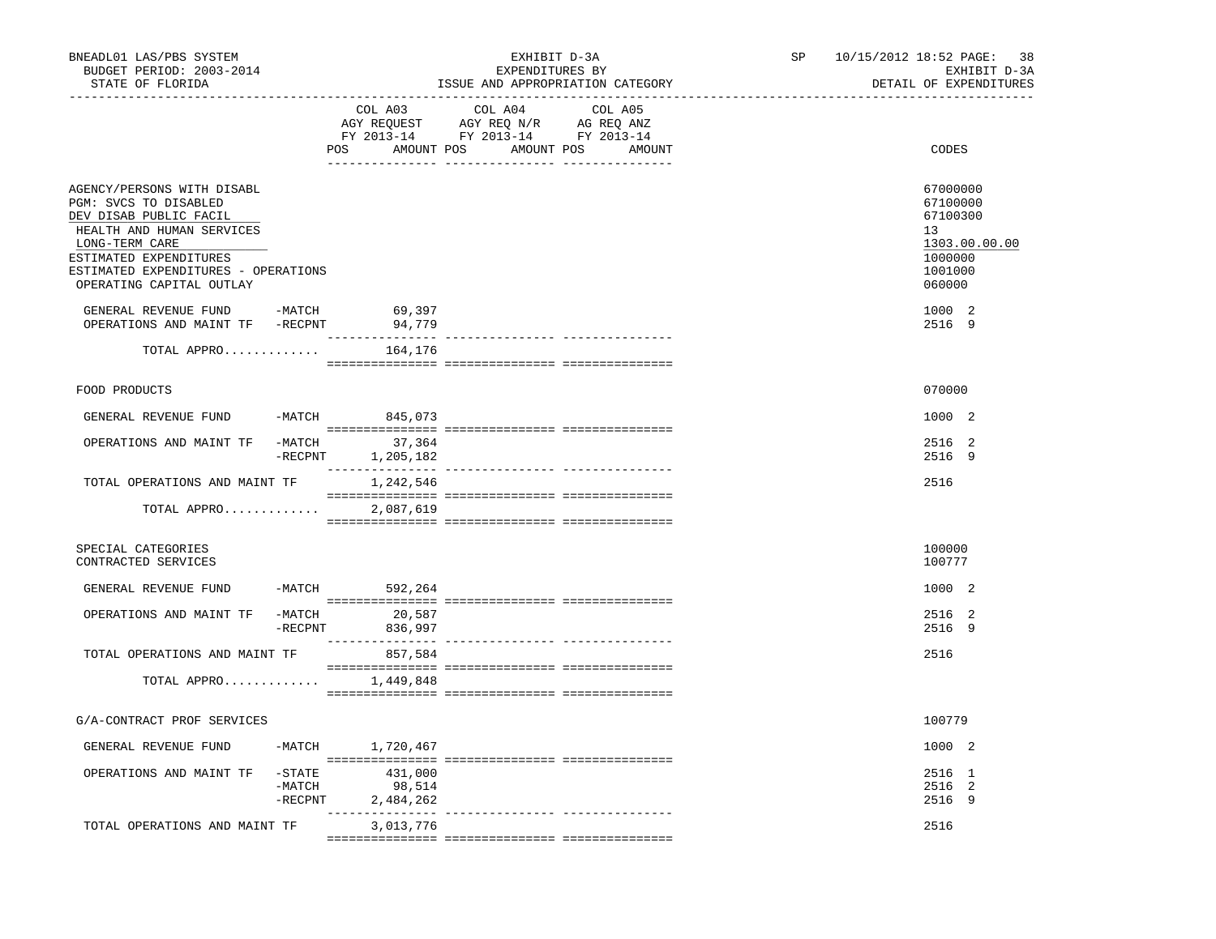BNEADL01 LAS/PBS SYSTEM
BUDGET PERIOD: 2003-2014
STATE OF FLORIDA

EXHIBIT D-3A
EXPENDITURES BY
ISSUE AND APPROPRIATION CATEGORY

SP 10/15/2012 18:52

EXHIBIT D-3A
DETAIL OF EXPENDITURES

| | COL A03 AGY REQUEST FY 2013-14 POS AMOUNT | COL A04 AGY REQ N/R FY 2013-14 POS AMOUNT | COL A05 AG REQ ANZ FY 2013-14 POS AMOUNT | CODES |
|---|---|---|---|---|
| AGENCY/PERSONS WITH DISABL | | | | 67000000 |
| PGM: SVCS TO DISABLED | | | | 67100000 |
| DEV DISAB PUBLIC FACIL | | | | 67100300 |
| HEALTH AND HUMAN SERVICES | | | | 13 |
| LONG-TERM CARE | | | | 1303.00.00.00 |
| ESTIMATED EXPENDITURES | | | | 1000000 |
| ESTIMATED EXPENDITURES - OPERATIONS | | | | 1001000 |
| OPERATING CAPITAL OUTLAY | | | | 060000 |
| GENERAL REVENUE FUND -MATCH | 69,397 | | | 1000 2 |
| OPERATIONS AND MAINT TF -RECPNT | 94,779 | | | 2516 9 |
| TOTAL APPRO............ | 164,176 | | | |
| FOOD PRODUCTS | | | | 070000 |
| GENERAL REVENUE FUND -MATCH | 845,073 | | | 1000 2 |
| OPERATIONS AND MAINT TF -MATCH | 37,364 | | | 2516 2 |
| -RECPNT | 1,205,182 | | | 2516 9 |
| TOTAL OPERATIONS AND MAINT TF | 1,242,546 | | | 2516 |
| TOTAL APPRO............ | 2,087,619 | | | |
| SPECIAL CATEGORIES | | | | 100000 |
| CONTRACTED SERVICES | | | | 100777 |
| GENERAL REVENUE FUND -MATCH | 592,264 | | | 1000 2 |
| OPERATIONS AND MAINT TF -MATCH | 20,587 | | | 2516 2 |
| -RECPNT | 836,997 | | | 2516 9 |
| TOTAL OPERATIONS AND MAINT TF | 857,584 | | | 2516 |
| TOTAL APPRO............ | 1,449,848 | | | |
| G/A-CONTRACT PROF SERVICES | | | | 100779 |
| GENERAL REVENUE FUND -MATCH | 1,720,467 | | | 1000 2 |
| OPERATIONS AND MAINT TF -STATE | 431,000 | | | 2516 1 |
| -MATCH | 98,514 | | | 2516 2 |
| -RECPNT | 2,484,262 | | | 2516 9 |
| TOTAL OPERATIONS AND MAINT TF | 3,013,776 | | | 2516 |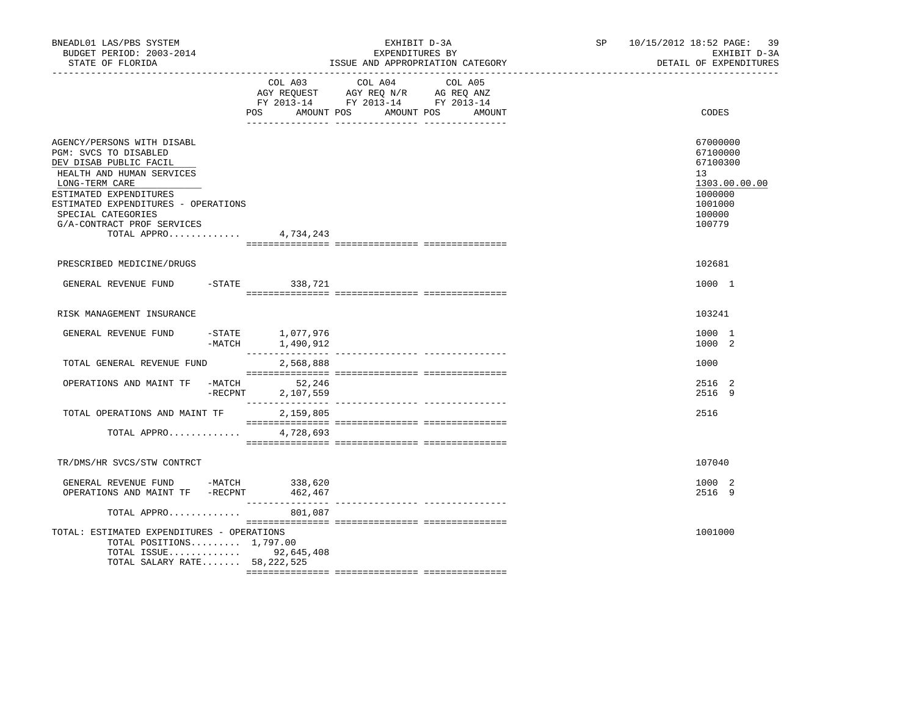BNEADL01 LAS/PBS SYSTEM
BUDGET PERIOD: 2003-2014
STATE OF FLORIDA

EXHIBIT D-3A
EXPENDITURES BY
ISSUE AND APPROPRIATION CATEGORY

SP 10/15/2012 18:52
EXHIBIT D-3A
DETAIL OF EXPENDITURES

| | COL A03 AGY REQUEST FY 2013-14 POS AMOUNT | COL A04 AGY REQ N/R FY 2013-14 POS AMOUNT | COL A05 AG REQ ANZ FY 2013-14 POS AMOUNT | CODES |
|---|---|---|---|---|
| AGENCY/PERSONS WITH DISABL | | | | 67000000 |
| PGM: SVCS TO DISABLED | | | | 67100000 |
| DEV DISAB PUBLIC FACIL | | | | 67100300 |
| HEALTH AND HUMAN SERVICES | | | | 13 |
| LONG-TERM CARE | | | | 1303.00.00.00 |
| ESTIMATED EXPENDITURES | | | | 1000000 |
| ESTIMATED EXPENDITURES - OPERATIONS | | | | 1001000 |
| SPECIAL CATEGORIES | | | | 100000 |
| G/A-CONTRACT PROF SERVICES | | | | 100779 |
| TOTAL APPRO............. | 4,734,243 | | | |
| PRESCRIBED MEDICINE/DRUGS | | | | 102681 |
| GENERAL REVENUE FUND -STATE | 338,721 | | | 1000 1 |
| RISK MANAGEMENT INSURANCE | | | | 103241 |
| GENERAL REVENUE FUND -STATE | 1,077,976 | | | 1000 1 |
| -MATCH | 1,490,912 | | | 1000 2 |
| TOTAL GENERAL REVENUE FUND | 2,568,888 | | | 1000 |
| OPERATIONS AND MAINT TF -MATCH | 52,246 | | | 2516 2 |
| -RECPNT | 2,107,559 | | | 2516 9 |
| TOTAL OPERATIONS AND MAINT TF | 2,159,805 | | | 2516 |
| TOTAL APPRO............. | 4,728,693 | | | |
| TR/DMS/HR SVCS/STW CONTRCT | | | | 107040 |
| GENERAL REVENUE FUND -MATCH | 338,620 | | | 1000 2 |
| OPERATIONS AND MAINT TF -RECPNT | 462,467 | | | 2516 9 |
| TOTAL APPRO............. | 801,087 | | | |
| TOTAL: ESTIMATED EXPENDITURES - OPERATIONS | | | | 1001000 |
| TOTAL POSITIONS......... | 1,797.00 | | | |
| TOTAL ISSUE............. | 92,645,408 | | | |
| TOTAL SALARY RATE....... | 58,222,525 | | | |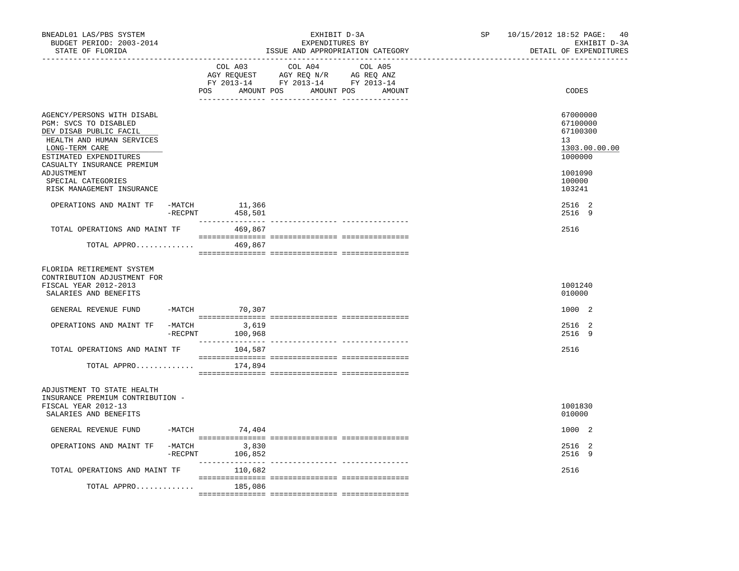BNEADL01 LAS/PBS SYSTEM | EXHIBIT D-3A | SP 10/15/2012 18:52 PAGE: 40
BUDGET PERIOD: 2003-2014 | EXPENDITURES BY | EXHIBIT D-3A
STATE OF FLORIDA | ISSUE AND APPROPRIATION CATEGORY | DETAIL OF EXPENDITURES

| | | COL A03 AGY REQUEST FY 2013-14 POS AMOUNT | COL A04 AGY REQ N/R FY 2013-14 POS AMOUNT | COL A05 AG REQ ANZ FY 2013-14 POS AMOUNT | CODES |
|---|---|---|---|---|---|
| AGENCY/PERSONS WITH DISABL | | | | | 67000000 |
| PGM: SVCS TO DISABLED | | | | | 67100000 |
| DEV DISAB PUBLIC FACIL | | | | | 67100300 |
| HEALTH AND HUMAN SERVICES | | | | | 13 |
| LONG-TERM CARE | | | | | 1303.00.00.00 |
| ESTIMATED EXPENDITURES | | | | | 1000000 |
| CASUALTY INSURANCE PREMIUM ADJUSTMENT | | | | | 1001090 |
| SPECIAL CATEGORIES | | | | | 100000 |
| RISK MANAGEMENT INSURANCE | | | | | 103241 |
| OPERATIONS AND MAINT TF | -MATCH | 11,366 | | | 2516 2 |
| | -RECPNT | 458,501 | | | 2516 9 |
| TOTAL OPERATIONS AND MAINT TF | | 469,867 | | | 2516 |
| TOTAL APPRO............ | | 469,867 | | | |
| FLORIDA RETIREMENT SYSTEM CONTRIBUTION ADJUSTMENT FOR FISCAL YEAR 2012-2013 | | | | | 1001240 |
| SALARIES AND BENEFITS | | | | | 010000 |
| GENERAL REVENUE FUND | -MATCH | 70,307 | | | 1000 2 |
| OPERATIONS AND MAINT TF | -MATCH | 3,619 | | | 2516 2 |
| | -RECPNT | 100,968 | | | 2516 9 |
| TOTAL OPERATIONS AND MAINT TF | | 104,587 | | | 2516 |
| TOTAL APPRO............ | | 174,894 | | | |
| ADJUSTMENT TO STATE HEALTH INSURANCE PREMIUM CONTRIBUTION - FISCAL YEAR 2012-13 | | | | | 1001830 |
| SALARIES AND BENEFITS | | | | | 010000 |
| GENERAL REVENUE FUND | -MATCH | 74,404 | | | 1000 2 |
| OPERATIONS AND MAINT TF | -MATCH | 3,830 | | | 2516 2 |
| | -RECPNT | 106,852 | | | 2516 9 |
| TOTAL OPERATIONS AND MAINT TF | | 110,682 | | | 2516 |
| TOTAL APPRO............ | | 185,086 | | | |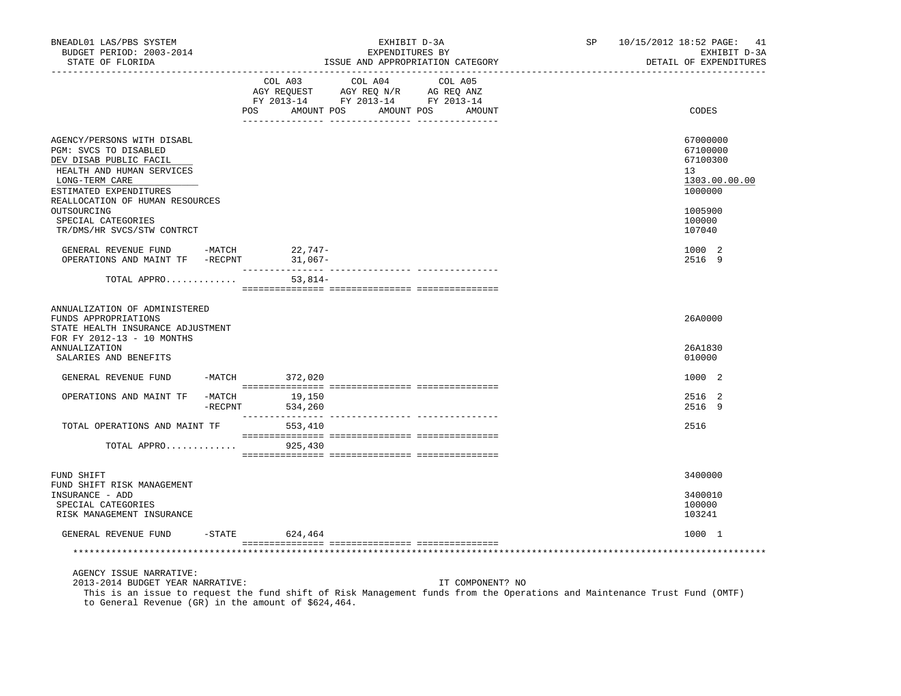BNEADL01 LAS/PBS SYSTEM | EXHIBIT D-3A | SP 10/15/2012 18:52 PAGE: 41
BUDGET PERIOD: 2003-2014 | EXPENDITURES BY | EXHIBIT D-3A
STATE OF FLORIDA | ISSUE AND APPROPRIATION CATEGORY | DETAIL OF EXPENDITURES

| | COL A03 AGY REQUEST FY 2013-14 POS AMOUNT | COL A04 AGY REQ N/R FY 2013-14 POS AMOUNT | COL A05 AG REQ ANZ FY 2013-14 POS AMOUNT | CODES |
|---|---|---|---|---|
| AGENCY/PERSONS WITH DISABL | | | | 67000000 |
| PGM: SVCS TO DISABLED | | | | 67100000 |
| DEV DISAB PUBLIC FACIL | | | | 67100300 |
| HEALTH AND HUMAN SERVICES | | | | 13 |
| LONG-TERM CARE | | | | 1303.00.00.00 |
| ESTIMATED EXPENDITURES | | | | 1000000 |
| REALLOCATION OF HUMAN RESOURCES OUTSOURCING | | | | 1005900 |
| SPECIAL CATEGORIES | | | | 100000 |
| TR/DMS/HR SVCS/STW CONTRCT | | | | 107040 |
| GENERAL REVENUE FUND -MATCH | 22,747- | | | 1000 2 |
| OPERATIONS AND MAINT TF -RECPNT | 31,067- | | | 2516 9 |
| TOTAL APPRO............ | 53,814- | | | |
| ANNUALIZATION OF ADMINISTERED FUNDS APPROPRIATIONS | | | | 26A0000 |
| STATE HEALTH INSURANCE ADJUSTMENT FOR FY 2012-13 - 10 MONTHS ANNUALIZATION | | | | 26A1830 |
| SALARIES AND BENEFITS | | | | 010000 |
| GENERAL REVENUE FUND -MATCH | 372,020 | | | 1000 2 |
| OPERATIONS AND MAINT TF -MATCH | 19,150 | | | 2516 2 |
| -RECPNT | 534,260 | | | 2516 9 |
| TOTAL OPERATIONS AND MAINT TF | 553,410 | | | 2516 |
| TOTAL APPRO............ | 925,430 | | | |
| FUND SHIFT | | | | 3400000 |
| FUND SHIFT RISK MANAGEMENT INSURANCE - ADD | | | | 3400010 |
| SPECIAL CATEGORIES | | | | 100000 |
| RISK MANAGEMENT INSURANCE | | | | 103241 |
| GENERAL REVENUE FUND -STATE | 624,464 | | | 1000 1 |

AGENCY ISSUE NARRATIVE:
2013-2014 BUDGET YEAR NARRATIVE: IT COMPONENT? NO
This is an issue to request the fund shift of Risk Management funds from the Operations and Maintenance Trust Fund (OMTF) to General Revenue (GR) in the amount of $624,464.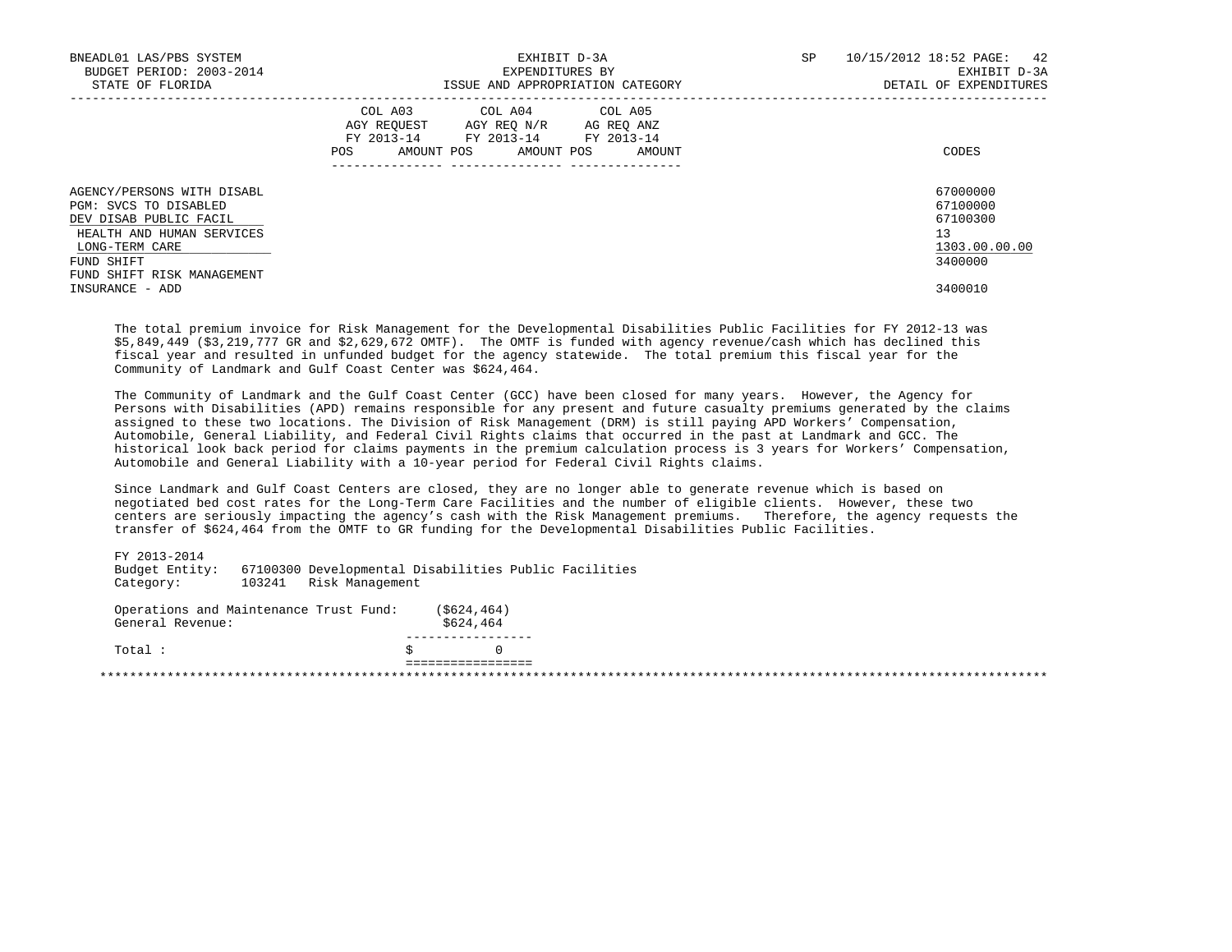| | COL A03 AGY REQUEST FY 2013-14 | | COL A04 AGY REQ N/R FY 2013-14 | | COL A05 AG REQ ANZ FY 2013-14 | | |
|---|---|---|---|---|---|---|---|
| | POS | AMOUNT | POS | AMOUNT | POS | AMOUNT | CODES |
| AGENCY/PERSONS WITH DISABL | | | | | | | 67000000 |
| PGM: SVCS TO DISABLED | | | | | | | 67100000 |
| DEV DISAB PUBLIC FACIL | | | | | | | 67100300 |
| HEALTH AND HUMAN SERVICES | | | | | | | 13 |
| LONG-TERM CARE | | | | | | | 1303.00.00.00 |
| FUND SHIFT | | | | | | | 3400000 |
| FUND SHIFT RISK MANAGEMENT INSURANCE - ADD | | | | | | | 3400010 |

The total premium invoice for Risk Management for the Developmental Disabilities Public Facilities for FY 2012-13 was $5,849,449 ($3,219,777 GR and $2,629,672 OMTF). The OMTF is funded with agency revenue/cash which has declined this fiscal year and resulted in unfunded budget for the agency statewide. The total premium this fiscal year for the Community of Landmark and Gulf Coast Center was $624,464.

The Community of Landmark and the Gulf Coast Center (GCC) have been closed for many years. However, the Agency for Persons with Disabilities (APD) remains responsible for any present and future casualty premiums generated by the claims assigned to these two locations. The Division of Risk Management (DRM) is still paying APD Workers' Compensation, Automobile, General Liability, and Federal Civil Rights claims that occurred in the past at Landmark and GCC. The historical look back period for claims payments in the premium calculation process is 3 years for Workers' Compensation, Automobile and General Liability with a 10-year period for Federal Civil Rights claims.

Since Landmark and Gulf Coast Centers are closed, they are no longer able to generate revenue which is based on negotiated bed cost rates for the Long-Term Care Facilities and the number of eligible clients. However, these two centers are seriously impacting the agency's cash with the Risk Management premiums. Therefore, the agency requests the transfer of $624,464 from the OMTF to GR funding for the Developmental Disabilities Public Facilities.

FY 2013-2014
Budget Entity: 67100300 Developmental Disabilities Public Facilities
Category: 103241 Risk Management

| | |
|---|---|
| Operations and Maintenance Trust Fund: | ($624,464) |
| General Revenue: | $624,464 |
| Total : | $ 0 |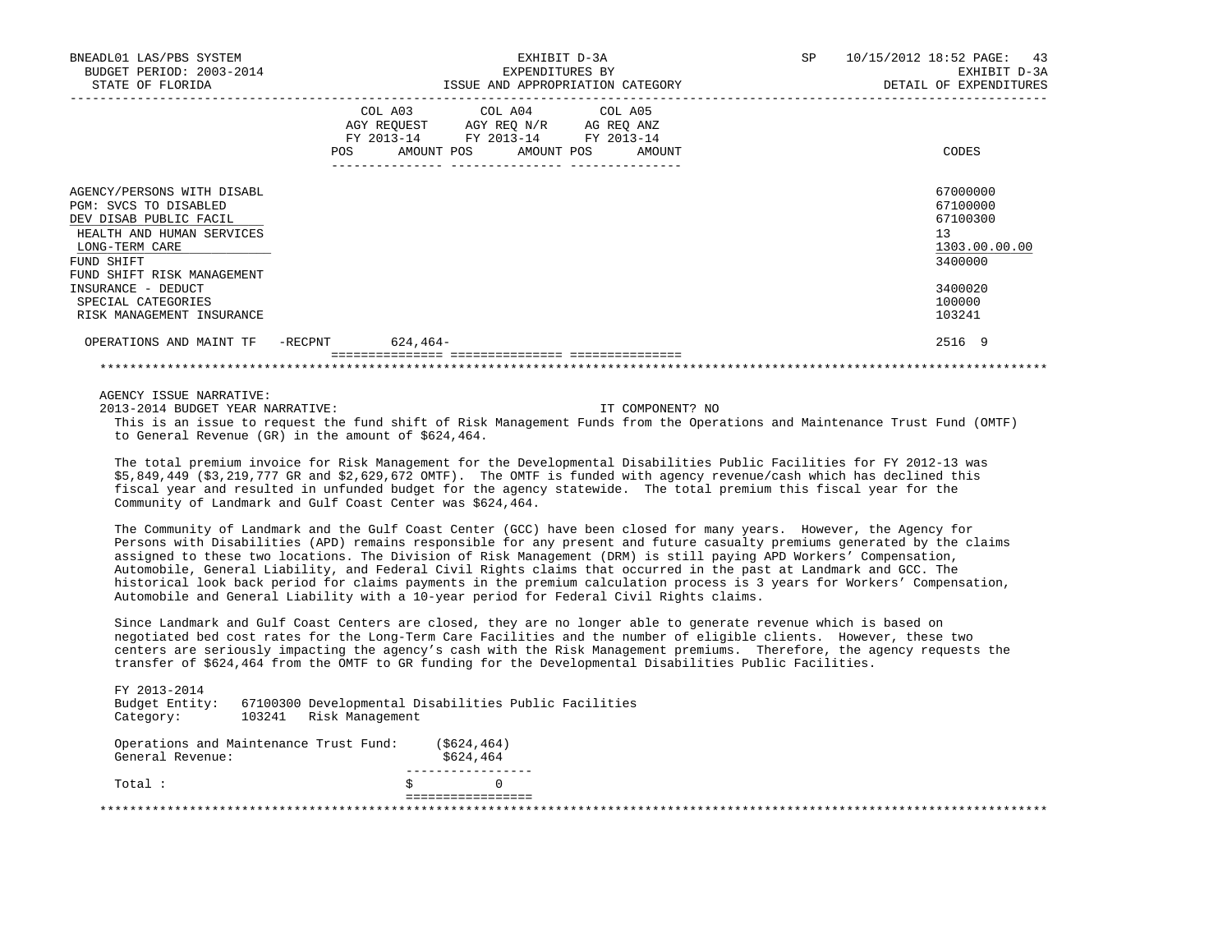BNEADL01 LAS/PBS SYSTEM | EXHIBIT D-3A | SP 10/15/2012 18:52
BUDGET PERIOD: 2003-2014 | EXPENDITURES BY | EXHIBIT D-3A
STATE OF FLORIDA | ISSUE AND APPROPRIATION CATEGORY | DETAIL OF EXPENDITURES

| | COL A03 AGY REQUEST FY 2013-14 POS | AMOUNT | COL A04 AGY REQ N/R FY 2013-14 POS | AMOUNT | COL A05 AG REQ ANZ FY 2013-14 POS | AMOUNT | CODES |
|---|---|---|---|---|---|---|---|
| AGENCY/PERSONS WITH DISABL | | | | | | | 67000000 |
| PGM: SVCS TO DISABLED | | | | | | | 67100000 |
| DEV DISAB PUBLIC FACIL | | | | | | | 67100300 |
| HEALTH AND HUMAN SERVICES | | | | | | | 13 |
| LONG-TERM CARE | | | | | | | 1303.00.00.00 |
| FUND SHIFT | | | | | | | 3400000 |
| FUND SHIFT RISK MANAGEMENT INSURANCE - DEDUCT | | | | | | | 3400020 |
| SPECIAL CATEGORIES | | | | | | | 100000 |
| RISK MANAGEMENT INSURANCE | | | | | | | 103241 |
| OPERATIONS AND MAINT TF -RECPNT | | 624,464- | | | | | 2516 9 |

AGENCY ISSUE NARRATIVE:

2013-2014 BUDGET YEAR NARRATIVE: IT COMPONENT? NO

This is an issue to request the fund shift of Risk Management Funds from the Operations and Maintenance Trust Fund (OMTF) to General Revenue (GR) in the amount of $624,464.

The total premium invoice for Risk Management for the Developmental Disabilities Public Facilities for FY 2012-13 was $5,849,449 ($3,219,777 GR and $2,629,672 OMTF). The OMTF is funded with agency revenue/cash which has declined this fiscal year and resulted in unfunded budget for the agency statewide. The total premium this fiscal year for the Community of Landmark and Gulf Coast Center was $624,464.

The Community of Landmark and the Gulf Coast Center (GCC) have been closed for many years. However, the Agency for Persons with Disabilities (APD) remains responsible for any present and future casualty premiums generated by the claims assigned to these two locations. The Division of Risk Management (DRM) is still paying APD Workers' Compensation, Automobile, General Liability, and Federal Civil Rights claims that occurred in the past at Landmark and GCC. The historical look back period for claims payments in the premium calculation process is 3 years for Workers' Compensation, Automobile and General Liability with a 10-year period for Federal Civil Rights claims.

Since Landmark and Gulf Coast Centers are closed, they are no longer able to generate revenue which is based on negotiated bed cost rates for the Long-Term Care Facilities and the number of eligible clients. However, these two centers are seriously impacting the agency's cash with the Risk Management premiums. Therefore, the agency requests the transfer of $624,464 from the OMTF to GR funding for the Developmental Disabilities Public Facilities.

FY 2013-2014
Budget Entity: 67100300 Developmental Disabilities Public Facilities
Category: 103241 Risk Management

| | |
|---|---|
| Operations and Maintenance Trust Fund: | ($624,464) |
| General Revenue: | $624,464 |
| Total : | $ 0 |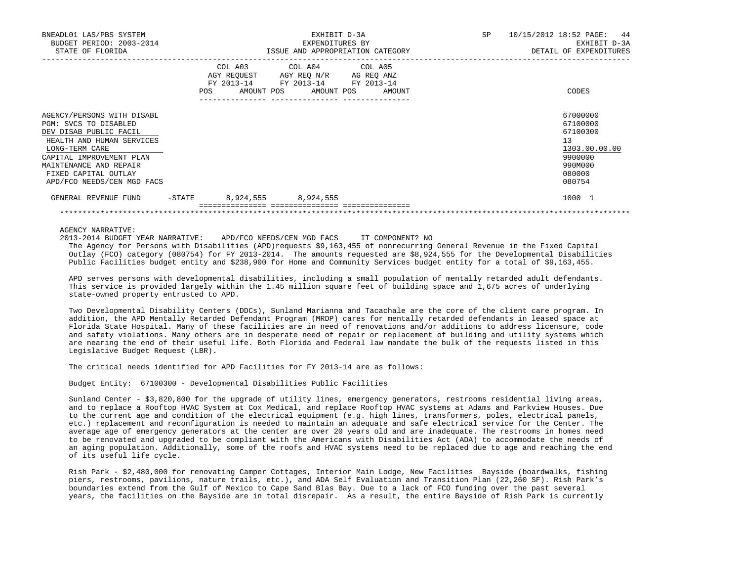BNEADL01 LAS/PBS SYSTEM — EXHIBIT D-3A — EXPENDITURES BY ISSUE AND APPROPRIATION CATEGORY — DETAIL OF EXPENDITURES
BUDGET PERIOD: 2003-2014
STATE OF FLORIDA
SP 10/15/2012 18:52

| | | COL A03 AGY REQUEST FY 2013-14 POS AMOUNT | COL A04 AGY REQ N/R FY 2013-14 POS AMOUNT | COL A05 AG REQ ANZ FY 2013-14 POS AMOUNT | CODES |
|---|---|---|---|---|---|
| AGENCY/PERSONS WITH DISABL | | | | | 67000000 |
| PGM: SVCS TO DISABLED | | | | | 67100000 |
| DEV DISAB PUBLIC FACIL | | | | | 67100300 |
| HEALTH AND HUMAN SERVICES | | | | | 13 |
| LONG-TERM CARE | | | | | 1303.00.00.00 |
| CAPITAL IMPROVEMENT PLAN | | | | | 9900000 |
| MAINTENANCE AND REPAIR | | | | | 990M000 |
| FIXED CAPITAL OUTLAY | | | | | 080000 |
| APD/FCO NEEDS/CEN MGD FACS | | | | | 080754 |
| GENERAL REVENUE FUND | -STATE | 8,924,555 | 8,924,555 | | 1000 1 |

AGENCY NARRATIVE:

2013-2014 BUDGET YEAR NARRATIVE: APD/FCO NEEDS/CEN MGD FACS IT COMPONENT? NO

The Agency for Persons with Disabilities (APD)requests $9,163,455 of nonrecurring General Revenue in the Fixed Capital Outlay (FCO) category (080754) for FY 2013-2014. The amounts requested are $8,924,555 for the Developmental Disabilities Public Facilities budget entity and $238,900 for Home and Community Services budget entity for a total of $9,163,455.

APD serves persons with developmental disabilities, including a small population of mentally retarded adult defendants. This service is provided largely within the 1.45 million square feet of building space and 1,675 acres of underlying state-owned property entrusted to APD.

Two Developmental Disability Centers (DDCs), Sunland Marianna and Tacachale are the core of the client care program. In addition, the APD Mentally Retarded Defendant Program (MRDP) cares for mentally retarded defendants in leased space at Florida State Hospital. Many of these facilities are in need of renovations and/or additions to address licensure, code and safety violations. Many others are in desperate need of repair or replacement of building and utility systems which are nearing the end of their useful life. Both Florida and Federal law mandate the bulk of the requests listed in this Legislative Budget Request (LBR).

The critical needs identified for APD Facilities for FY 2013-14 are as follows:

Budget Entity: 67100300 - Developmental Disabilities Public Facilities

Sunland Center - $3,820,800 for the upgrade of utility lines, emergency generators, restrooms residential living areas, and to replace a Rooftop HVAC System at Cox Medical, and replace Rooftop HVAC systems at Adams and Parkview Houses. Due to the current age and condition of the electrical equipment (e.g. high lines, transformers, poles, electrical panels, etc.) replacement and reconfiguration is needed to maintain an adequate and safe electrical service for the Center. The average age of emergency generators at the center are over 20 years old and are inadequate. The restrooms in homes need to be renovated and upgraded to be compliant with the Americans with Disabilities Act (ADA) to accommodate the needs of an aging population. Additionally, some of the roofs and HVAC systems need to be replaced due to age and reaching the end of its useful life cycle.

Rish Park - $2,480,000 for renovating Camper Cottages, Interior Main Lodge, New Facilities Bayside (boardwalks, fishing piers, restrooms, pavilions, nature trails, etc.), and ADA Self Evaluation and Transition Plan (22,260 SF). Rish Park's boundaries extend from the Gulf of Mexico to Cape Sand Blas Bay. Due to a lack of FCO funding over the past several years, the facilities on the Bayside are in total disrepair. As a result, the entire Bayside of Rish Park is currently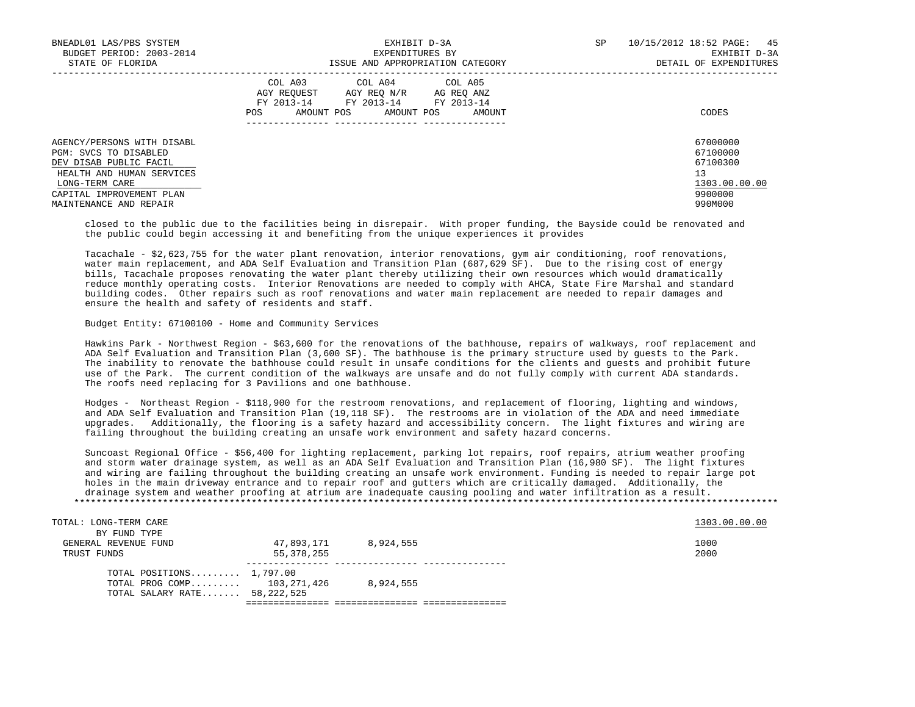| | COL A03 AGY REQUEST FY 2013-14 | | COL A04 AGY REQ N/R FY 2013-14 | | COL A05 AG REQ ANZ FY 2013-14 | | |
|---|---|---|---|---|---|---|---|
| | POS | AMOUNT | POS | AMOUNT | POS | AMOUNT | CODES |

AGENCY/PERSONS WITH DISABL — 67000000
PGM: SVCS TO DISABLED — 67100000
DEV DISAB PUBLIC FACIL — 67100300
HEALTH AND HUMAN SERVICES — 13
LONG-TERM CARE — 1303.00.00.00
CAPITAL IMPROVEMENT PLAN — 9900000
MAINTENANCE AND REPAIR — 990M000

closed to the public due to the facilities being in disrepair. With proper funding, the Bayside could be renovated and the public could begin accessing it and benefiting from the unique experiences it provides

Tacachale - $2,623,755 for the water plant renovation, interior renovations, gym air conditioning, roof renovations, water main replacement, and ADA Self Evaluation and Transition Plan (687,629 SF). Due to the rising cost of energy bills, Tacachale proposes renovating the water plant thereby utilizing their own resources which would dramatically reduce monthly operating costs. Interior Renovations are needed to comply with AHCA, State Fire Marshal and standard building codes. Other repairs such as roof renovations and water main replacement are needed to repair damages and ensure the health and safety of residents and staff.

Budget Entity: 67100100 - Home and Community Services

Hawkins Park - Northwest Region - $63,600 for the renovations of the bathhouse, repairs of walkways, roof replacement and ADA Self Evaluation and Transition Plan (3,600 SF). The bathhouse is the primary structure used by guests to the Park. The inability to renovate the bathhouse could result in unsafe conditions for the clients and guests and prohibit future use of the Park. The current condition of the walkways are unsafe and do not fully comply with current ADA standards. The roofs need replacing for 3 Pavilions and one bathhouse.

Hodges - Northeast Region - $118,900 for the restroom renovations, and replacement of flooring, lighting and windows, and ADA Self Evaluation and Transition Plan (19,118 SF). The restrooms are in violation of the ADA and need immediate upgrades. Additionally, the flooring is a safety hazard and accessibility concern. The light fixtures and wiring are failing throughout the building creating an unsafe work environment and safety hazard concerns.

Suncoast Regional Office - $56,400 for lighting replacement, parking lot repairs, roof repairs, atrium weather proofing and storm water drainage system, as well as an ADA Self Evaluation and Transition Plan (16,980 SF). The light fixtures and wiring are failing throughout the building creating an unsafe work environment. Funding is needed to repair large pot holes in the main driveway entrance and to repair roof and gutters which are critically damaged. Additionally, the drainage system and weather proofing at atrium are inadequate causing pooling and water infiltration as a result.

***************************************************************************************************************************

| TOTAL: LONG-TERM CARE | COL A03 | COL A04 | COL A05 | 1303.00.00.00 |
|---|---|---|---|---|
| BY FUND TYPE | | | | |
| GENERAL REVENUE FUND | 47,893,171 | 8,924,555 | | 1000 |
| TRUST FUNDS | 55,378,255 | | | 2000 |
| TOTAL POSITIONS......... | 1,797.00 | | | |
| TOTAL PROG COMP......... | 103,271,426 | 8,924,555 | | |
| TOTAL SALARY RATE....... | 58,222,525 | | | |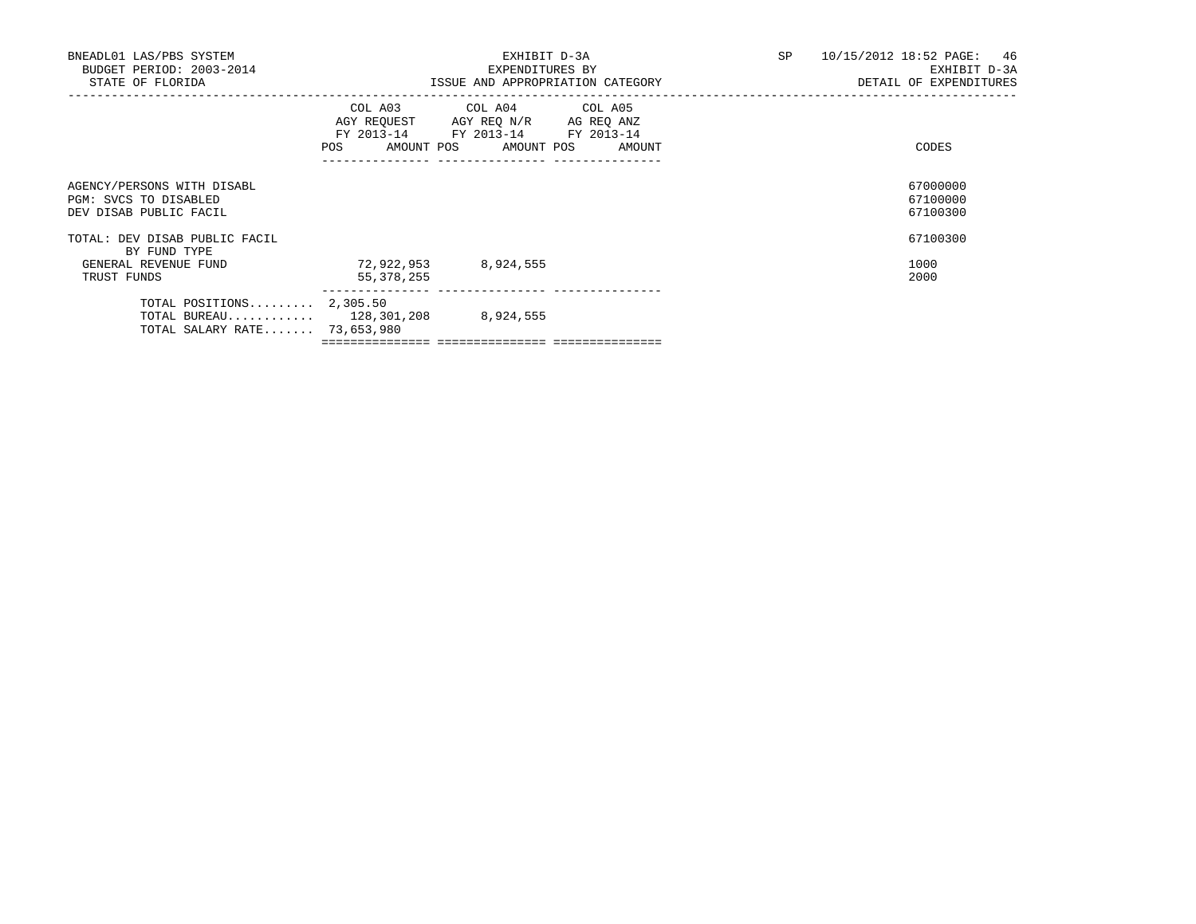BNEADL01 LAS/PBS SYSTEM
BUDGET PERIOD: 2003-2014
STATE OF FLORIDA

EXHIBIT D-3A
EXPENDITURES BY
ISSUE AND APPROPRIATION CATEGORY

SP 10/15/2012 18:52
EXHIBIT D-3A
DETAIL OF EXPENDITURES

| | COL A03 AGY REQUEST FY 2013-14 POS AMOUNT | COL A04 AGY REQ N/R FY 2013-14 POS AMOUNT | COL A05 AG REQ ANZ FY 2013-14 POS AMOUNT | CODES |
|---|---|---|---|---|
| AGENCY/PERSONS WITH DISABL | | | | 67000000 |
| PGM: SVCS TO DISABLED | | | | 67100000 |
| DEV DISAB PUBLIC FACIL | | | | 67100300 |
| TOTAL: DEV DISAB PUBLIC FACIL | | | | 67100300 |
| BY FUND TYPE | | | | |
| GENERAL REVENUE FUND | 72,922,953 | 8,924,555 | | 1000 |
| TRUST FUNDS | 55,378,255 | | | 2000 |
| TOTAL POSITIONS......... | 2,305.50 | | | |
| TOTAL BUREAU............ | 128,301,208 | 8,924,555 | | |
| TOTAL SALARY RATE....... | 73,653,980 | | | |